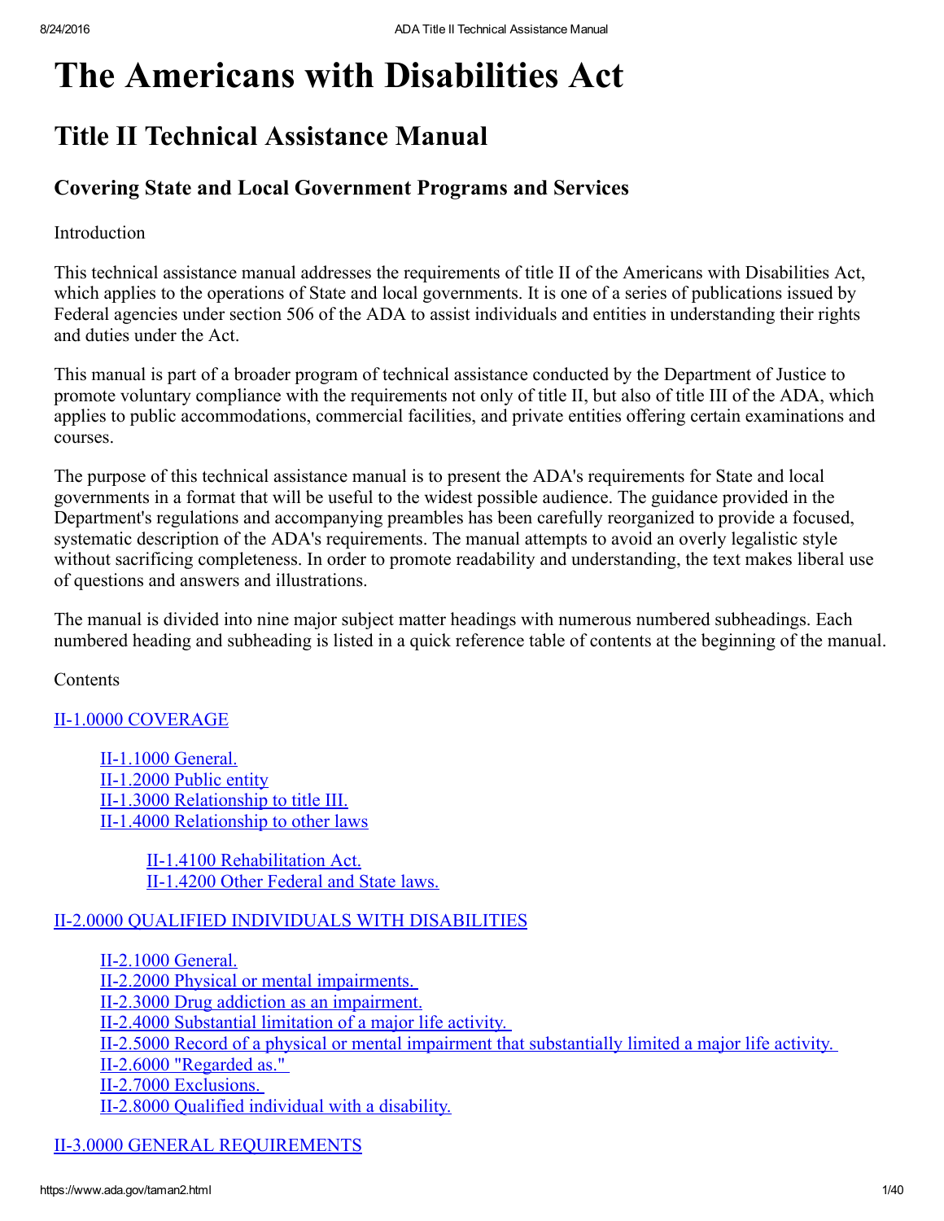# The Americans with Disabilities Act

## Title II Technical Assistance Manual

### Covering State and Local Government Programs and Services

Introduction

This technical assistance manual addresses the requirements of title II of the Americans with Disabilities Act, which applies to the operations of State and local governments. It is one of a series of publications issued by Federal agencies under section 506 of the ADA to assist individuals and entities in understanding their rights and duties under the Act.

This manual is part of a broader program of technical assistance conducted by the Department of Justice to promote voluntary compliance with the requirements not only of title II, but also of title III of the ADA, which applies to public accommodations, commercial facilities, and private entities offering certain examinations and courses.

The purpose of this technical assistance manual is to present the ADA's requirements for State and local governments in a format that will be useful to the widest possible audience. The guidance provided in the Department's regulations and accompanying preambles has been carefully reorganized to provide a focused, systematic description of the ADA's requirements. The manual attempts to avoid an overly legalistic style without sacrificing completeness. In order to promote readability and understanding, the text makes liberal use of questions and answers and illustrations.

The manual is divided into nine major subject matter headings with numerous numbered subheadings. Each numbered heading and subheading is listed in a quick reference table of contents at the beginning of the manual.

Contents

II-1.0000 COVERAGE

- II-1.1000 General.
- II-1.2000 Public entity
- II-1.3000 Relationship to title III.
- II-1.4000 Relationship to other laws
  - II-1.4100 Rehabilitation Act.
  - II-1.4200 Other Federal and State laws.

II-2.0000 QUALIFIED INDIVIDUALS WITH DISABILITIES

- II-2.1000 General.
- II-2.2000 Physical or mental impairments.
- II-2.3000 Drug addiction as an impairment.
- II-2.4000 Substantial limitation of a major life activity.
- II-2.5000 Record of a physical or mental impairment that substantially limited a major life activity.
- II-2.6000 "Regarded as."
- II-2.7000 Exclusions.
- II-2.8000 Qualified individual with a disability.

II-3.0000 GENERAL REQUIREMENTS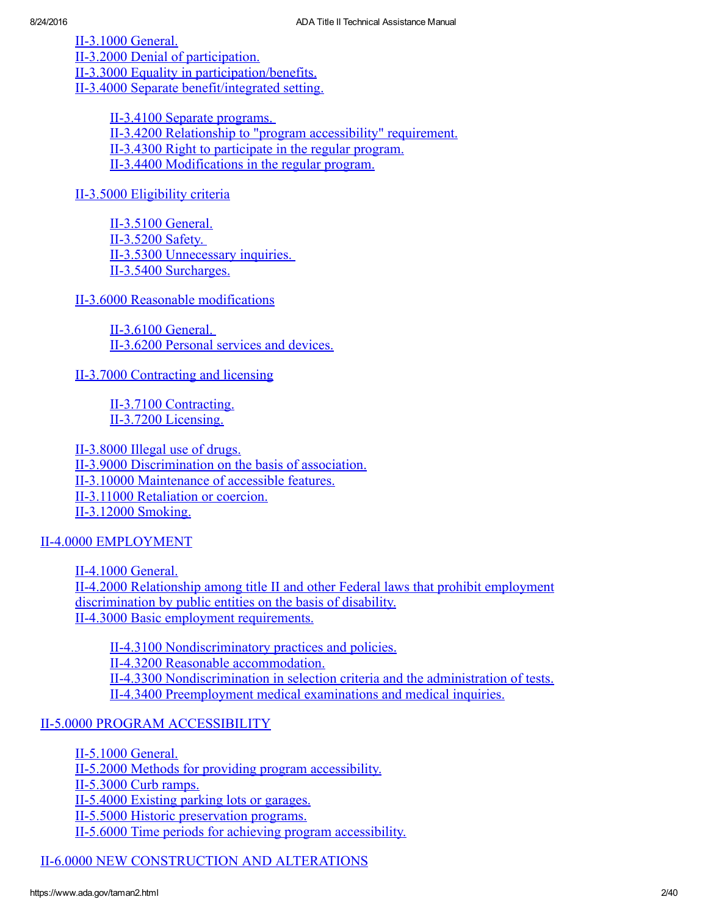- II-3.1000 General.
- II-3.2000 Denial of participation.
- II-3.3000 Equality in participation/benefits.
- II-3.4000 Separate benefit/integrated setting.
  - II-3.4100 Separate programs.
  - II-3.4200 Relationship to "program accessibility" requirement.
  - II-3.4300 Right to participate in the regular program.
  - II-3.4400 Modifications in the regular program.
- II-3.5000 Eligibility criteria
  - II-3.5100 General.
  - II-3.5200 Safety.
  - II-3.5300 Unnecessary inquiries.
  - II-3.5400 Surcharges.
- II-3.6000 Reasonable modifications
  - II-3.6100 General.
  - II-3.6200 Personal services and devices.
- II-3.7000 Contracting and licensing
  - II-3.7100 Contracting.
  - II-3.7200 Licensing.
- II-3.8000 Illegal use of drugs.
- II-3.9000 Discrimination on the basis of association.
- II-3.10000 Maintenance of accessible features.
- II-3.11000 Retaliation or coercion.
- II-3.12000 Smoking.

II-4.0000 EMPLOYMENT

- II-4.1000 General.
- II-4.2000 Relationship among title II and other Federal laws that prohibit employment discrimination by public entities on the basis of disability.
- II-4.3000 Basic employment requirements.
  - II-4.3100 Nondiscriminatory practices and policies.
  - II-4.3200 Reasonable accommodation.
  - II-4.3300 Nondiscrimination in selection criteria and the administration of tests.
  - II-4.3400 Preemployment medical examinations and medical inquiries.

II-5.0000 PROGRAM ACCESSIBILITY

- II-5.1000 General.
- II-5.2000 Methods for providing program accessibility.
- II-5.3000 Curb ramps.
- II-5.4000 Existing parking lots or garages.
- II-5.5000 Historic preservation programs.
- II-5.6000 Time periods for achieving program accessibility.

II-6.0000 NEW CONSTRUCTION AND ALTERATIONS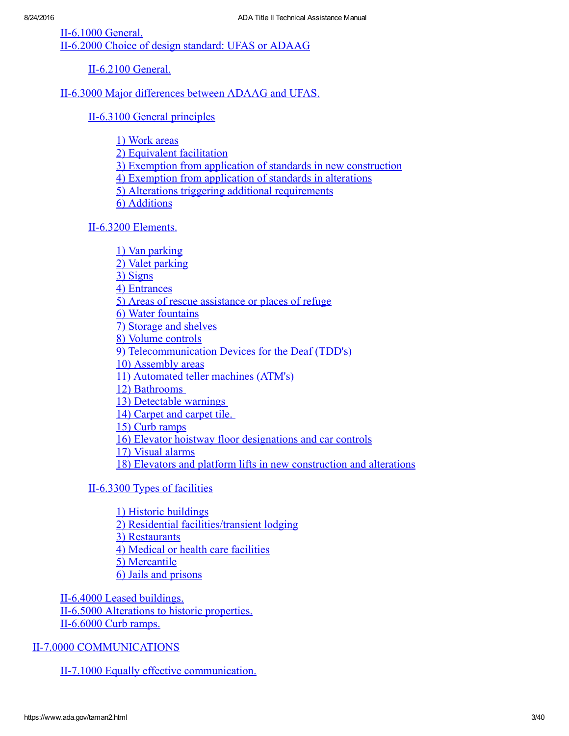- II-6.1000 General.
- II-6.2000 Choice of design standard: UFAS or ADAAG
  - II-6.2100 General.
- II-6.3000 Major differences between ADAAG and UFAS.
  - II-6.3100 General principles
    - 1) Work areas
    - 2) Equivalent facilitation
    - 3) Exemption from application of standards in new construction
    - 4) Exemption from application of standards in alterations
    - 5) Alterations triggering additional requirements
    - 6) Additions
  - II-6.3200 Elements.
    - 1) Van parking
    - 2) Valet parking
    - 3) Signs
    - 4) Entrances
    - 5) Areas of rescue assistance or places of refuge
    - 6) Water fountains
    - 7) Storage and shelves
    - 8) Volume controls
    - 9) Telecommunication Devices for the Deaf (TDD's)
    - 10) Assembly areas
    - 11) Automated teller machines (ATM's)
    - 12) Bathrooms
    - 13) Detectable warnings
    - 14) Carpet and carpet tile.
    - 15) Curb ramps
    - 16) Elevator hoistway floor designations and car controls
    - 17) Visual alarms
    - 18) Elevators and platform lifts in new construction and alterations
  - II-6.3300 Types of facilities
    - 1) Historic buildings
    - 2) Residential facilities/transient lodging
    - 3) Restaurants
    - 4) Medical or health care facilities
    - 5) Mercantile
    - 6) Jails and prisons
- II-6.4000 Leased buildings.
- II-6.5000 Alterations to historic properties.
- II-6.6000 Curb ramps.

II-7.0000 COMMUNICATIONS

- II-7.1000 Equally effective communication.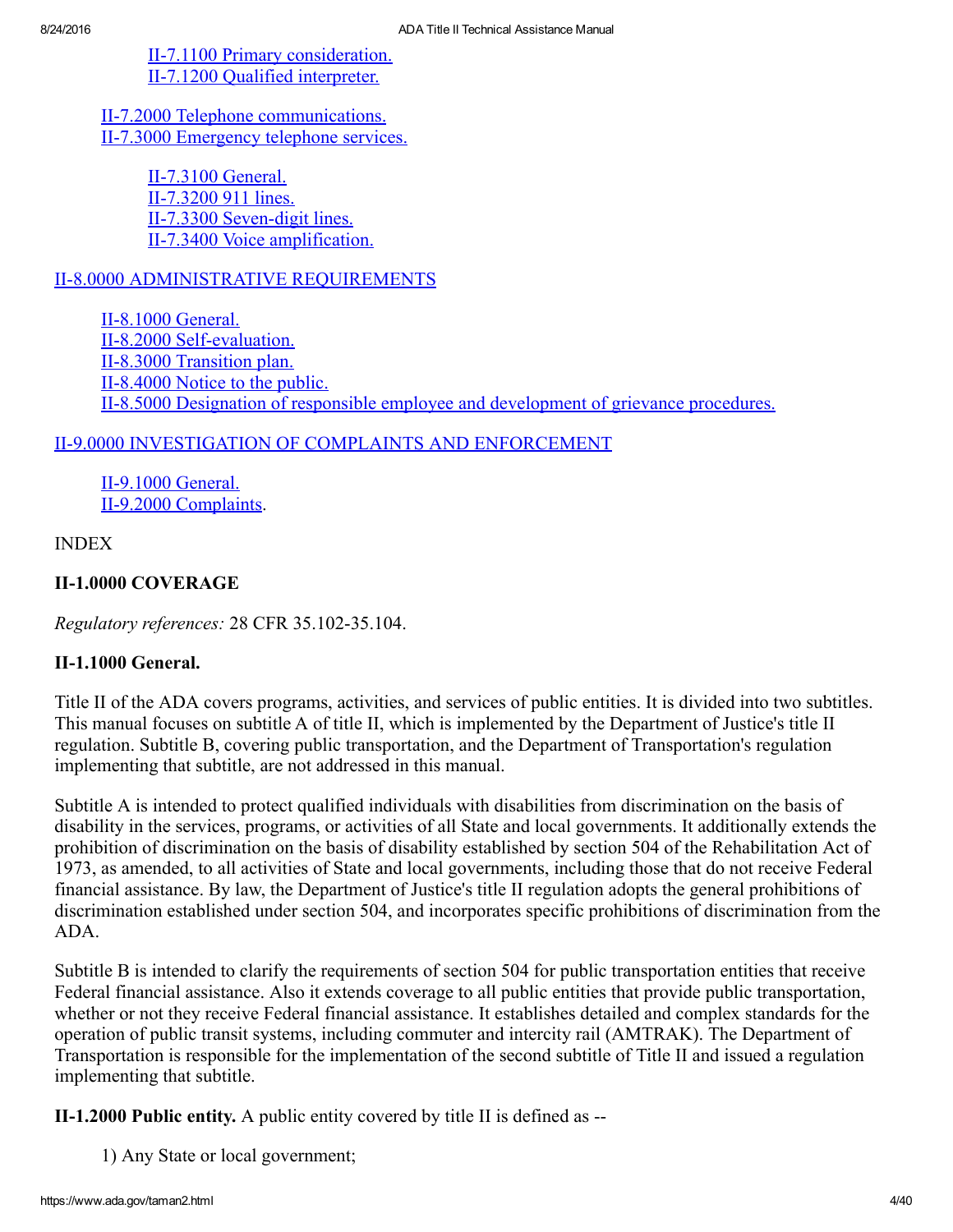- [II-7.1100 Primary consideration.](#)
- [II-7.1200 Qualified interpreter.](#)

[II-7.2000 Telephone communications.](#)
[II-7.3000 Emergency telephone services.](#)

- [II-7.3100 General.](#)
- [II-7.3200 911 lines.](#)
- [II-7.3300 Seven-digit lines.](#)
- [II-7.3400 Voice amplification.](#)

[II-8.0000 ADMINISTRATIVE REQUIREMENTS](#)

- [II-8.1000 General.](#)
- [II-8.2000 Self-evaluation.](#)
- [II-8.3000 Transition plan.](#)
- [II-8.4000 Notice to the public.](#)
- [II-8.5000 Designation of responsible employee and development of grievance procedures.](#)

[II-9.0000 INVESTIGATION OF COMPLAINTS AND ENFORCEMENT](#)

- [II-9.1000 General.](#)
- [II-9.2000 Complaints](#).

INDEX

## II-1.0000 COVERAGE

*Regulatory references:* 28 CFR 35.102-35.104.

### II-1.1000 General.

Title II of the ADA covers programs, activities, and services of public entities. It is divided into two subtitles. This manual focuses on subtitle A of title II, which is implemented by the Department of Justice's title II regulation. Subtitle B, covering public transportation, and the Department of Transportation's regulation implementing that subtitle, are not addressed in this manual.

Subtitle A is intended to protect qualified individuals with disabilities from discrimination on the basis of disability in the services, programs, or activities of all State and local governments. It additionally extends the prohibition of discrimination on the basis of disability established by section 504 of the Rehabilitation Act of 1973, as amended, to all activities of State and local governments, including those that do not receive Federal financial assistance. By law, the Department of Justice's title II regulation adopts the general prohibitions of discrimination established under section 504, and incorporates specific prohibitions of discrimination from the ADA.

Subtitle B is intended to clarify the requirements of section 504 for public transportation entities that receive Federal financial assistance. Also it extends coverage to all public entities that provide public transportation, whether or not they receive Federal financial assistance. It establishes detailed and complex standards for the operation of public transit systems, including commuter and intercity rail (AMTRAK). The Department of Transportation is responsible for the implementation of the second subtitle of Title II and issued a regulation implementing that subtitle.

**II-1.2000 Public entity.** A public entity covered by title II is defined as --

1) Any State or local government;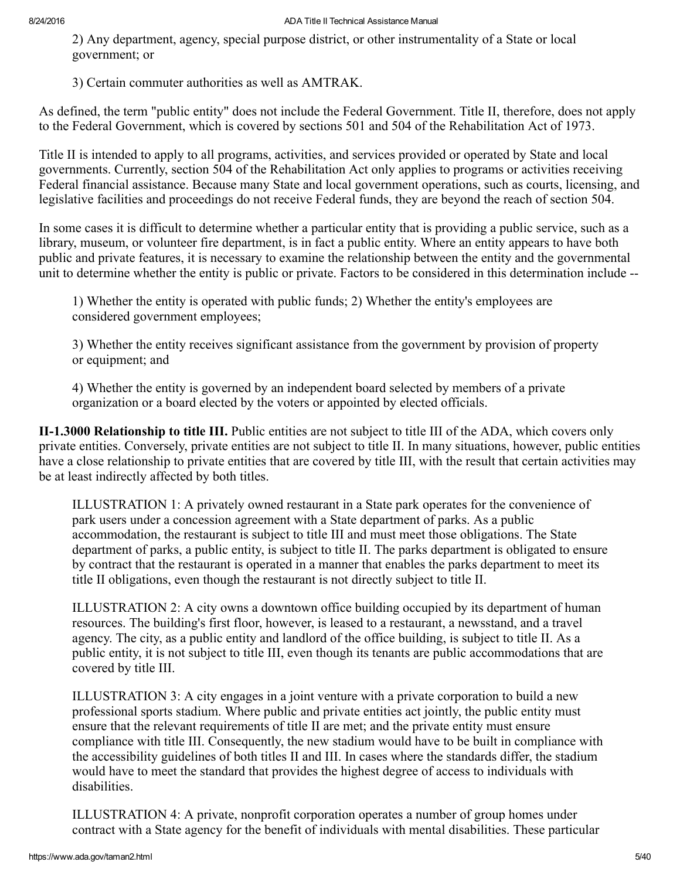2) Any department, agency, special purpose district, or other instrumentality of a State or local government; or

3) Certain commuter authorities as well as AMTRAK.

As defined, the term "public entity" does not include the Federal Government. Title II, therefore, does not apply to the Federal Government, which is covered by sections 501 and 504 of the Rehabilitation Act of 1973.

Title II is intended to apply to all programs, activities, and services provided or operated by State and local governments. Currently, section 504 of the Rehabilitation Act only applies to programs or activities receiving Federal financial assistance. Because many State and local government operations, such as courts, licensing, and legislative facilities and proceedings do not receive Federal funds, they are beyond the reach of section 504.

In some cases it is difficult to determine whether a particular entity that is providing a public service, such as a library, museum, or volunteer fire department, is in fact a public entity. Where an entity appears to have both public and private features, it is necessary to examine the relationship between the entity and the governmental unit to determine whether the entity is public or private. Factors to be considered in this determination include --

1) Whether the entity is operated with public funds; 2) Whether the entity's employees are considered government employees;

3) Whether the entity receives significant assistance from the government by provision of property or equipment; and

4) Whether the entity is governed by an independent board selected by members of a private organization or a board elected by the voters or appointed by elected officials.

**II-1.3000 Relationship to title III.** Public entities are not subject to title III of the ADA, which covers only private entities. Conversely, private entities are not subject to title II. In many situations, however, public entities have a close relationship to private entities that are covered by title III, with the result that certain activities may be at least indirectly affected by both titles.

ILLUSTRATION 1: A privately owned restaurant in a State park operates for the convenience of park users under a concession agreement with a State department of parks. As a public accommodation, the restaurant is subject to title III and must meet those obligations. The State department of parks, a public entity, is subject to title II. The parks department is obligated to ensure by contract that the restaurant is operated in a manner that enables the parks department to meet its title II obligations, even though the restaurant is not directly subject to title II.

ILLUSTRATION 2: A city owns a downtown office building occupied by its department of human resources. The building's first floor, however, is leased to a restaurant, a newsstand, and a travel agency. The city, as a public entity and landlord of the office building, is subject to title II. As a public entity, it is not subject to title III, even though its tenants are public accommodations that are covered by title III.

ILLUSTRATION 3: A city engages in a joint venture with a private corporation to build a new professional sports stadium. Where public and private entities act jointly, the public entity must ensure that the relevant requirements of title II are met; and the private entity must ensure compliance with title III. Consequently, the new stadium would have to be built in compliance with the accessibility guidelines of both titles II and III. In cases where the standards differ, the stadium would have to meet the standard that provides the highest degree of access to individuals with disabilities.

ILLUSTRATION 4: A private, nonprofit corporation operates a number of group homes under contract with a State agency for the benefit of individuals with mental disabilities. These particular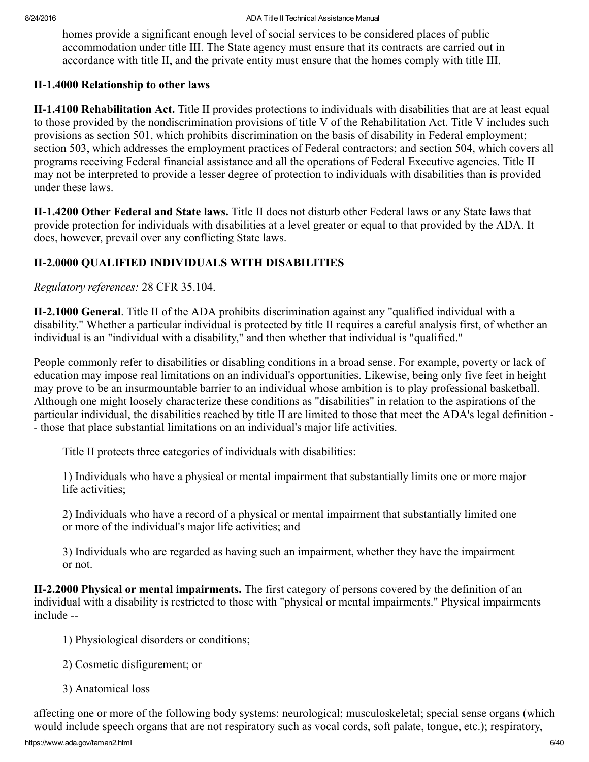homes provide a significant enough level of social services to be considered places of public accommodation under title III. The State agency must ensure that its contracts are carried out in accordance with title II, and the private entity must ensure that the homes comply with title III.

### II-1.4000 Relationship to other laws

**II-1.4100 Rehabilitation Act.** Title II provides protections to individuals with disabilities that are at least equal to those provided by the nondiscrimination provisions of title V of the Rehabilitation Act. Title V includes such provisions as section 501, which prohibits discrimination on the basis of disability in Federal employment; section 503, which addresses the employment practices of Federal contractors; and section 504, which covers all programs receiving Federal financial assistance and all the operations of Federal Executive agencies. Title II may not be interpreted to provide a lesser degree of protection to individuals with disabilities than is provided under these laws.

**II-1.4200 Other Federal and State laws.** Title II does not disturb other Federal laws or any State laws that provide protection for individuals with disabilities at a level greater or equal to that provided by the ADA. It does, however, prevail over any conflicting State laws.

## II-2.0000 QUALIFIED INDIVIDUALS WITH DISABILITIES

*Regulatory references:* 28 CFR 35.104.

**II-2.1000 General**. Title II of the ADA prohibits discrimination against any "qualified individual with a disability." Whether a particular individual is protected by title II requires a careful analysis first, of whether an individual is an "individual with a disability," and then whether that individual is "qualified."

People commonly refer to disabilities or disabling conditions in a broad sense. For example, poverty or lack of education may impose real limitations on an individual's opportunities. Likewise, being only five feet in height may prove to be an insurmountable barrier to an individual whose ambition is to play professional basketball. Although one might loosely characterize these conditions as "disabilities" in relation to the aspirations of the particular individual, the disabilities reached by title II are limited to those that meet the ADA's legal definition -- those that place substantial limitations on an individual's major life activities.

Title II protects three categories of individuals with disabilities:

1) Individuals who have a physical or mental impairment that substantially limits one or more major life activities;

2) Individuals who have a record of a physical or mental impairment that substantially limited one or more of the individual's major life activities; and

3) Individuals who are regarded as having such an impairment, whether they have the impairment or not.

**II-2.2000 Physical or mental impairments.** The first category of persons covered by the definition of an individual with a disability is restricted to those with "physical or mental impairments." Physical impairments include --

1) Physiological disorders or conditions;

2) Cosmetic disfigurement; or

3) Anatomical loss

affecting one or more of the following body systems: neurological; musculoskeletal; special sense organs (which would include speech organs that are not respiratory such as vocal cords, soft palate, tongue, etc.); respiratory,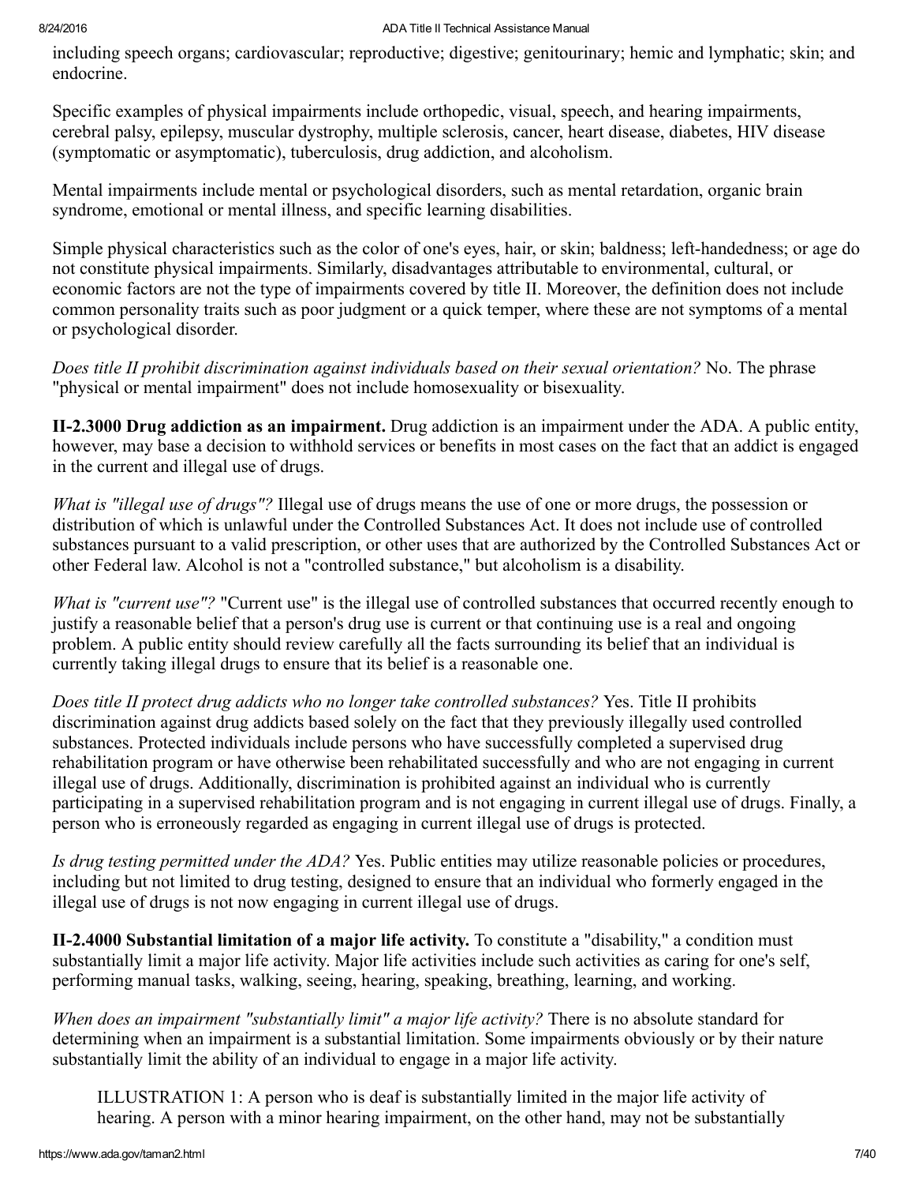including speech organs; cardiovascular; reproductive; digestive; genitourinary; hemic and lymphatic; skin; and endocrine.

Specific examples of physical impairments include orthopedic, visual, speech, and hearing impairments, cerebral palsy, epilepsy, muscular dystrophy, multiple sclerosis, cancer, heart disease, diabetes, HIV disease (symptomatic or asymptomatic), tuberculosis, drug addiction, and alcoholism.

Mental impairments include mental or psychological disorders, such as mental retardation, organic brain syndrome, emotional or mental illness, and specific learning disabilities.

Simple physical characteristics such as the color of one's eyes, hair, or skin; baldness; left-handedness; or age do not constitute physical impairments. Similarly, disadvantages attributable to environmental, cultural, or economic factors are not the type of impairments covered by title II. Moreover, the definition does not include common personality traits such as poor judgment or a quick temper, where these are not symptoms of a mental or psychological disorder.

*Does title II prohibit discrimination against individuals based on their sexual orientation?* No. The phrase "physical or mental impairment" does not include homosexuality or bisexuality.

**II-2.3000 Drug addiction as an impairment.** Drug addiction is an impairment under the ADA. A public entity, however, may base a decision to withhold services or benefits in most cases on the fact that an addict is engaged in the current and illegal use of drugs.

*What is "illegal use of drugs"?* Illegal use of drugs means the use of one or more drugs, the possession or distribution of which is unlawful under the Controlled Substances Act. It does not include use of controlled substances pursuant to a valid prescription, or other uses that are authorized by the Controlled Substances Act or other Federal law. Alcohol is not a "controlled substance," but alcoholism is a disability.

*What is "current use"?* "Current use" is the illegal use of controlled substances that occurred recently enough to justify a reasonable belief that a person's drug use is current or that continuing use is a real and ongoing problem. A public entity should review carefully all the facts surrounding its belief that an individual is currently taking illegal drugs to ensure that its belief is a reasonable one.

*Does title II protect drug addicts who no longer take controlled substances?* Yes. Title II prohibits discrimination against drug addicts based solely on the fact that they previously illegally used controlled substances. Protected individuals include persons who have successfully completed a supervised drug rehabilitation program or have otherwise been rehabilitated successfully and who are not engaging in current illegal use of drugs. Additionally, discrimination is prohibited against an individual who is currently participating in a supervised rehabilitation program and is not engaging in current illegal use of drugs. Finally, a person who is erroneously regarded as engaging in current illegal use of drugs is protected.

*Is drug testing permitted under the ADA?* Yes. Public entities may utilize reasonable policies or procedures, including but not limited to drug testing, designed to ensure that an individual who formerly engaged in the illegal use of drugs is not now engaging in current illegal use of drugs.

**II-2.4000 Substantial limitation of a major life activity.** To constitute a "disability," a condition must substantially limit a major life activity. Major life activities include such activities as caring for one's self, performing manual tasks, walking, seeing, hearing, speaking, breathing, learning, and working.

*When does an impairment "substantially limit" a major life activity?* There is no absolute standard for determining when an impairment is a substantial limitation. Some impairments obviously or by their nature substantially limit the ability of an individual to engage in a major life activity.

> ILLUSTRATION 1: A person who is deaf is substantially limited in the major life activity of hearing. A person with a minor hearing impairment, on the other hand, may not be substantially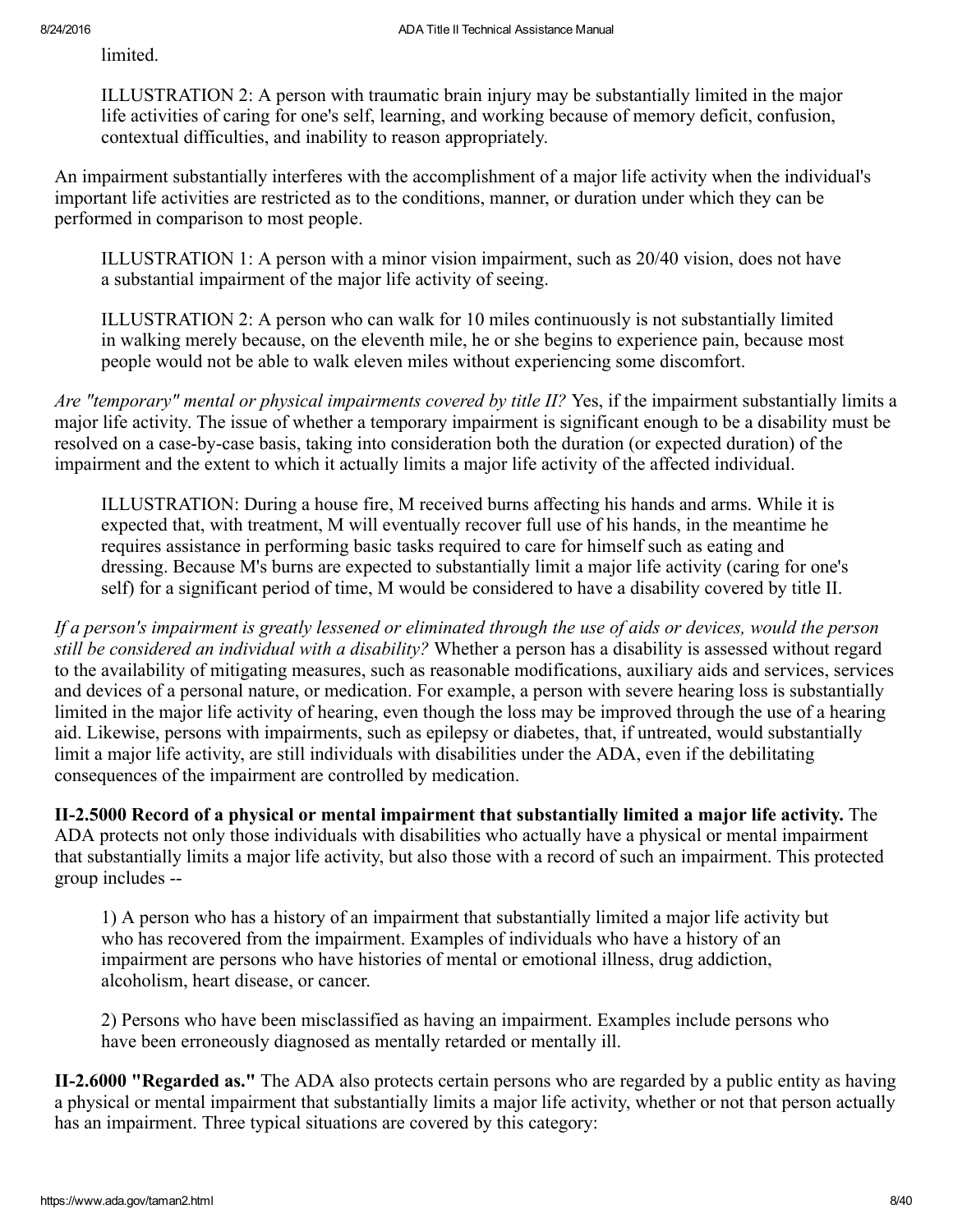limited.

ILLUSTRATION 2: A person with traumatic brain injury may be substantially limited in the major life activities of caring for one's self, learning, and working because of memory deficit, confusion, contextual difficulties, and inability to reason appropriately.

An impairment substantially interferes with the accomplishment of a major life activity when the individual's important life activities are restricted as to the conditions, manner, or duration under which they can be performed in comparison to most people.

ILLUSTRATION 1: A person with a minor vision impairment, such as 20/40 vision, does not have a substantial impairment of the major life activity of seeing.

ILLUSTRATION 2: A person who can walk for 10 miles continuously is not substantially limited in walking merely because, on the eleventh mile, he or she begins to experience pain, because most people would not be able to walk eleven miles without experiencing some discomfort.

*Are "temporary" mental or physical impairments covered by title II?* Yes, if the impairment substantially limits a major life activity. The issue of whether a temporary impairment is significant enough to be a disability must be resolved on a case-by-case basis, taking into consideration both the duration (or expected duration) of the impairment and the extent to which it actually limits a major life activity of the affected individual.

ILLUSTRATION: During a house fire, M received burns affecting his hands and arms. While it is expected that, with treatment, M will eventually recover full use of his hands, in the meantime he requires assistance in performing basic tasks required to care for himself such as eating and dressing. Because M's burns are expected to substantially limit a major life activity (caring for one's self) for a significant period of time, M would be considered to have a disability covered by title II.

*If a person's impairment is greatly lessened or eliminated through the use of aids or devices, would the person still be considered an individual with a disability?* Whether a person has a disability is assessed without regard to the availability of mitigating measures, such as reasonable modifications, auxiliary aids and services, services and devices of a personal nature, or medication. For example, a person with severe hearing loss is substantially limited in the major life activity of hearing, even though the loss may be improved through the use of a hearing aid. Likewise, persons with impairments, such as epilepsy or diabetes, that, if untreated, would substantially limit a major life activity, are still individuals with disabilities under the ADA, even if the debilitating consequences of the impairment are controlled by medication.

**II-2.5000 Record of a physical or mental impairment that substantially limited a major life activity.** The ADA protects not only those individuals with disabilities who actually have a physical or mental impairment that substantially limits a major life activity, but also those with a record of such an impairment. This protected group includes --

1) A person who has a history of an impairment that substantially limited a major life activity but who has recovered from the impairment. Examples of individuals who have a history of an impairment are persons who have histories of mental or emotional illness, drug addiction, alcoholism, heart disease, or cancer.

2) Persons who have been misclassified as having an impairment. Examples include persons who have been erroneously diagnosed as mentally retarded or mentally ill.

**II-2.6000 "Regarded as."** The ADA also protects certain persons who are regarded by a public entity as having a physical or mental impairment that substantially limits a major life activity, whether or not that person actually has an impairment. Three typical situations are covered by this category: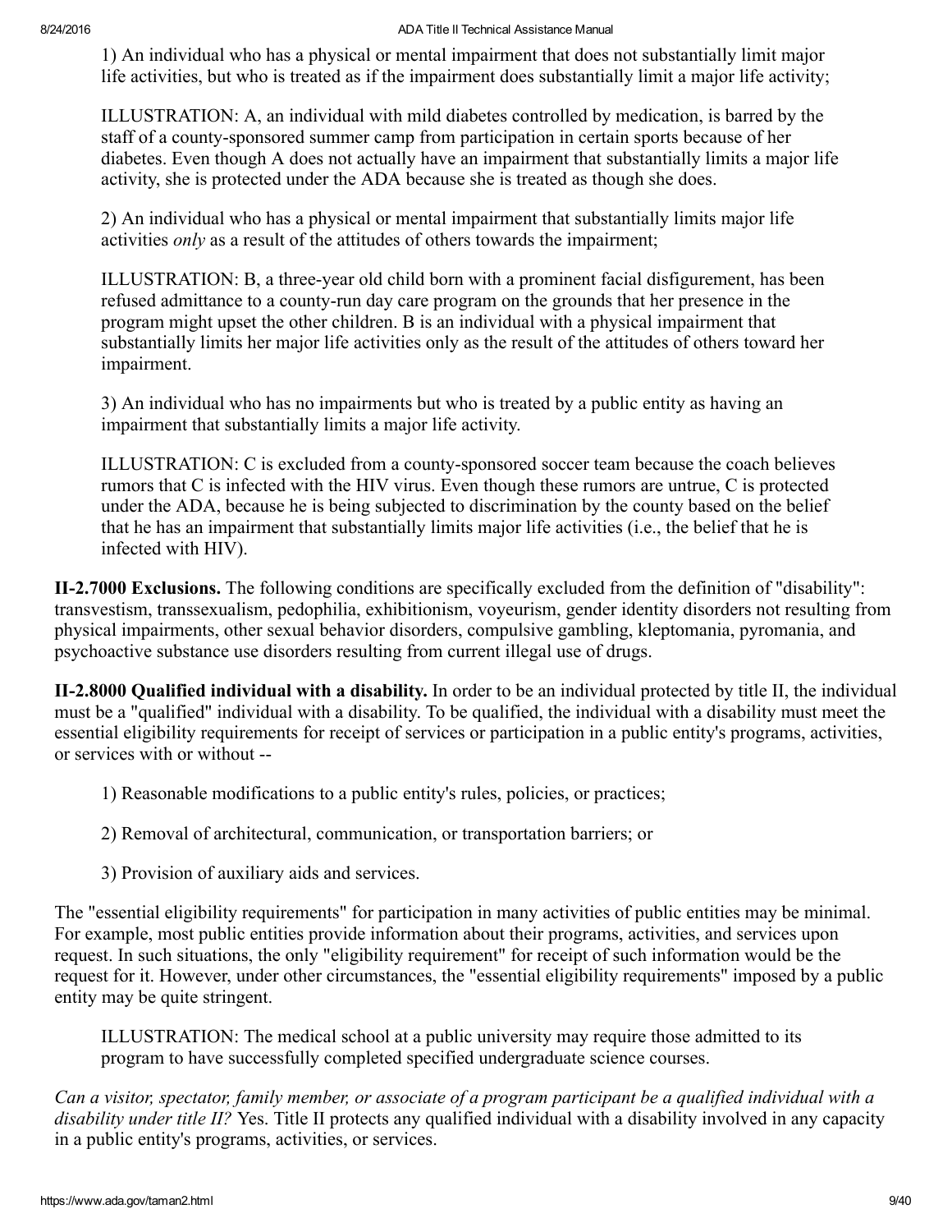1) An individual who has a physical or mental impairment that does not substantially limit major life activities, but who is treated as if the impairment does substantially limit a major life activity;

ILLUSTRATION: A, an individual with mild diabetes controlled by medication, is barred by the staff of a county-sponsored summer camp from participation in certain sports because of her diabetes. Even though A does not actually have an impairment that substantially limits a major life activity, she is protected under the ADA because she is treated as though she does.

2) An individual who has a physical or mental impairment that substantially limits major life activities *only* as a result of the attitudes of others towards the impairment;

ILLUSTRATION: B, a three-year old child born with a prominent facial disfigurement, has been refused admittance to a county-run day care program on the grounds that her presence in the program might upset the other children. B is an individual with a physical impairment that substantially limits her major life activities only as the result of the attitudes of others toward her impairment.

3) An individual who has no impairments but who is treated by a public entity as having an impairment that substantially limits a major life activity.

ILLUSTRATION: C is excluded from a county-sponsored soccer team because the coach believes rumors that C is infected with the HIV virus. Even though these rumors are untrue, C is protected under the ADA, because he is being subjected to discrimination by the county based on the belief that he has an impairment that substantially limits major life activities (i.e., the belief that he is infected with HIV).

**II-2.7000 Exclusions.** The following conditions are specifically excluded from the definition of "disability": transvestism, transsexualism, pedophilia, exhibitionism, voyeurism, gender identity disorders not resulting from physical impairments, other sexual behavior disorders, compulsive gambling, kleptomania, pyromania, and psychoactive substance use disorders resulting from current illegal use of drugs.

**II-2.8000 Qualified individual with a disability.** In order to be an individual protected by title II, the individual must be a "qualified" individual with a disability. To be qualified, the individual with a disability must meet the essential eligibility requirements for receipt of services or participation in a public entity's programs, activities, or services with or without --

1) Reasonable modifications to a public entity's rules, policies, or practices;

2) Removal of architectural, communication, or transportation barriers; or

3) Provision of auxiliary aids and services.

The "essential eligibility requirements" for participation in many activities of public entities may be minimal. For example, most public entities provide information about their programs, activities, and services upon request. In such situations, the only "eligibility requirement" for receipt of such information would be the request for it. However, under other circumstances, the "essential eligibility requirements" imposed by a public entity may be quite stringent.

ILLUSTRATION: The medical school at a public university may require those admitted to its program to have successfully completed specified undergraduate science courses.

*Can a visitor, spectator, family member, or associate of a program participant be a qualified individual with a disability under title II?* Yes. Title II protects any qualified individual with a disability involved in any capacity in a public entity's programs, activities, or services.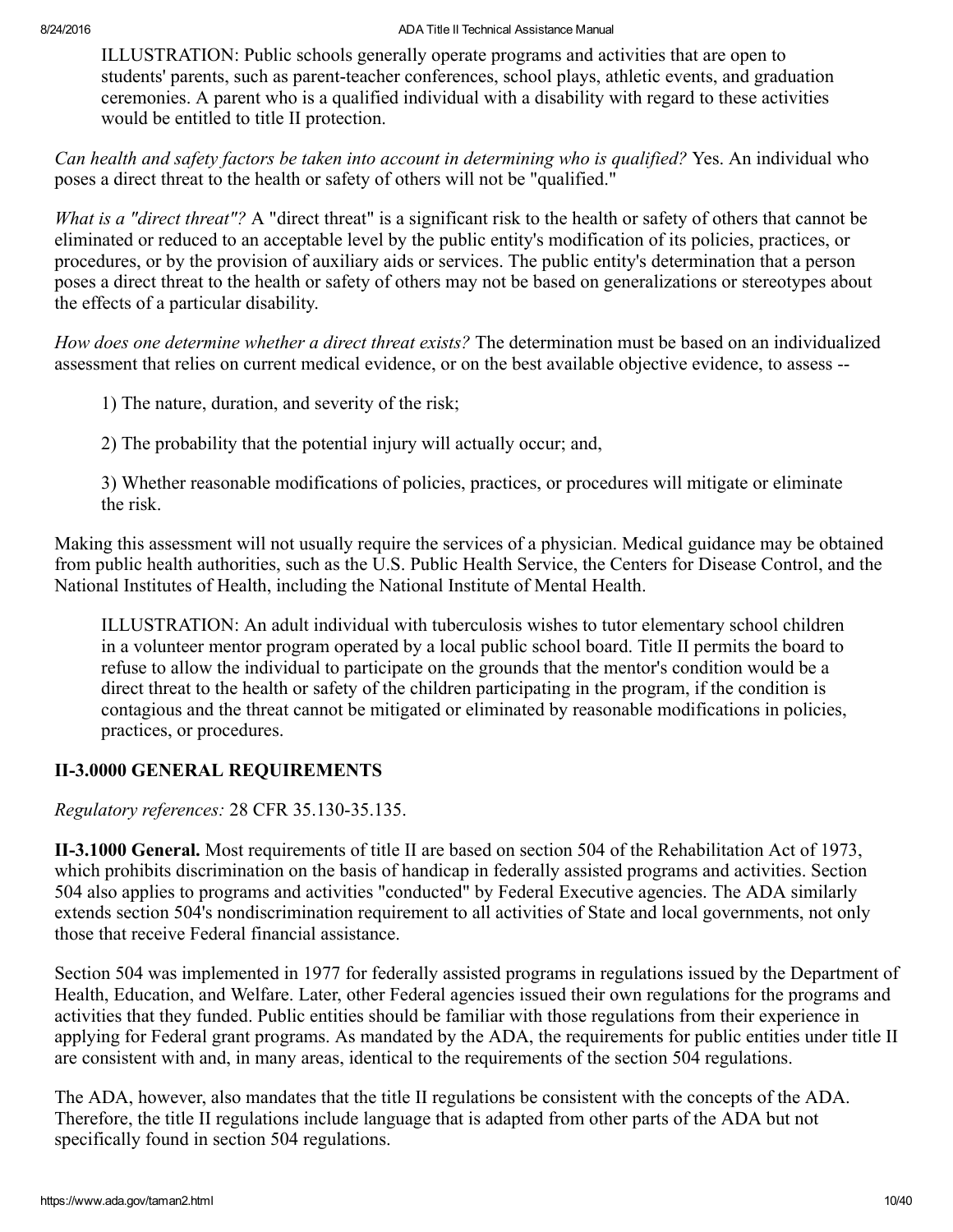ILLUSTRATION: Public schools generally operate programs and activities that are open to students' parents, such as parent-teacher conferences, school plays, athletic events, and graduation ceremonies. A parent who is a qualified individual with a disability with regard to these activities would be entitled to title II protection.

*Can health and safety factors be taken into account in determining who is qualified?* Yes. An individual who poses a direct threat to the health or safety of others will not be "qualified."

*What is a "direct threat"?* A "direct threat" is a significant risk to the health or safety of others that cannot be eliminated or reduced to an acceptable level by the public entity's modification of its policies, practices, or procedures, or by the provision of auxiliary aids or services. The public entity's determination that a person poses a direct threat to the health or safety of others may not be based on generalizations or stereotypes about the effects of a particular disability.

*How does one determine whether a direct threat exists?* The determination must be based on an individualized assessment that relies on current medical evidence, or on the best available objective evidence, to assess --

1) The nature, duration, and severity of the risk;

2) The probability that the potential injury will actually occur; and,

3) Whether reasonable modifications of policies, practices, or procedures will mitigate or eliminate the risk.

Making this assessment will not usually require the services of a physician. Medical guidance may be obtained from public health authorities, such as the U.S. Public Health Service, the Centers for Disease Control, and the National Institutes of Health, including the National Institute of Mental Health.

ILLUSTRATION: An adult individual with tuberculosis wishes to tutor elementary school children in a volunteer mentor program operated by a local public school board. Title II permits the board to refuse to allow the individual to participate on the grounds that the mentor's condition would be a direct threat to the health or safety of the children participating in the program, if the condition is contagious and the threat cannot be mitigated or eliminated by reasonable modifications in policies, practices, or procedures.

## II-3.0000 GENERAL REQUIREMENTS

*Regulatory references:* 28 CFR 35.130-35.135.

**II-3.1000 General.** Most requirements of title II are based on section 504 of the Rehabilitation Act of 1973, which prohibits discrimination on the basis of handicap in federally assisted programs and activities. Section 504 also applies to programs and activities "conducted" by Federal Executive agencies. The ADA similarly extends section 504's nondiscrimination requirement to all activities of State and local governments, not only those that receive Federal financial assistance.

Section 504 was implemented in 1977 for federally assisted programs in regulations issued by the Department of Health, Education, and Welfare. Later, other Federal agencies issued their own regulations for the programs and activities that they funded. Public entities should be familiar with those regulations from their experience in applying for Federal grant programs. As mandated by the ADA, the requirements for public entities under title II are consistent with and, in many areas, identical to the requirements of the section 504 regulations.

The ADA, however, also mandates that the title II regulations be consistent with the concepts of the ADA. Therefore, the title II regulations include language that is adapted from other parts of the ADA but not specifically found in section 504 regulations.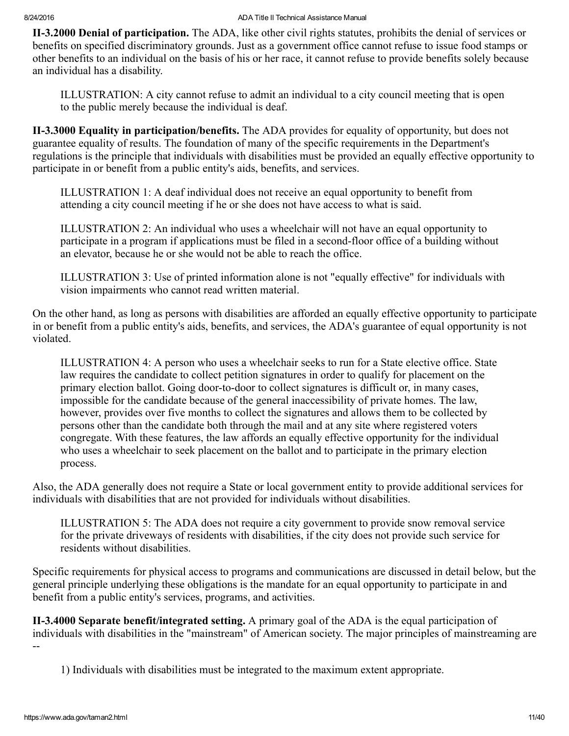**II-3.2000 Denial of participation.** The ADA, like other civil rights statutes, prohibits the denial of services or benefits on specified discriminatory grounds. Just as a government office cannot refuse to issue food stamps or other benefits to an individual on the basis of his or her race, it cannot refuse to provide benefits solely because an individual has a disability.

> ILLUSTRATION: A city cannot refuse to admit an individual to a city council meeting that is open to the public merely because the individual is deaf.

**II-3.3000 Equality in participation/benefits.** The ADA provides for equality of opportunity, but does not guarantee equality of results. The foundation of many of the specific requirements in the Department's regulations is the principle that individuals with disabilities must be provided an equally effective opportunity to participate in or benefit from a public entity's aids, benefits, and services.

> ILLUSTRATION 1: A deaf individual does not receive an equal opportunity to benefit from attending a city council meeting if he or she does not have access to what is said.

> ILLUSTRATION 2: An individual who uses a wheelchair will not have an equal opportunity to participate in a program if applications must be filed in a second-floor office of a building without an elevator, because he or she would not be able to reach the office.

> ILLUSTRATION 3: Use of printed information alone is not "equally effective" for individuals with vision impairments who cannot read written material.

On the other hand, as long as persons with disabilities are afforded an equally effective opportunity to participate in or benefit from a public entity's aids, benefits, and services, the ADA's guarantee of equal opportunity is not violated.

> ILLUSTRATION 4: A person who uses a wheelchair seeks to run for a State elective office. State law requires the candidate to collect petition signatures in order to qualify for placement on the primary election ballot. Going door-to-door to collect signatures is difficult or, in many cases, impossible for the candidate because of the general inaccessibility of private homes. The law, however, provides over five months to collect the signatures and allows them to be collected by persons other than the candidate both through the mail and at any site where registered voters congregate. With these features, the law affords an equally effective opportunity for the individual who uses a wheelchair to seek placement on the ballot and to participate in the primary election process.

Also, the ADA generally does not require a State or local government entity to provide additional services for individuals with disabilities that are not provided for individuals without disabilities.

> ILLUSTRATION 5: The ADA does not require a city government to provide snow removal service for the private driveways of residents with disabilities, if the city does not provide such service for residents without disabilities.

Specific requirements for physical access to programs and communications are discussed in detail below, but the general principle underlying these obligations is the mandate for an equal opportunity to participate in and benefit from a public entity's services, programs, and activities.

**II-3.4000 Separate benefit/integrated setting.** A primary goal of the ADA is the equal participation of individuals with disabilities in the "mainstream" of American society. The major principles of mainstreaming are --

1) Individuals with disabilities must be integrated to the maximum extent appropriate.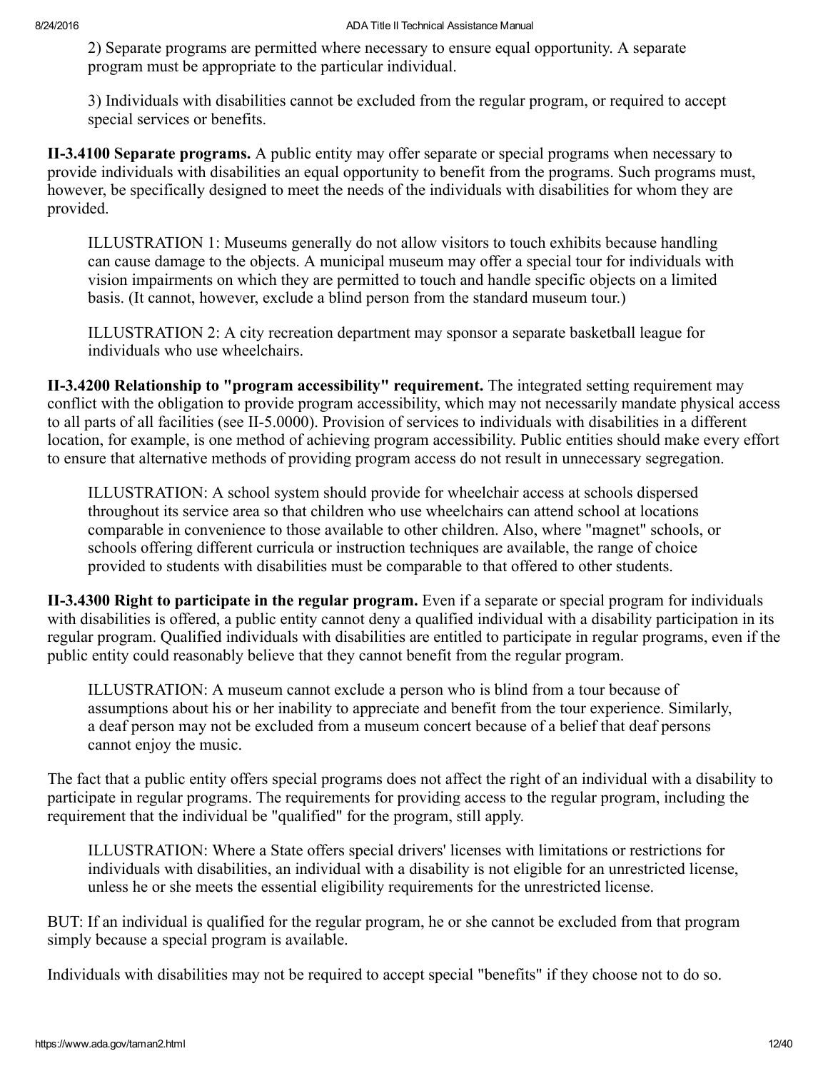2) Separate programs are permitted where necessary to ensure equal opportunity. A separate program must be appropriate to the particular individual.

3) Individuals with disabilities cannot be excluded from the regular program, or required to accept special services or benefits.

**II-3.4100 Separate programs.** A public entity may offer separate or special programs when necessary to provide individuals with disabilities an equal opportunity to benefit from the programs. Such programs must, however, be specifically designed to meet the needs of the individuals with disabilities for whom they are provided.

ILLUSTRATION 1: Museums generally do not allow visitors to touch exhibits because handling can cause damage to the objects. A municipal museum may offer a special tour for individuals with vision impairments on which they are permitted to touch and handle specific objects on a limited basis. (It cannot, however, exclude a blind person from the standard museum tour.)

ILLUSTRATION 2: A city recreation department may sponsor a separate basketball league for individuals who use wheelchairs.

**II-3.4200 Relationship to "program accessibility" requirement.** The integrated setting requirement may conflict with the obligation to provide program accessibility, which may not necessarily mandate physical access to all parts of all facilities (see II-5.0000). Provision of services to individuals with disabilities in a different location, for example, is one method of achieving program accessibility. Public entities should make every effort to ensure that alternative methods of providing program access do not result in unnecessary segregation.

ILLUSTRATION: A school system should provide for wheelchair access at schools dispersed throughout its service area so that children who use wheelchairs can attend school at locations comparable in convenience to those available to other children. Also, where "magnet" schools, or schools offering different curricula or instruction techniques are available, the range of choice provided to students with disabilities must be comparable to that offered to other students.

**II-3.4300 Right to participate in the regular program.** Even if a separate or special program for individuals with disabilities is offered, a public entity cannot deny a qualified individual with a disability participation in its regular program. Qualified individuals with disabilities are entitled to participate in regular programs, even if the public entity could reasonably believe that they cannot benefit from the regular program.

ILLUSTRATION: A museum cannot exclude a person who is blind from a tour because of assumptions about his or her inability to appreciate and benefit from the tour experience. Similarly, a deaf person may not be excluded from a museum concert because of a belief that deaf persons cannot enjoy the music.

The fact that a public entity offers special programs does not affect the right of an individual with a disability to participate in regular programs. The requirements for providing access to the regular program, including the requirement that the individual be "qualified" for the program, still apply.

ILLUSTRATION: Where a State offers special drivers' licenses with limitations or restrictions for individuals with disabilities, an individual with a disability is not eligible for an unrestricted license, unless he or she meets the essential eligibility requirements for the unrestricted license.

BUT: If an individual is qualified for the regular program, he or she cannot be excluded from that program simply because a special program is available.

Individuals with disabilities may not be required to accept special "benefits" if they choose not to do so.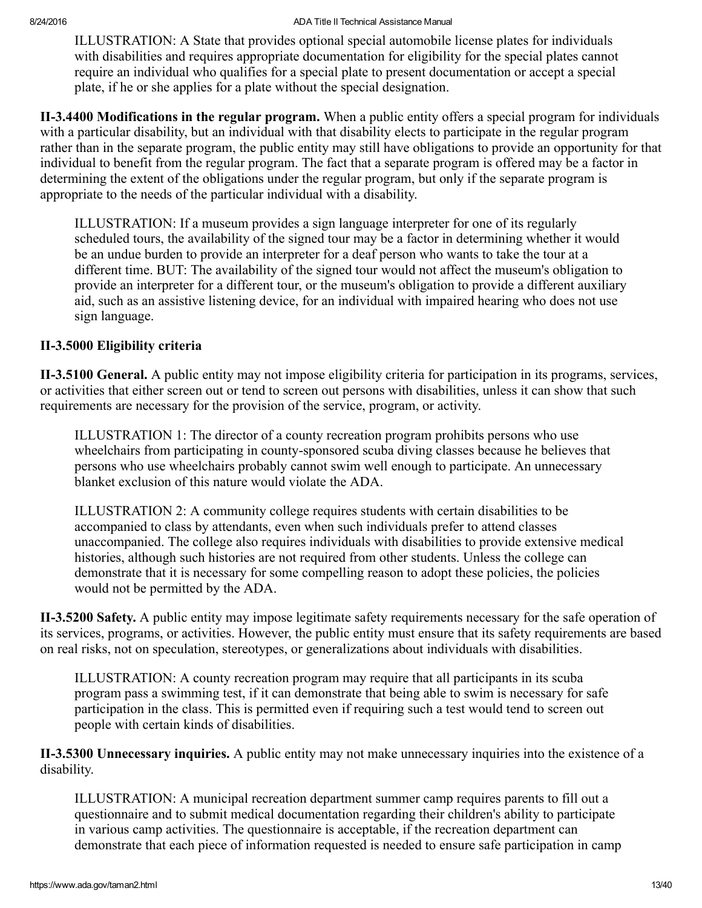ILLUSTRATION: A State that provides optional special automobile license plates for individuals with disabilities and requires appropriate documentation for eligibility for the special plates cannot require an individual who qualifies for a special plate to present documentation or accept a special plate, if he or she applies for a plate without the special designation.

**II-3.4400 Modifications in the regular program.** When a public entity offers a special program for individuals with a particular disability, but an individual with that disability elects to participate in the regular program rather than in the separate program, the public entity may still have obligations to provide an opportunity for that individual to benefit from the regular program. The fact that a separate program is offered may be a factor in determining the extent of the obligations under the regular program, but only if the separate program is appropriate to the needs of the particular individual with a disability.

ILLUSTRATION: If a museum provides a sign language interpreter for one of its regularly scheduled tours, the availability of the signed tour may be a factor in determining whether it would be an undue burden to provide an interpreter for a deaf person who wants to take the tour at a different time. BUT: The availability of the signed tour would not affect the museum's obligation to provide an interpreter for a different tour, or the museum's obligation to provide a different auxiliary aid, such as an assistive listening device, for an individual with impaired hearing who does not use sign language.

### II-3.5000 Eligibility criteria

**II-3.5100 General.** A public entity may not impose eligibility criteria for participation in its programs, services, or activities that either screen out or tend to screen out persons with disabilities, unless it can show that such requirements are necessary for the provision of the service, program, or activity.

ILLUSTRATION 1: The director of a county recreation program prohibits persons who use wheelchairs from participating in county-sponsored scuba diving classes because he believes that persons who use wheelchairs probably cannot swim well enough to participate. An unnecessary blanket exclusion of this nature would violate the ADA.

ILLUSTRATION 2: A community college requires students with certain disabilities to be accompanied to class by attendants, even when such individuals prefer to attend classes unaccompanied. The college also requires individuals with disabilities to provide extensive medical histories, although such histories are not required from other students. Unless the college can demonstrate that it is necessary for some compelling reason to adopt these policies, the policies would not be permitted by the ADA.

**II-3.5200 Safety.** A public entity may impose legitimate safety requirements necessary for the safe operation of its services, programs, or activities. However, the public entity must ensure that its safety requirements are based on real risks, not on speculation, stereotypes, or generalizations about individuals with disabilities.

ILLUSTRATION: A county recreation program may require that all participants in its scuba program pass a swimming test, if it can demonstrate that being able to swim is necessary for safe participation in the class. This is permitted even if requiring such a test would tend to screen out people with certain kinds of disabilities.

**II-3.5300 Unnecessary inquiries.** A public entity may not make unnecessary inquiries into the existence of a disability.

ILLUSTRATION: A municipal recreation department summer camp requires parents to fill out a questionnaire and to submit medical documentation regarding their children's ability to participate in various camp activities. The questionnaire is acceptable, if the recreation department can demonstrate that each piece of information requested is needed to ensure safe participation in camp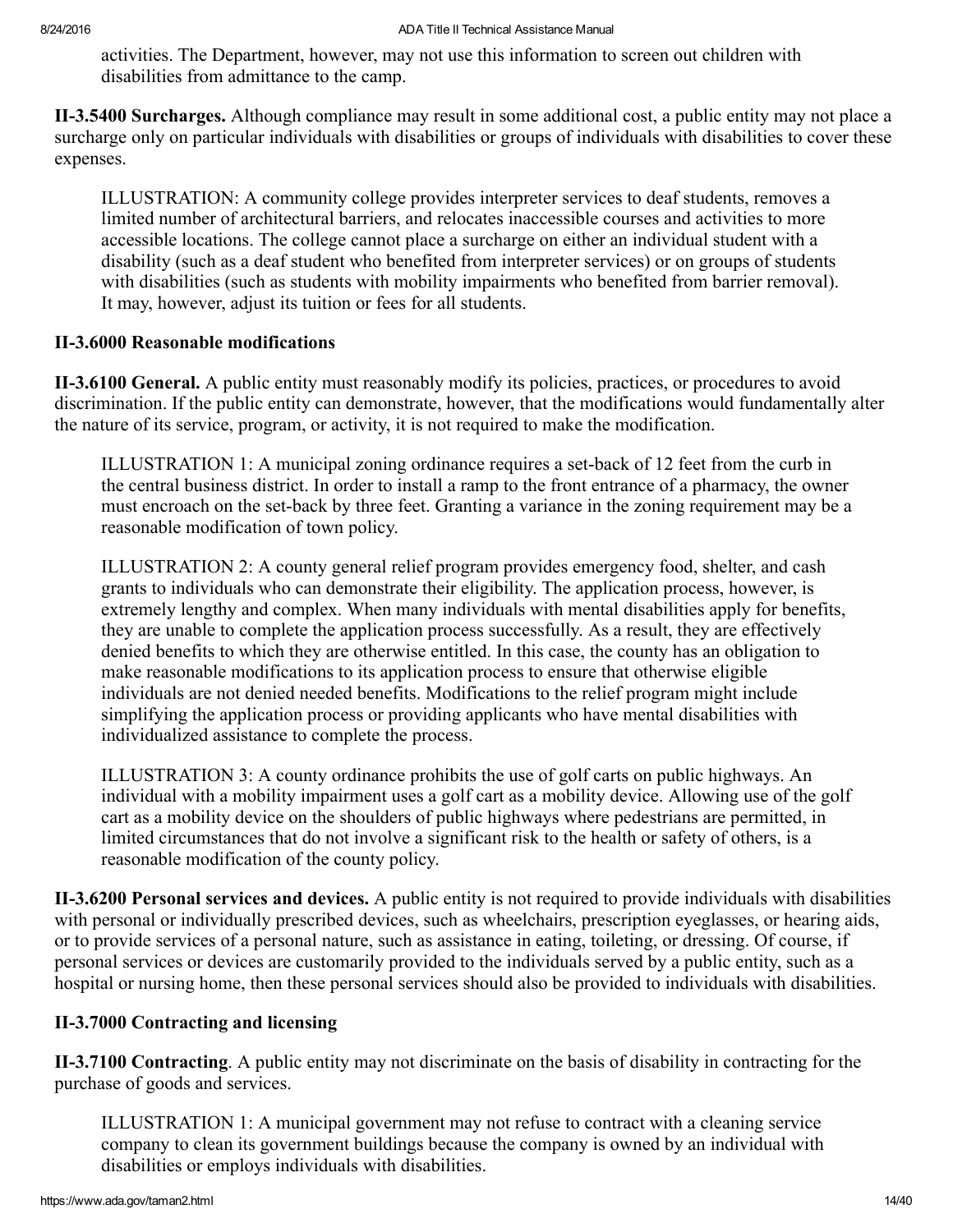activities. The Department, however, may not use this information to screen out children with disabilities from admittance to the camp.

**II-3.5400 Surcharges.** Although compliance may result in some additional cost, a public entity may not place a surcharge only on particular individuals with disabilities or groups of individuals with disabilities to cover these expenses.

ILLUSTRATION: A community college provides interpreter services to deaf students, removes a limited number of architectural barriers, and relocates inaccessible courses and activities to more accessible locations. The college cannot place a surcharge on either an individual student with a disability (such as a deaf student who benefited from interpreter services) or on groups of students with disabilities (such as students with mobility impairments who benefited from barrier removal). It may, however, adjust its tuition or fees for all students.

### II-3.6000 Reasonable modifications

**II-3.6100 General.** A public entity must reasonably modify its policies, practices, or procedures to avoid discrimination. If the public entity can demonstrate, however, that the modifications would fundamentally alter the nature of its service, program, or activity, it is not required to make the modification.

ILLUSTRATION 1: A municipal zoning ordinance requires a set-back of 12 feet from the curb in the central business district. In order to install a ramp to the front entrance of a pharmacy, the owner must encroach on the set-back by three feet. Granting a variance in the zoning requirement may be a reasonable modification of town policy.

ILLUSTRATION 2: A county general relief program provides emergency food, shelter, and cash grants to individuals who can demonstrate their eligibility. The application process, however, is extremely lengthy and complex. When many individuals with mental disabilities apply for benefits, they are unable to complete the application process successfully. As a result, they are effectively denied benefits to which they are otherwise entitled. In this case, the county has an obligation to make reasonable modifications to its application process to ensure that otherwise eligible individuals are not denied needed benefits. Modifications to the relief program might include simplifying the application process or providing applicants who have mental disabilities with individualized assistance to complete the process.

ILLUSTRATION 3: A county ordinance prohibits the use of golf carts on public highways. An individual with a mobility impairment uses a golf cart as a mobility device. Allowing use of the golf cart as a mobility device on the shoulders of public highways where pedestrians are permitted, in limited circumstances that do not involve a significant risk to the health or safety of others, is a reasonable modification of the county policy.

**II-3.6200 Personal services and devices.** A public entity is not required to provide individuals with disabilities with personal or individually prescribed devices, such as wheelchairs, prescription eyeglasses, or hearing aids, or to provide services of a personal nature, such as assistance in eating, toileting, or dressing. Of course, if personal services or devices are customarily provided to the individuals served by a public entity, such as a hospital or nursing home, then these personal services should also be provided to individuals with disabilities.

### II-3.7000 Contracting and licensing

**II-3.7100 Contracting**. A public entity may not discriminate on the basis of disability in contracting for the purchase of goods and services.

ILLUSTRATION 1: A municipal government may not refuse to contract with a cleaning service company to clean its government buildings because the company is owned by an individual with disabilities or employs individuals with disabilities.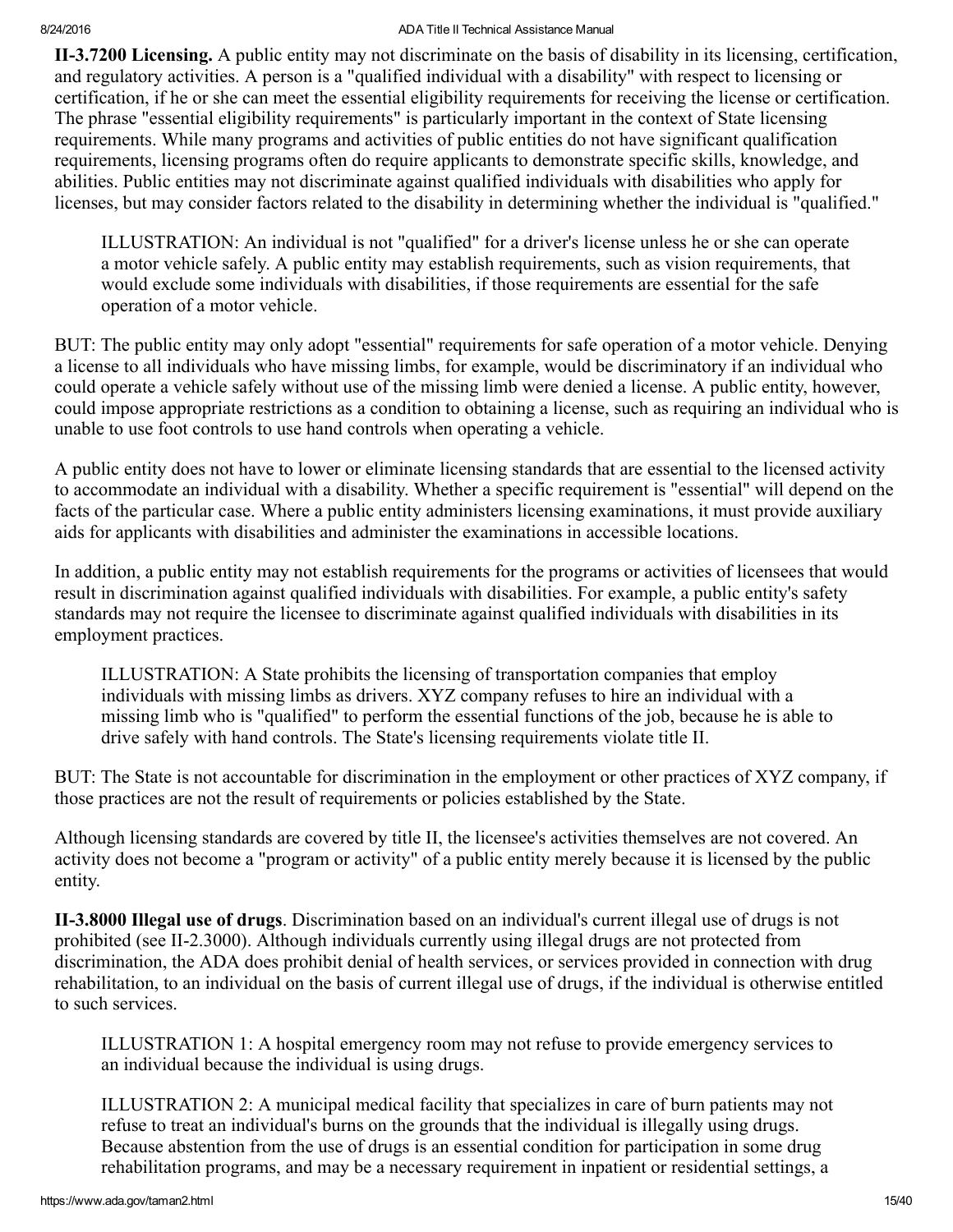**II-3.7200 Licensing.** A public entity may not discriminate on the basis of disability in its licensing, certification, and regulatory activities. A person is a "qualified individual with a disability" with respect to licensing or certification, if he or she can meet the essential eligibility requirements for receiving the license or certification. The phrase "essential eligibility requirements" is particularly important in the context of State licensing requirements. While many programs and activities of public entities do not have significant qualification requirements, licensing programs often do require applicants to demonstrate specific skills, knowledge, and abilities. Public entities may not discriminate against qualified individuals with disabilities who apply for licenses, but may consider factors related to the disability in determining whether the individual is "qualified."

> ILLUSTRATION: An individual is not "qualified" for a driver's license unless he or she can operate a motor vehicle safely. A public entity may establish requirements, such as vision requirements, that would exclude some individuals with disabilities, if those requirements are essential for the safe operation of a motor vehicle.

BUT: The public entity may only adopt "essential" requirements for safe operation of a motor vehicle. Denying a license to all individuals who have missing limbs, for example, would be discriminatory if an individual who could operate a vehicle safely without use of the missing limb were denied a license. A public entity, however, could impose appropriate restrictions as a condition to obtaining a license, such as requiring an individual who is unable to use foot controls to use hand controls when operating a vehicle.

A public entity does not have to lower or eliminate licensing standards that are essential to the licensed activity to accommodate an individual with a disability. Whether a specific requirement is "essential" will depend on the facts of the particular case. Where a public entity administers licensing examinations, it must provide auxiliary aids for applicants with disabilities and administer the examinations in accessible locations.

In addition, a public entity may not establish requirements for the programs or activities of licensees that would result in discrimination against qualified individuals with disabilities. For example, a public entity's safety standards may not require the licensee to discriminate against qualified individuals with disabilities in its employment practices.

> ILLUSTRATION: A State prohibits the licensing of transportation companies that employ individuals with missing limbs as drivers. XYZ company refuses to hire an individual with a missing limb who is "qualified" to perform the essential functions of the job, because he is able to drive safely with hand controls. The State's licensing requirements violate title II.

BUT: The State is not accountable for discrimination in the employment or other practices of XYZ company, if those practices are not the result of requirements or policies established by the State.

Although licensing standards are covered by title II, the licensee's activities themselves are not covered. An activity does not become a "program or activity" of a public entity merely because it is licensed by the public entity.

**II-3.8000 Illegal use of drugs**. Discrimination based on an individual's current illegal use of drugs is not prohibited (see II-2.3000). Although individuals currently using illegal drugs are not protected from discrimination, the ADA does prohibit denial of health services, or services provided in connection with drug rehabilitation, to an individual on the basis of current illegal use of drugs, if the individual is otherwise entitled to such services.

> ILLUSTRATION 1: A hospital emergency room may not refuse to provide emergency services to an individual because the individual is using drugs.

> ILLUSTRATION 2: A municipal medical facility that specializes in care of burn patients may not refuse to treat an individual's burns on the grounds that the individual is illegally using drugs. Because abstention from the use of drugs is an essential condition for participation in some drug rehabilitation programs, and may be a necessary requirement in inpatient or residential settings, a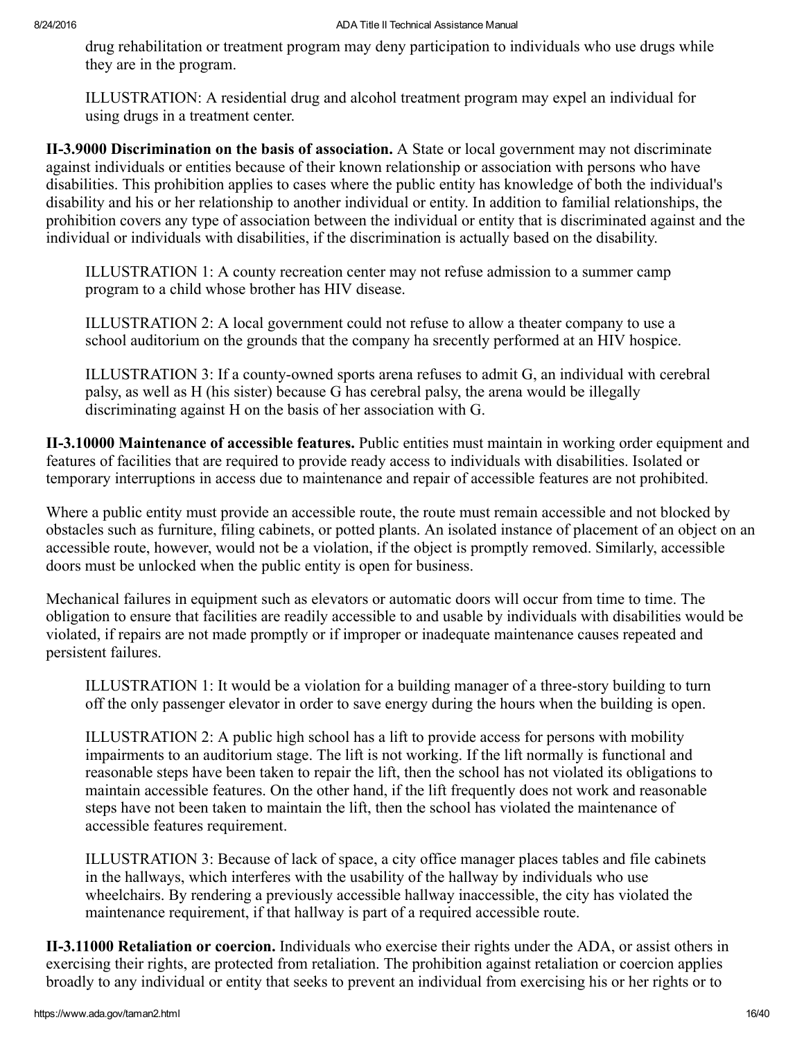drug rehabilitation or treatment program may deny participation to individuals who use drugs while they are in the program.

ILLUSTRATION: A residential drug and alcohol treatment program may expel an individual for using drugs in a treatment center.

**II-3.9000 Discrimination on the basis of association.** A State or local government may not discriminate against individuals or entities because of their known relationship or association with persons who have disabilities. This prohibition applies to cases where the public entity has knowledge of both the individual's disability and his or her relationship to another individual or entity. In addition to familial relationships, the prohibition covers any type of association between the individual or entity that is discriminated against and the individual or individuals with disabilities, if the discrimination is actually based on the disability.

ILLUSTRATION 1: A county recreation center may not refuse admission to a summer camp program to a child whose brother has HIV disease.

ILLUSTRATION 2: A local government could not refuse to allow a theater company to use a school auditorium on the grounds that the company ha srecently performed at an HIV hospice.

ILLUSTRATION 3: If a county-owned sports arena refuses to admit G, an individual with cerebral palsy, as well as H (his sister) because G has cerebral palsy, the arena would be illegally discriminating against H on the basis of her association with G.

**II-3.10000 Maintenance of accessible features.** Public entities must maintain in working order equipment and features of facilities that are required to provide ready access to individuals with disabilities. Isolated or temporary interruptions in access due to maintenance and repair of accessible features are not prohibited.

Where a public entity must provide an accessible route, the route must remain accessible and not blocked by obstacles such as furniture, filing cabinets, or potted plants. An isolated instance of placement of an object on an accessible route, however, would not be a violation, if the object is promptly removed. Similarly, accessible doors must be unlocked when the public entity is open for business.

Mechanical failures in equipment such as elevators or automatic doors will occur from time to time. The obligation to ensure that facilities are readily accessible to and usable by individuals with disabilities would be violated, if repairs are not made promptly or if improper or inadequate maintenance causes repeated and persistent failures.

ILLUSTRATION 1: It would be a violation for a building manager of a three-story building to turn off the only passenger elevator in order to save energy during the hours when the building is open.

ILLUSTRATION 2: A public high school has a lift to provide access for persons with mobility impairments to an auditorium stage. The lift is not working. If the lift normally is functional and reasonable steps have been taken to repair the lift, then the school has not violated its obligations to maintain accessible features. On the other hand, if the lift frequently does not work and reasonable steps have not been taken to maintain the lift, then the school has violated the maintenance of accessible features requirement.

ILLUSTRATION 3: Because of lack of space, a city office manager places tables and file cabinets in the hallways, which interferes with the usability of the hallway by individuals who use wheelchairs. By rendering a previously accessible hallway inaccessible, the city has violated the maintenance requirement, if that hallway is part of a required accessible route.

**II-3.11000 Retaliation or coercion.** Individuals who exercise their rights under the ADA, or assist others in exercising their rights, are protected from retaliation. The prohibition against retaliation or coercion applies broadly to any individual or entity that seeks to prevent an individual from exercising his or her rights or to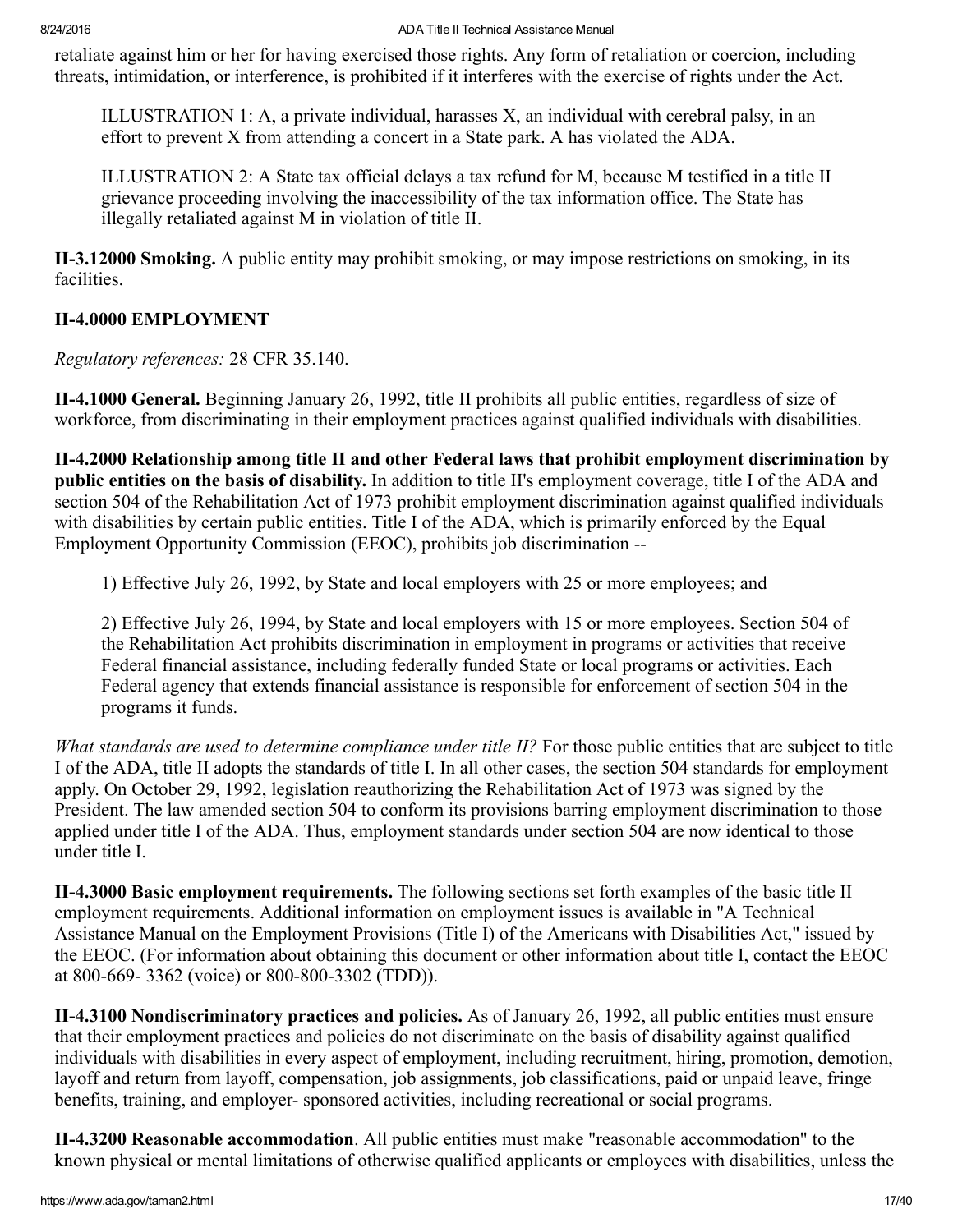retaliate against him or her for having exercised those rights. Any form of retaliation or coercion, including threats, intimidation, or interference, is prohibited if it interferes with the exercise of rights under the Act.

> ILLUSTRATION 1: A, a private individual, harasses X, an individual with cerebral palsy, in an effort to prevent X from attending a concert in a State park. A has violated the ADA.

> ILLUSTRATION 2: A State tax official delays a tax refund for M, because M testified in a title II grievance proceeding involving the inaccessibility of the tax information office. The State has illegally retaliated against M in violation of title II.

**II-3.12000 Smoking.** A public entity may prohibit smoking, or may impose restrictions on smoking, in its facilities.

## II-4.0000 EMPLOYMENT

*Regulatory references:* 28 CFR 35.140.

**II-4.1000 General.** Beginning January 26, 1992, title II prohibits all public entities, regardless of size of workforce, from discriminating in their employment practices against qualified individuals with disabilities.

**II-4.2000 Relationship among title II and other Federal laws that prohibit employment discrimination by public entities on the basis of disability.** In addition to title II's employment coverage, title I of the ADA and section 504 of the Rehabilitation Act of 1973 prohibit employment discrimination against qualified individuals with disabilities by certain public entities. Title I of the ADA, which is primarily enforced by the Equal Employment Opportunity Commission (EEOC), prohibits job discrimination --

> 1) Effective July 26, 1992, by State and local employers with 25 or more employees; and

> 2) Effective July 26, 1994, by State and local employers with 15 or more employees. Section 504 of the Rehabilitation Act prohibits discrimination in employment in programs or activities that receive Federal financial assistance, including federally funded State or local programs or activities. Each Federal agency that extends financial assistance is responsible for enforcement of section 504 in the programs it funds.

*What standards are used to determine compliance under title II?* For those public entities that are subject to title I of the ADA, title II adopts the standards of title I. In all other cases, the section 504 standards for employment apply. On October 29, 1992, legislation reauthorizing the Rehabilitation Act of 1973 was signed by the President. The law amended section 504 to conform its provisions barring employment discrimination to those applied under title I of the ADA. Thus, employment standards under section 504 are now identical to those under title I.

**II-4.3000 Basic employment requirements.** The following sections set forth examples of the basic title II employment requirements. Additional information on employment issues is available in "A Technical Assistance Manual on the Employment Provisions (Title I) of the Americans with Disabilities Act," issued by the EEOC. (For information about obtaining this document or other information about title I, contact the EEOC at 800-669- 3362 (voice) or 800-800-3302 (TDD)).

**II-4.3100 Nondiscriminatory practices and policies.** As of January 26, 1992, all public entities must ensure that their employment practices and policies do not discriminate on the basis of disability against qualified individuals with disabilities in every aspect of employment, including recruitment, hiring, promotion, demotion, layoff and return from layoff, compensation, job assignments, job classifications, paid or unpaid leave, fringe benefits, training, and employer- sponsored activities, including recreational or social programs.

**II-4.3200 Reasonable accommodation**. All public entities must make "reasonable accommodation" to the known physical or mental limitations of otherwise qualified applicants or employees with disabilities, unless the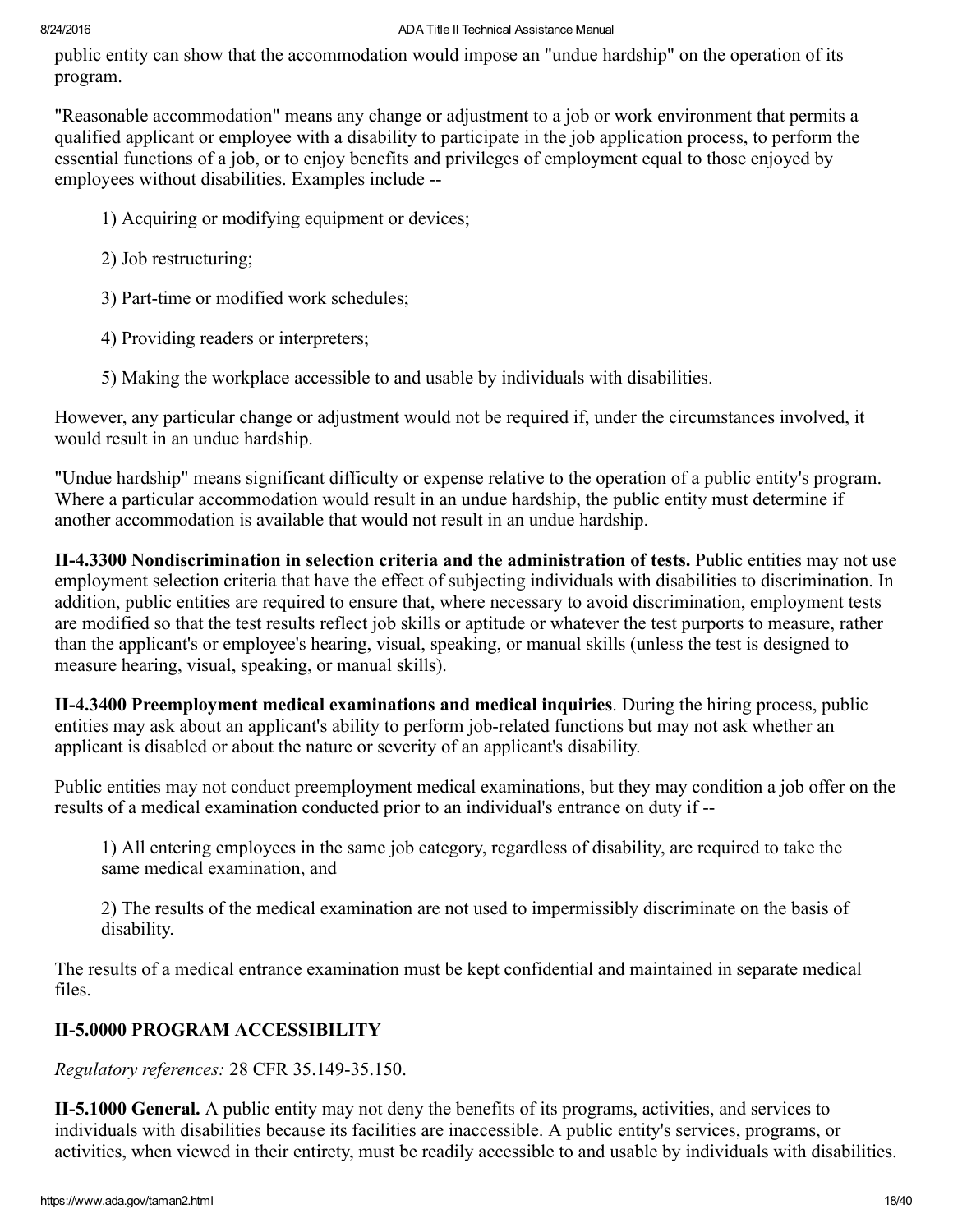public entity can show that the accommodation would impose an "undue hardship" on the operation of its program.

"Reasonable accommodation" means any change or adjustment to a job or work environment that permits a qualified applicant or employee with a disability to participate in the job application process, to perform the essential functions of a job, or to enjoy benefits and privileges of employment equal to those enjoyed by employees without disabilities. Examples include --

> 1) Acquiring or modifying equipment or devices;
>
> 2) Job restructuring;
>
> 3) Part-time or modified work schedules;
>
> 4) Providing readers or interpreters;
>
> 5) Making the workplace accessible to and usable by individuals with disabilities.

However, any particular change or adjustment would not be required if, under the circumstances involved, it would result in an undue hardship.

"Undue hardship" means significant difficulty or expense relative to the operation of a public entity's program. Where a particular accommodation would result in an undue hardship, the public entity must determine if another accommodation is available that would not result in an undue hardship.

**II-4.3300 Nondiscrimination in selection criteria and the administration of tests.** Public entities may not use employment selection criteria that have the effect of subjecting individuals with disabilities to discrimination. In addition, public entities are required to ensure that, where necessary to avoid discrimination, employment tests are modified so that the test results reflect job skills or aptitude or whatever the test purports to measure, rather than the applicant's or employee's hearing, visual, speaking, or manual skills (unless the test is designed to measure hearing, visual, speaking, or manual skills).

**II-4.3400 Preemployment medical examinations and medical inquiries**. During the hiring process, public entities may ask about an applicant's ability to perform job-related functions but may not ask whether an applicant is disabled or about the nature or severity of an applicant's disability.

Public entities may not conduct preemployment medical examinations, but they may condition a job offer on the results of a medical examination conducted prior to an individual's entrance on duty if --

> 1) All entering employees in the same job category, regardless of disability, are required to take the same medical examination, and
>
> 2) The results of the medical examination are not used to impermissibly discriminate on the basis of disability.

The results of a medical entrance examination must be kept confidential and maintained in separate medical files.

## II-5.0000 PROGRAM ACCESSIBILITY

*Regulatory references:* 28 CFR 35.149-35.150.

**II-5.1000 General.** A public entity may not deny the benefits of its programs, activities, and services to individuals with disabilities because its facilities are inaccessible. A public entity's services, programs, or activities, when viewed in their entirety, must be readily accessible to and usable by individuals with disabilities.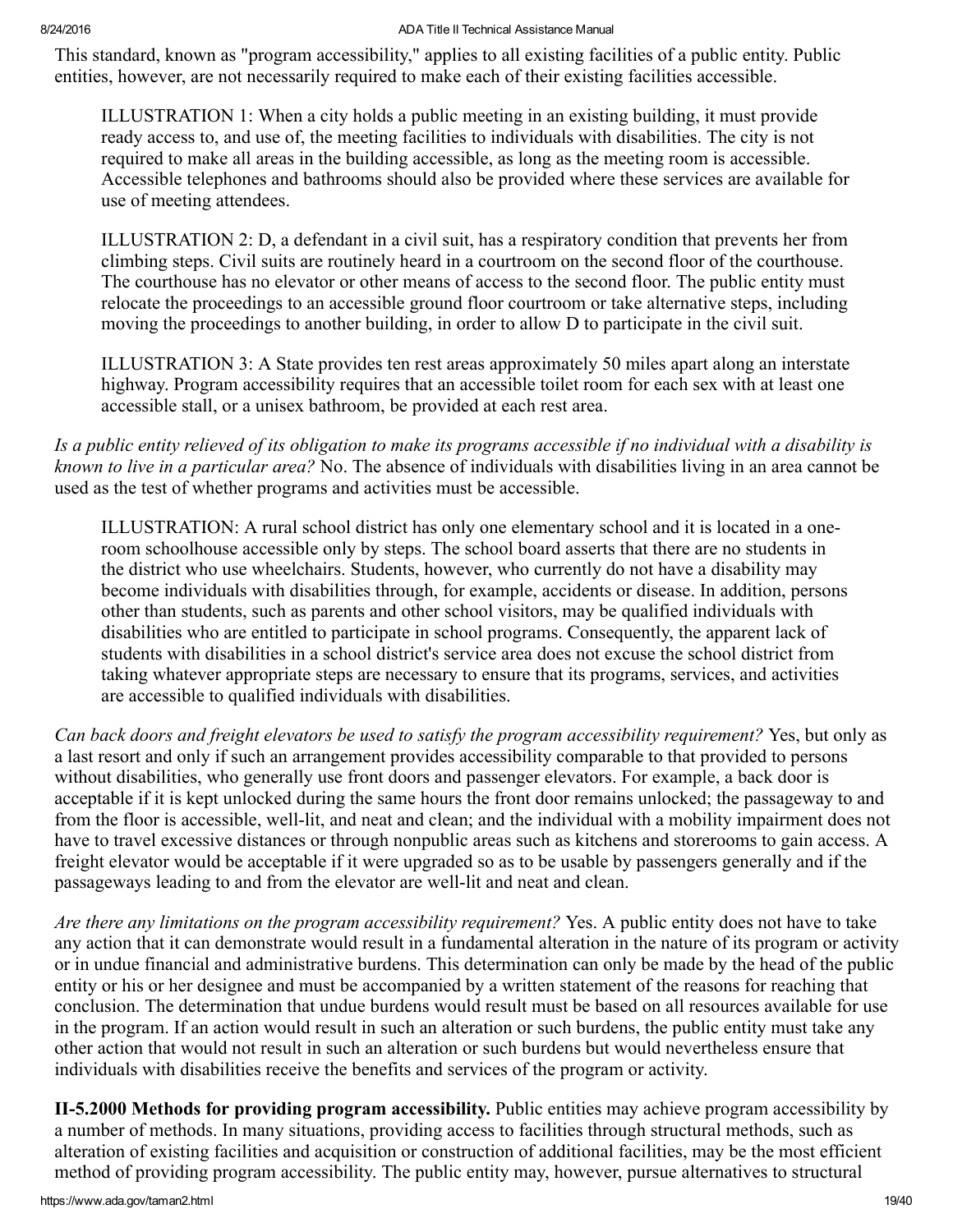This standard, known as "program accessibility," applies to all existing facilities of a public entity. Public entities, however, are not necessarily required to make each of their existing facilities accessible.

> ILLUSTRATION 1: When a city holds a public meeting in an existing building, it must provide ready access to, and use of, the meeting facilities to individuals with disabilities. The city is not required to make all areas in the building accessible, as long as the meeting room is accessible. Accessible telephones and bathrooms should also be provided where these services are available for use of meeting attendees.

> ILLUSTRATION 2: D, a defendant in a civil suit, has a respiratory condition that prevents her from climbing steps. Civil suits are routinely heard in a courtroom on the second floor of the courthouse. The courthouse has no elevator or other means of access to the second floor. The public entity must relocate the proceedings to an accessible ground floor courtroom or take alternative steps, including moving the proceedings to another building, in order to allow D to participate in the civil suit.

> ILLUSTRATION 3: A State provides ten rest areas approximately 50 miles apart along an interstate highway. Program accessibility requires that an accessible toilet room for each sex with at least one accessible stall, or a unisex bathroom, be provided at each rest area.

*Is a public entity relieved of its obligation to make its programs accessible if no individual with a disability is known to live in a particular area?* No. The absence of individuals with disabilities living in an area cannot be used as the test of whether programs and activities must be accessible.

> ILLUSTRATION: A rural school district has only one elementary school and it is located in a one-room schoolhouse accessible only by steps. The school board asserts that there are no students in the district who use wheelchairs. Students, however, who currently do not have a disability may become individuals with disabilities through, for example, accidents or disease. In addition, persons other than students, such as parents and other school visitors, may be qualified individuals with disabilities who are entitled to participate in school programs. Consequently, the apparent lack of students with disabilities in a school district's service area does not excuse the school district from taking whatever appropriate steps are necessary to ensure that its programs, services, and activities are accessible to qualified individuals with disabilities.

*Can back doors and freight elevators be used to satisfy the program accessibility requirement?* Yes, but only as a last resort and only if such an arrangement provides accessibility comparable to that provided to persons without disabilities, who generally use front doors and passenger elevators. For example, a back door is acceptable if it is kept unlocked during the same hours the front door remains unlocked; the passageway to and from the floor is accessible, well-lit, and neat and clean; and the individual with a mobility impairment does not have to travel excessive distances or through nonpublic areas such as kitchens and storerooms to gain access. A freight elevator would be acceptable if it were upgraded so as to be usable by passengers generally and if the passageways leading to and from the elevator are well-lit and neat and clean.

*Are there any limitations on the program accessibility requirement?* Yes. A public entity does not have to take any action that it can demonstrate would result in a fundamental alteration in the nature of its program or activity or in undue financial and administrative burdens. This determination can only be made by the head of the public entity or his or her designee and must be accompanied by a written statement of the reasons for reaching that conclusion. The determination that undue burdens would result must be based on all resources available for use in the program. If an action would result in such an alteration or such burdens, the public entity must take any other action that would not result in such an alteration or such burdens but would nevertheless ensure that individuals with disabilities receive the benefits and services of the program or activity.

**II-5.2000 Methods for providing program accessibility.** Public entities may achieve program accessibility by a number of methods. In many situations, providing access to facilities through structural methods, such as alteration of existing facilities and acquisition or construction of additional facilities, may be the most efficient method of providing program accessibility. The public entity may, however, pursue alternatives to structural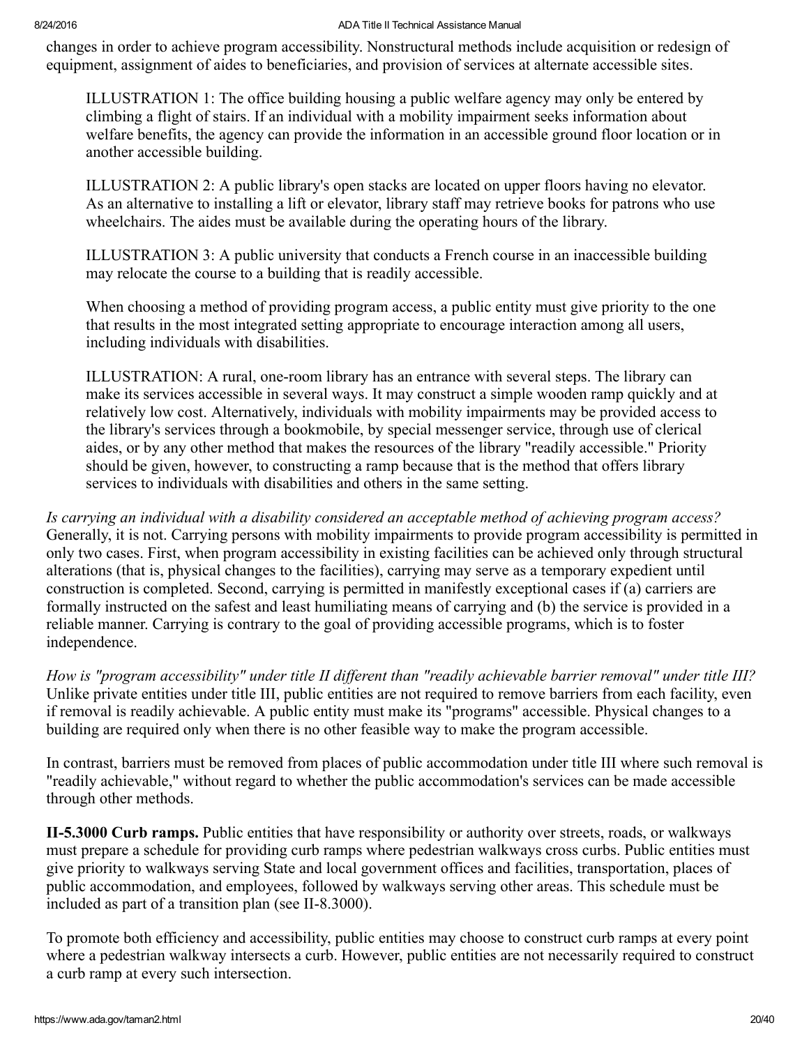changes in order to achieve program accessibility. Nonstructural methods include acquisition or redesign of equipment, assignment of aides to beneficiaries, and provision of services at alternate accessible sites.

> ILLUSTRATION 1: The office building housing a public welfare agency may only be entered by climbing a flight of stairs. If an individual with a mobility impairment seeks information about welfare benefits, the agency can provide the information in an accessible ground floor location or in another accessible building.
>
> ILLUSTRATION 2: A public library's open stacks are located on upper floors having no elevator. As an alternative to installing a lift or elevator, library staff may retrieve books for patrons who use wheelchairs. The aides must be available during the operating hours of the library.
>
> ILLUSTRATION 3: A public university that conducts a French course in an inaccessible building may relocate the course to a building that is readily accessible.
>
> When choosing a method of providing program access, a public entity must give priority to the one that results in the most integrated setting appropriate to encourage interaction among all users, including individuals with disabilities.
>
> ILLUSTRATION: A rural, one-room library has an entrance with several steps. The library can make its services accessible in several ways. It may construct a simple wooden ramp quickly and at relatively low cost. Alternatively, individuals with mobility impairments may be provided access to the library's services through a bookmobile, by special messenger service, through use of clerical aides, or by any other method that makes the resources of the library "readily accessible." Priority should be given, however, to constructing a ramp because that is the method that offers library services to individuals with disabilities and others in the same setting.

*Is carrying an individual with a disability considered an acceptable method of achieving program access?* Generally, it is not. Carrying persons with mobility impairments to provide program accessibility is permitted in only two cases. First, when program accessibility in existing facilities can be achieved only through structural alterations (that is, physical changes to the facilities), carrying may serve as a temporary expedient until construction is completed. Second, carrying is permitted in manifestly exceptional cases if (a) carriers are formally instructed on the safest and least humiliating means of carrying and (b) the service is provided in a reliable manner. Carrying is contrary to the goal of providing accessible programs, which is to foster independence.

*How is "program accessibility" under title II different than "readily achievable barrier removal" under title III?* Unlike private entities under title III, public entities are not required to remove barriers from each facility, even if removal is readily achievable. A public entity must make its "programs" accessible. Physical changes to a building are required only when there is no other feasible way to make the program accessible.

In contrast, barriers must be removed from places of public accommodation under title III where such removal is "readily achievable," without regard to whether the public accommodation's services can be made accessible through other methods.

**II-5.3000 Curb ramps.** Public entities that have responsibility or authority over streets, roads, or walkways must prepare a schedule for providing curb ramps where pedestrian walkways cross curbs. Public entities must give priority to walkways serving State and local government offices and facilities, transportation, places of public accommodation, and employees, followed by walkways serving other areas. This schedule must be included as part of a transition plan (see II-8.3000).

To promote both efficiency and accessibility, public entities may choose to construct curb ramps at every point where a pedestrian walkway intersects a curb. However, public entities are not necessarily required to construct a curb ramp at every such intersection.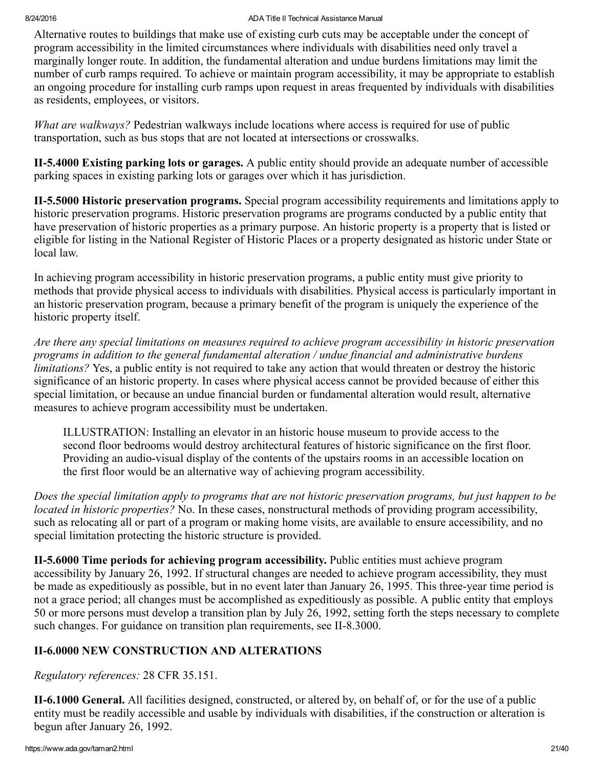Alternative routes to buildings that make use of existing curb cuts may be acceptable under the concept of program accessibility in the limited circumstances where individuals with disabilities need only travel a marginally longer route. In addition, the fundamental alteration and undue burdens limitations may limit the number of curb ramps required. To achieve or maintain program accessibility, it may be appropriate to establish an ongoing procedure for installing curb ramps upon request in areas frequented by individuals with disabilities as residents, employees, or visitors.

*What are walkways?* Pedestrian walkways include locations where access is required for use of public transportation, such as bus stops that are not located at intersections or crosswalks.

**II-5.4000 Existing parking lots or garages.** A public entity should provide an adequate number of accessible parking spaces in existing parking lots or garages over which it has jurisdiction.

**II-5.5000 Historic preservation programs.** Special program accessibility requirements and limitations apply to historic preservation programs. Historic preservation programs are programs conducted by a public entity that have preservation of historic properties as a primary purpose. An historic property is a property that is listed or eligible for listing in the National Register of Historic Places or a property designated as historic under State or local law.

In achieving program accessibility in historic preservation programs, a public entity must give priority to methods that provide physical access to individuals with disabilities. Physical access is particularly important in an historic preservation program, because a primary benefit of the program is uniquely the experience of the historic property itself.

*Are there any special limitations on measures required to achieve program accessibility in historic preservation programs in addition to the general fundamental alteration / undue financial and administrative burdens limitations?* Yes, a public entity is not required to take any action that would threaten or destroy the historic significance of an historic property. In cases where physical access cannot be provided because of either this special limitation, or because an undue financial burden or fundamental alteration would result, alternative measures to achieve program accessibility must be undertaken.

> ILLUSTRATION: Installing an elevator in an historic house museum to provide access to the second floor bedrooms would destroy architectural features of historic significance on the first floor. Providing an audio-visual display of the contents of the upstairs rooms in an accessible location on the first floor would be an alternative way of achieving program accessibility.

*Does the special limitation apply to programs that are not historic preservation programs, but just happen to be located in historic properties?* No. In these cases, nonstructural methods of providing program accessibility, such as relocating all or part of a program or making home visits, are available to ensure accessibility, and no special limitation protecting the historic structure is provided.

**II-5.6000 Time periods for achieving program accessibility.** Public entities must achieve program accessibility by January 26, 1992. If structural changes are needed to achieve program accessibility, they must be made as expeditiously as possible, but in no event later than January 26, 1995. This three-year time period is not a grace period; all changes must be accomplished as expeditiously as possible. A public entity that employs 50 or more persons must develop a transition plan by July 26, 1992, setting forth the steps necessary to complete such changes. For guidance on transition plan requirements, see II-8.3000.

## II-6.0000 NEW CONSTRUCTION AND ALTERATIONS

*Regulatory references:* 28 CFR 35.151.

**II-6.1000 General.** All facilities designed, constructed, or altered by, on behalf of, or for the use of a public entity must be readily accessible and usable by individuals with disabilities, if the construction or alteration is begun after January 26, 1992.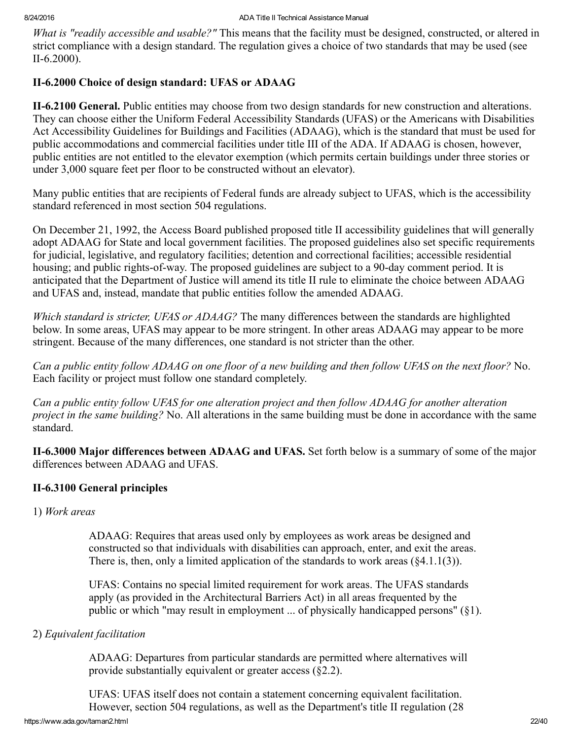*What is "readily accessible and usable?"* This means that the facility must be designed, constructed, or altered in strict compliance with a design standard. The regulation gives a choice of two standards that may be used (see II-6.2000).

### II-6.2000 Choice of design standard: UFAS or ADAAG

**II-6.2100 General.** Public entities may choose from two design standards for new construction and alterations. They can choose either the Uniform Federal Accessibility Standards (UFAS) or the Americans with Disabilities Act Accessibility Guidelines for Buildings and Facilities (ADAAG), which is the standard that must be used for public accommodations and commercial facilities under title III of the ADA. If ADAAG is chosen, however, public entities are not entitled to the elevator exemption (which permits certain buildings under three stories or under 3,000 square feet per floor to be constructed without an elevator).

Many public entities that are recipients of Federal funds are already subject to UFAS, which is the accessibility standard referenced in most section 504 regulations.

On December 21, 1992, the Access Board published proposed title II accessibility guidelines that will generally adopt ADAAG for State and local government facilities. The proposed guidelines also set specific requirements for judicial, legislative, and regulatory facilities; detention and correctional facilities; accessible residential housing; and public rights-of-way. The proposed guidelines are subject to a 90-day comment period. It is anticipated that the Department of Justice will amend its title II rule to eliminate the choice between ADAAG and UFAS and, instead, mandate that public entities follow the amended ADAAG.

*Which standard is stricter, UFAS or ADAAG?* The many differences between the standards are highlighted below. In some areas, UFAS may appear to be more stringent. In other areas ADAAG may appear to be more stringent. Because of the many differences, one standard is not stricter than the other.

*Can a public entity follow ADAAG on one floor of a new building and then follow UFAS on the next floor?* No. Each facility or project must follow one standard completely.

*Can a public entity follow UFAS for one alteration project and then follow ADAAG for another alteration project in the same building?* No. All alterations in the same building must be done in accordance with the same standard.

**II-6.3000 Major differences between ADAAG and UFAS.** Set forth below is a summary of some of the major differences between ADAAG and UFAS.

### II-6.3100 General principles

1) *Work areas*

> ADAAG: Requires that areas used only by employees as work areas be designed and constructed so that individuals with disabilities can approach, enter, and exit the areas. There is, then, only a limited application of the standards to work areas (§4.1.1(3)).
>
> UFAS: Contains no special limited requirement for work areas. The UFAS standards apply (as provided in the Architectural Barriers Act) in all areas frequented by the public or which "may result in employment ... of physically handicapped persons" (§1).

2) *Equivalent facilitation*

> ADAAG: Departures from particular standards are permitted where alternatives will provide substantially equivalent or greater access (§2.2).
>
> UFAS: UFAS itself does not contain a statement concerning equivalent facilitation. However, section 504 regulations, as well as the Department's title II regulation (28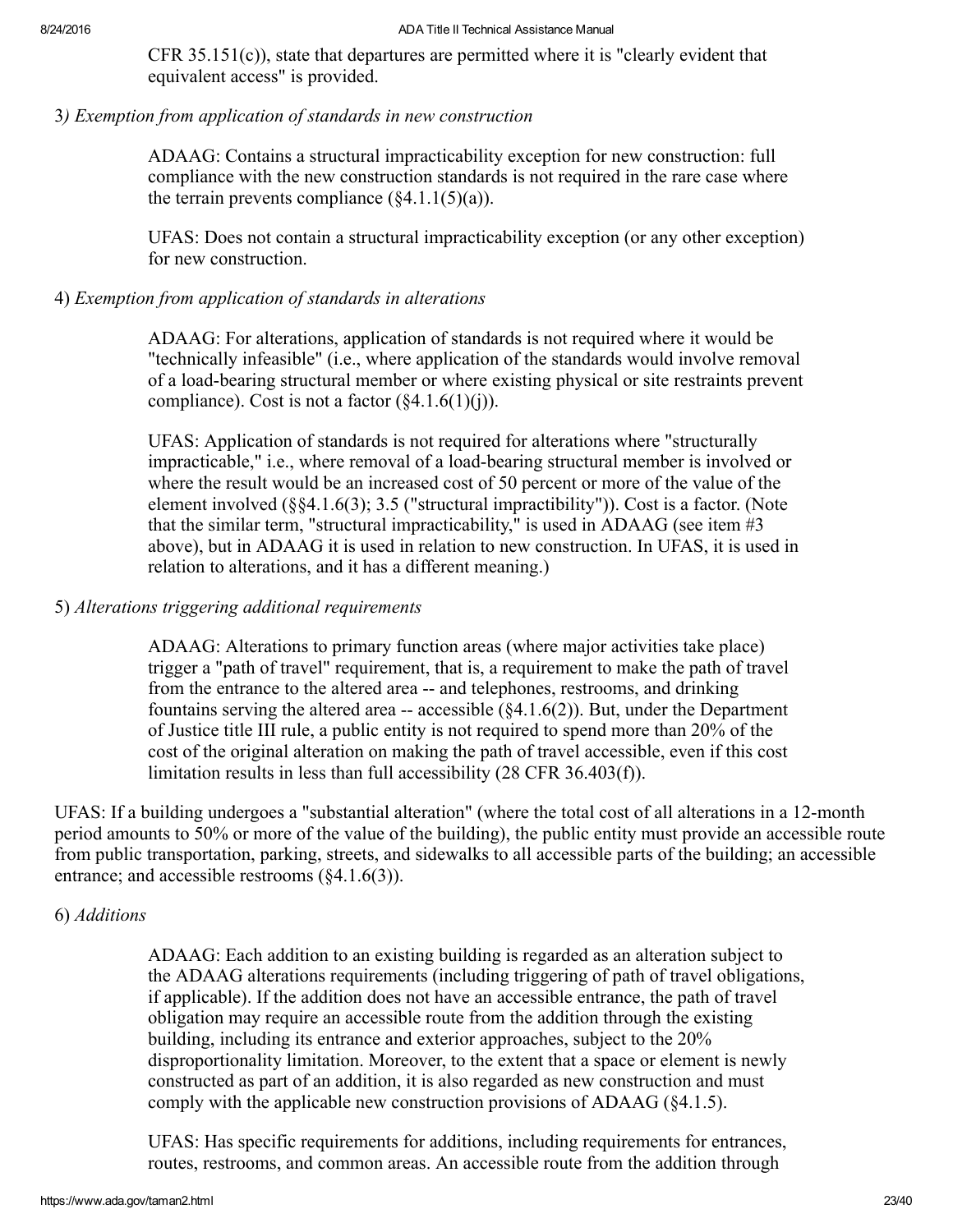CFR 35.151(c)), state that departures are permitted where it is "clearly evident that equivalent access" is provided.

3*) Exemption from application of standards in new construction*

ADAAG: Contains a structural impracticability exception for new construction: full compliance with the new construction standards is not required in the rare case where the terrain prevents compliance (§4.1.1(5)(a)).

UFAS: Does not contain a structural impracticability exception (or any other exception) for new construction.

4) *Exemption from application of standards in alterations*

ADAAG: For alterations, application of standards is not required where it would be "technically infeasible" (i.e., where application of the standards would involve removal of a load-bearing structural member or where existing physical or site restraints prevent compliance). Cost is not a factor (§4.1.6(1)(j)).

UFAS: Application of standards is not required for alterations where "structurally impracticable," i.e., where removal of a load-bearing structural member is involved or where the result would be an increased cost of 50 percent or more of the value of the element involved (§§4.1.6(3); 3.5 ("structural impractibility")). Cost is a factor. (Note that the similar term, "structural impracticability," is used in ADAAG (see item #3 above), but in ADAAG it is used in relation to new construction. In UFAS, it is used in relation to alterations, and it has a different meaning.)

5) *Alterations triggering additional requirements*

ADAAG: Alterations to primary function areas (where major activities take place) trigger a "path of travel" requirement, that is, a requirement to make the path of travel from the entrance to the altered area -- and telephones, restrooms, and drinking fountains serving the altered area -- accessible (§4.1.6(2)). But, under the Department of Justice title III rule, a public entity is not required to spend more than 20% of the cost of the original alteration on making the path of travel accessible, even if this cost limitation results in less than full accessibility (28 CFR 36.403(f)).

UFAS: If a building undergoes a "substantial alteration" (where the total cost of all alterations in a 12-month period amounts to 50% or more of the value of the building), the public entity must provide an accessible route from public transportation, parking, streets, and sidewalks to all accessible parts of the building; an accessible entrance; and accessible restrooms (§4.1.6(3)).

6) *Additions*

ADAAG: Each addition to an existing building is regarded as an alteration subject to the ADAAG alterations requirements (including triggering of path of travel obligations, if applicable). If the addition does not have an accessible entrance, the path of travel obligation may require an accessible route from the addition through the existing building, including its entrance and exterior approaches, subject to the 20% disproportionality limitation. Moreover, to the extent that a space or element is newly constructed as part of an addition, it is also regarded as new construction and must comply with the applicable new construction provisions of ADAAG (§4.1.5).

UFAS: Has specific requirements for additions, including requirements for entrances, routes, restrooms, and common areas. An accessible route from the addition through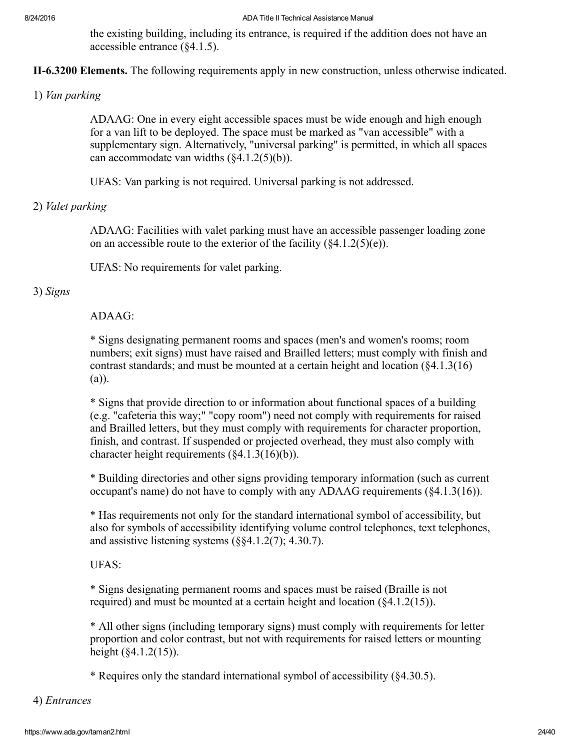the existing building, including its entrance, is required if the addition does not have an accessible entrance (§4.1.5).

**II-6.3200 Elements.** The following requirements apply in new construction, unless otherwise indicated.

1) *Van parking*

ADAAG: One in every eight accessible spaces must be wide enough and high enough for a van lift to be deployed. The space must be marked as "van accessible" with a supplementary sign. Alternatively, "universal parking" is permitted, in which all spaces can accommodate van widths (§4.1.2(5)(b)).

UFAS: Van parking is not required. Universal parking is not addressed.

2) *Valet parking*

ADAAG: Facilities with valet parking must have an accessible passenger loading zone on an accessible route to the exterior of the facility (§4.1.2(5)(e)).

UFAS: No requirements for valet parking.

3) *Signs*

ADAAG:

* Signs designating permanent rooms and spaces (men's and women's rooms; room numbers; exit signs) must have raised and Brailled letters; must comply with finish and contrast standards; and must be mounted at a certain height and location (§4.1.3(16)(a)).

* Signs that provide direction to or information about functional spaces of a building (e.g. "cafeteria this way;" "copy room") need not comply with requirements for raised and Brailled letters, but they must comply with requirements for character proportion, finish, and contrast. If suspended or projected overhead, they must also comply with character height requirements (§4.1.3(16)(b)).

* Building directories and other signs providing temporary information (such as current occupant's name) do not have to comply with any ADAAG requirements (§4.1.3(16)).

* Has requirements not only for the standard international symbol of accessibility, but also for symbols of accessibility identifying volume control telephones, text telephones, and assistive listening systems (§§4.1.2(7); 4.30.7).

UFAS:

* Signs designating permanent rooms and spaces must be raised (Braille is not required) and must be mounted at a certain height and location (§4.1.2(15)).

* All other signs (including temporary signs) must comply with requirements for letter proportion and color contrast, but not with requirements for raised letters or mounting height (§4.1.2(15)).

* Requires only the standard international symbol of accessibility (§4.30.5).

4) *Entrances*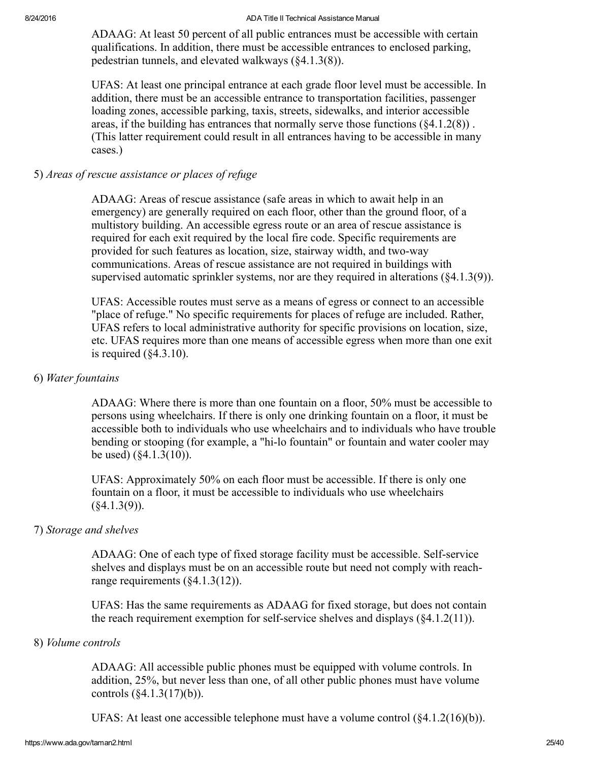ADAAG: At least 50 percent of all public entrances must be accessible with certain qualifications. In addition, there must be accessible entrances to enclosed parking, pedestrian tunnels, and elevated walkways (§4.1.3(8)).

UFAS: At least one principal entrance at each grade floor level must be accessible. In addition, there must be an accessible entrance to transportation facilities, passenger loading zones, accessible parking, taxis, streets, sidewalks, and interior accessible areas, if the building has entrances that normally serve those functions (§4.1.2(8)) . (This latter requirement could result in all entrances having to be accessible in many cases.)

5) *Areas of rescue assistance or places of refuge*

ADAAG: Areas of rescue assistance (safe areas in which to await help in an emergency) are generally required on each floor, other than the ground floor, of a multistory building. An accessible egress route or an area of rescue assistance is required for each exit required by the local fire code. Specific requirements are provided for such features as location, size, stairway width, and two-way communications. Areas of rescue assistance are not required in buildings with supervised automatic sprinkler systems, nor are they required in alterations (§4.1.3(9)).

UFAS: Accessible routes must serve as a means of egress or connect to an accessible "place of refuge." No specific requirements for places of refuge are included. Rather, UFAS refers to local administrative authority for specific provisions on location, size, etc. UFAS requires more than one means of accessible egress when more than one exit is required (§4.3.10).

6) *Water fountains*

ADAAG: Where there is more than one fountain on a floor, 50% must be accessible to persons using wheelchairs. If there is only one drinking fountain on a floor, it must be accessible both to individuals who use wheelchairs and to individuals who have trouble bending or stooping (for example, a "hi-lo fountain" or fountain and water cooler may be used) (§4.1.3(10)).

UFAS: Approximately 50% on each floor must be accessible. If there is only one fountain on a floor, it must be accessible to individuals who use wheelchairs (§4.1.3(9)).

7) *Storage and shelves*

ADAAG: One of each type of fixed storage facility must be accessible. Self-service shelves and displays must be on an accessible route but need not comply with reach-range requirements (§4.1.3(12)).

UFAS: Has the same requirements as ADAAG for fixed storage, but does not contain the reach requirement exemption for self-service shelves and displays (§4.1.2(11)).

8) *Volume controls*

ADAAG: All accessible public phones must be equipped with volume controls. In addition, 25%, but never less than one, of all other public phones must have volume controls (§4.1.3(17)(b)).

UFAS: At least one accessible telephone must have a volume control (§4.1.2(16)(b)).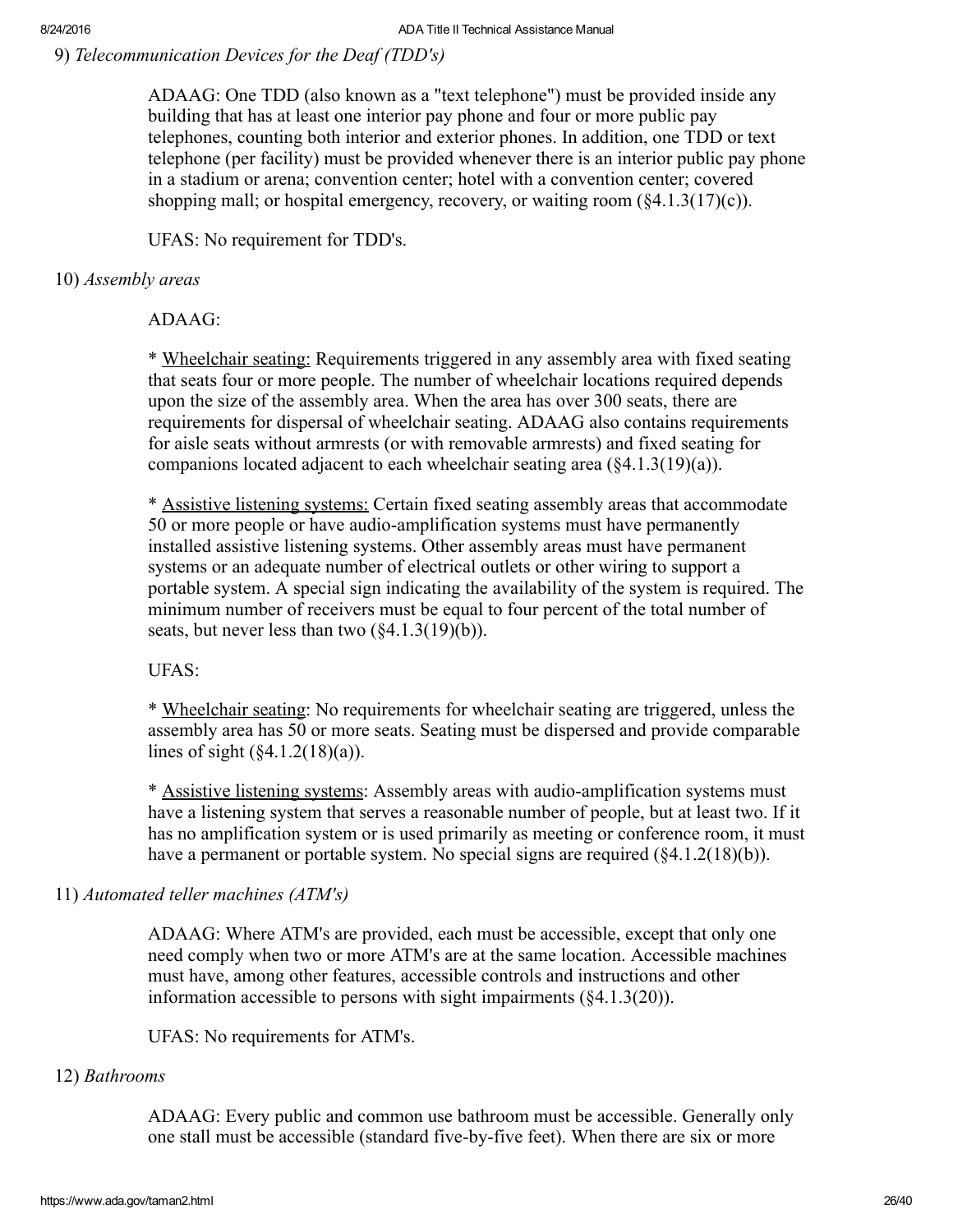9) *Telecommunication Devices for the Deaf (TDD's)*

ADAAG: One TDD (also known as a "text telephone") must be provided inside any building that has at least one interior pay phone and four or more public pay telephones, counting both interior and exterior phones. In addition, one TDD or text telephone (per facility) must be provided whenever there is an interior public pay phone in a stadium or arena; convention center; hotel with a convention center; covered shopping mall; or hospital emergency, recovery, or waiting room (§4.1.3(17)(c)).

UFAS: No requirement for TDD's.

10) *Assembly areas*

ADAAG:

* <u>Wheelchair seating:</u> Requirements triggered in any assembly area with fixed seating that seats four or more people. The number of wheelchair locations required depends upon the size of the assembly area. When the area has over 300 seats, there are requirements for dispersal of wheelchair seating. ADAAG also contains requirements for aisle seats without armrests (or with removable armrests) and fixed seating for companions located adjacent to each wheelchair seating area (§4.1.3(19)(a)).

* <u>Assistive listening systems:</u> Certain fixed seating assembly areas that accommodate 50 or more people or have audio-amplification systems must have permanently installed assistive listening systems. Other assembly areas must have permanent systems or an adequate number of electrical outlets or other wiring to support a portable system. A special sign indicating the availability of the system is required. The minimum number of receivers must be equal to four percent of the total number of seats, but never less than two (§4.1.3(19)(b)).

UFAS:

* <u>Wheelchair seating</u>: No requirements for wheelchair seating are triggered, unless the assembly area has 50 or more seats. Seating must be dispersed and provide comparable lines of sight (§4.1.2(18)(a)).

* <u>Assistive listening systems</u>: Assembly areas with audio-amplification systems must have a listening system that serves a reasonable number of people, but at least two. If it has no amplification system or is used primarily as meeting or conference room, it must have a permanent or portable system. No special signs are required (§4.1.2(18)(b)).

11) *Automated teller machines (ATM's)*

ADAAG: Where ATM's are provided, each must be accessible, except that only one need comply when two or more ATM's are at the same location. Accessible machines must have, among other features, accessible controls and instructions and other information accessible to persons with sight impairments (§4.1.3(20)).

UFAS: No requirements for ATM's.

12) *Bathrooms*

ADAAG: Every public and common use bathroom must be accessible. Generally only one stall must be accessible (standard five-by-five feet). When there are six or more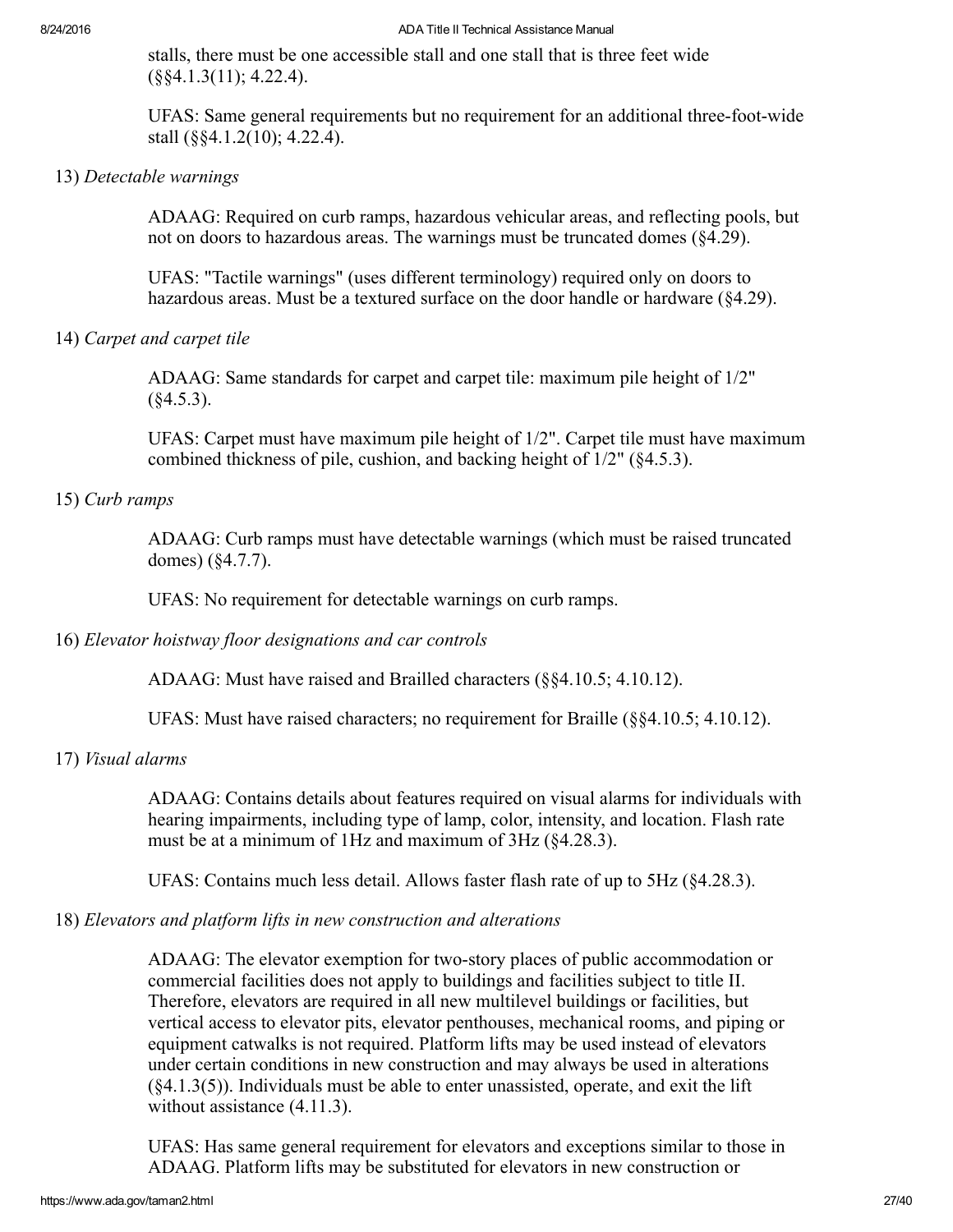stalls, there must be one accessible stall and one stall that is three feet wide (§§4.1.3(11); 4.22.4).

UFAS: Same general requirements but no requirement for an additional three-foot-wide stall (§§4.1.2(10); 4.22.4).

13) *Detectable warnings*

ADAAG: Required on curb ramps, hazardous vehicular areas, and reflecting pools, but not on doors to hazardous areas. The warnings must be truncated domes (§4.29).

UFAS: "Tactile warnings" (uses different terminology) required only on doors to hazardous areas. Must be a textured surface on the door handle or hardware (§4.29).

14) *Carpet and carpet tile*

ADAAG: Same standards for carpet and carpet tile: maximum pile height of 1/2" (§4.5.3).

UFAS: Carpet must have maximum pile height of 1/2". Carpet tile must have maximum combined thickness of pile, cushion, and backing height of 1/2" (§4.5.3).

15) *Curb ramps*

ADAAG: Curb ramps must have detectable warnings (which must be raised truncated domes) (§4.7.7).

UFAS: No requirement for detectable warnings on curb ramps.

16) *Elevator hoistway floor designations and car controls*

ADAAG: Must have raised and Brailled characters (§§4.10.5; 4.10.12).

UFAS: Must have raised characters; no requirement for Braille (§§4.10.5; 4.10.12).

17) *Visual alarms*

ADAAG: Contains details about features required on visual alarms for individuals with hearing impairments, including type of lamp, color, intensity, and location. Flash rate must be at a minimum of 1Hz and maximum of 3Hz (§4.28.3).

UFAS: Contains much less detail. Allows faster flash rate of up to 5Hz (§4.28.3).

18) *Elevators and platform lifts in new construction and alterations*

ADAAG: The elevator exemption for two-story places of public accommodation or commercial facilities does not apply to buildings and facilities subject to title II. Therefore, elevators are required in all new multilevel buildings or facilities, but vertical access to elevator pits, elevator penthouses, mechanical rooms, and piping or equipment catwalks is not required. Platform lifts may be used instead of elevators under certain conditions in new construction and may always be used in alterations (§4.1.3(5)). Individuals must be able to enter unassisted, operate, and exit the lift without assistance (4.11.3).

UFAS: Has same general requirement for elevators and exceptions similar to those in ADAAG. Platform lifts may be substituted for elevators in new construction or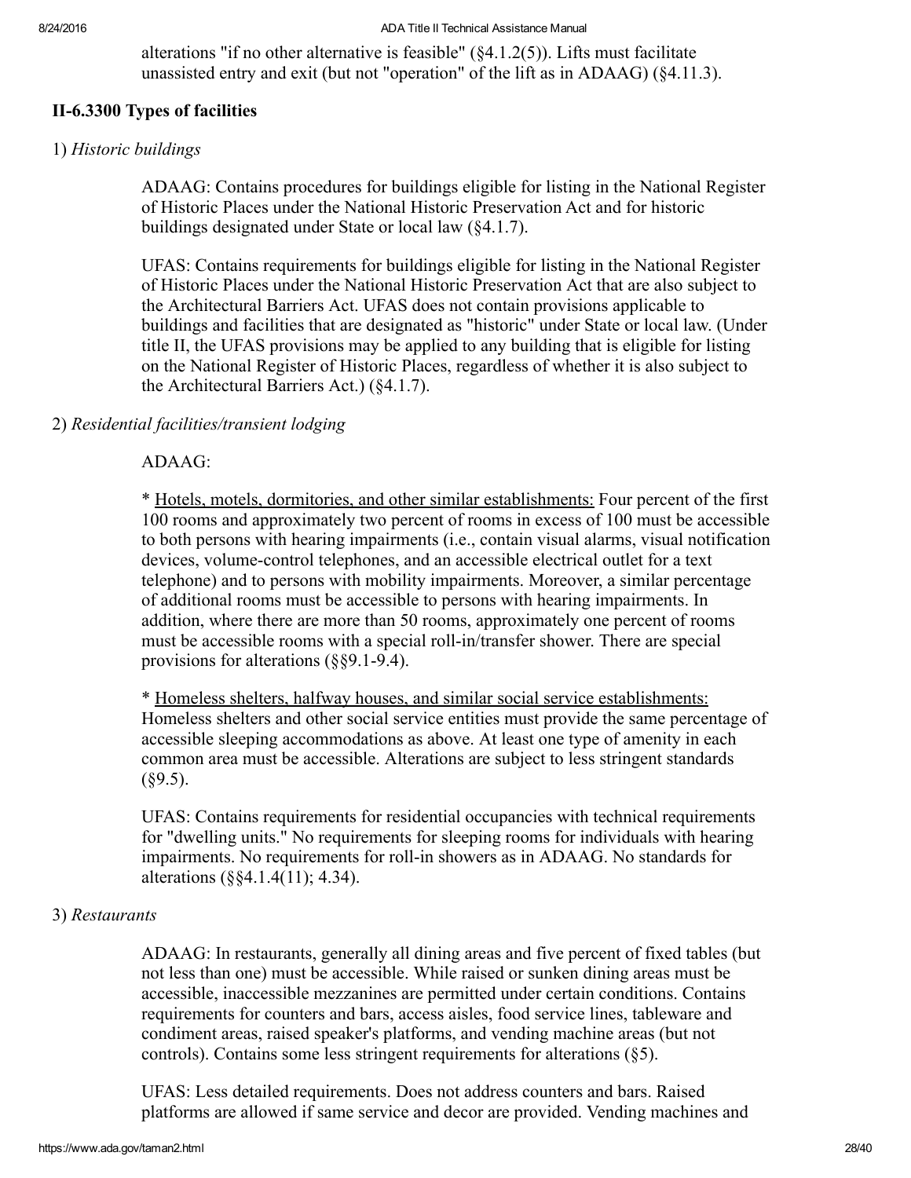alterations "if no other alternative is feasible" (§4.1.2(5)). Lifts must facilitate unassisted entry and exit (but not "operation" of the lift as in ADAAG) (§4.11.3).

### II-6.3300 Types of facilities

1) *Historic buildings*

ADAAG: Contains procedures for buildings eligible for listing in the National Register of Historic Places under the National Historic Preservation Act and for historic buildings designated under State or local law (§4.1.7).

UFAS: Contains requirements for buildings eligible for listing in the National Register of Historic Places under the National Historic Preservation Act that are also subject to the Architectural Barriers Act. UFAS does not contain provisions applicable to buildings and facilities that are designated as "historic" under State or local law. (Under title II, the UFAS provisions may be applied to any building that is eligible for listing on the National Register of Historic Places, regardless of whether it is also subject to the Architectural Barriers Act.) (§4.1.7).

2) *Residential facilities/transient lodging*

ADAAG:

* Hotels, motels, dormitories, and other similar establishments: Four percent of the first 100 rooms and approximately two percent of rooms in excess of 100 must be accessible to both persons with hearing impairments (i.e., contain visual alarms, visual notification devices, volume-control telephones, and an accessible electrical outlet for a text telephone) and to persons with mobility impairments. Moreover, a similar percentage of additional rooms must be accessible to persons with hearing impairments. In addition, where there are more than 50 rooms, approximately one percent of rooms must be accessible rooms with a special roll-in/transfer shower. There are special provisions for alterations (§§9.1-9.4).

* Homeless shelters, halfway houses, and similar social service establishments: Homeless shelters and other social service entities must provide the same percentage of accessible sleeping accommodations as above. At least one type of amenity in each common area must be accessible. Alterations are subject to less stringent standards (§9.5).

UFAS: Contains requirements for residential occupancies with technical requirements for "dwelling units." No requirements for sleeping rooms for individuals with hearing impairments. No requirements for roll-in showers as in ADAAG. No standards for alterations (§§4.1.4(11); 4.34).

3) *Restaurants*

ADAAG: In restaurants, generally all dining areas and five percent of fixed tables (but not less than one) must be accessible. While raised or sunken dining areas must be accessible, inaccessible mezzanines are permitted under certain conditions. Contains requirements for counters and bars, access aisles, food service lines, tableware and condiment areas, raised speaker's platforms, and vending machine areas (but not controls). Contains some less stringent requirements for alterations (§5).

UFAS: Less detailed requirements. Does not address counters and bars. Raised platforms are allowed if same service and decor are provided. Vending machines and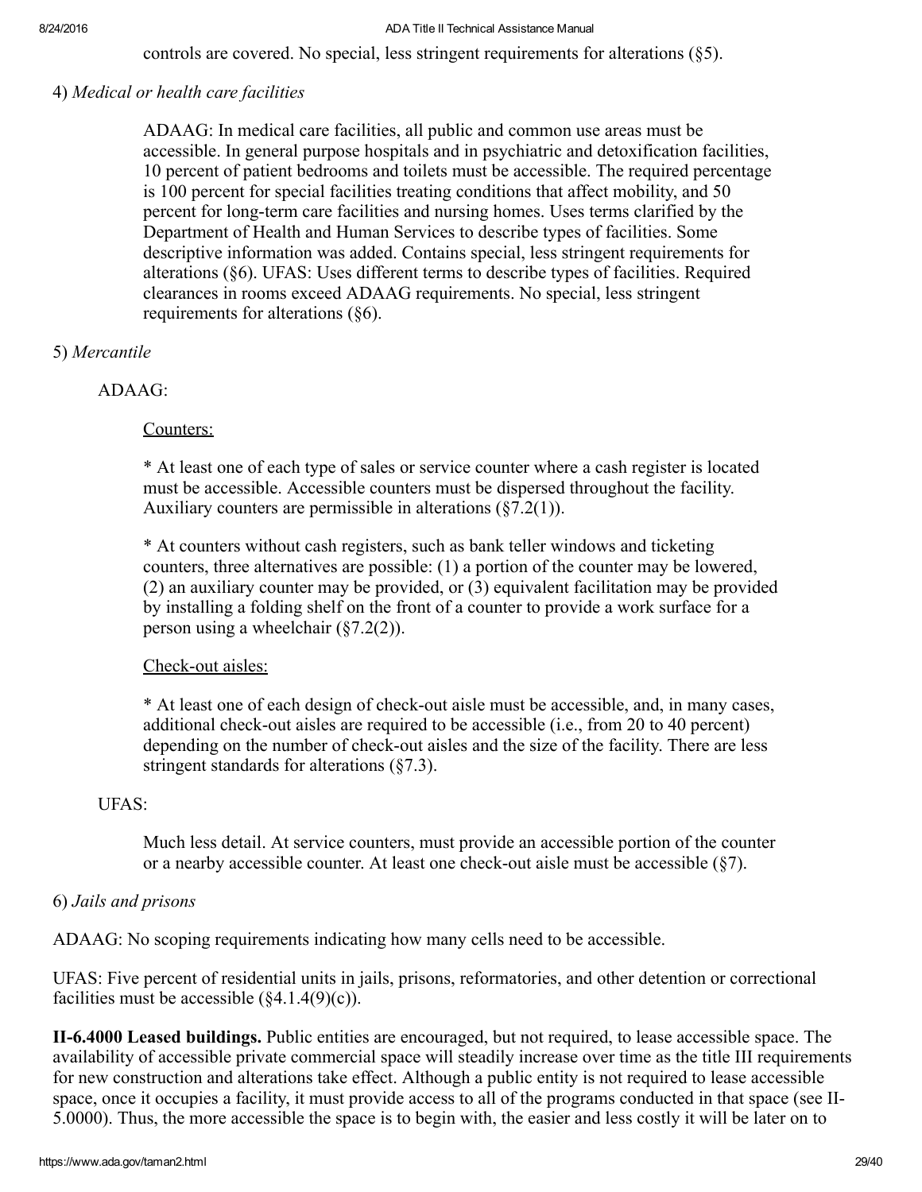controls are covered. No special, less stringent requirements for alterations (§5).

4) *Medical or health care facilities*

> ADAAG: In medical care facilities, all public and common use areas must be accessible. In general purpose hospitals and in psychiatric and detoxification facilities, 10 percent of patient bedrooms and toilets must be accessible. The required percentage is 100 percent for special facilities treating conditions that affect mobility, and 50 percent for long-term care facilities and nursing homes. Uses terms clarified by the Department of Health and Human Services to describe types of facilities. Some descriptive information was added. Contains special, less stringent requirements for alterations (§6). UFAS: Uses different terms to describe types of facilities. Required clearances in rooms exceed ADAAG requirements. No special, less stringent requirements for alterations (§6).

5) *Mercantile*

ADAAG:

Counters:

* At least one of each type of sales or service counter where a cash register is located must be accessible. Accessible counters must be dispersed throughout the facility. Auxiliary counters are permissible in alterations (§7.2(1)).

* At counters without cash registers, such as bank teller windows and ticketing counters, three alternatives are possible: (1) a portion of the counter may be lowered, (2) an auxiliary counter may be provided, or (3) equivalent facilitation may be provided by installing a folding shelf on the front of a counter to provide a work surface for a person using a wheelchair (§7.2(2)).

Check-out aisles:

* At least one of each design of check-out aisle must be accessible, and, in many cases, additional check-out aisles are required to be accessible (i.e., from 20 to 40 percent) depending on the number of check-out aisles and the size of the facility. There are less stringent standards for alterations (§7.3).

UFAS:

> Much less detail. At service counters, must provide an accessible portion of the counter or a nearby accessible counter. At least one check-out aisle must be accessible (§7).

6) *Jails and prisons*

ADAAG: No scoping requirements indicating how many cells need to be accessible.

UFAS: Five percent of residential units in jails, prisons, reformatories, and other detention or correctional facilities must be accessible (§4.1.4(9)(c)).

**II-6.4000 Leased buildings.** Public entities are encouraged, but not required, to lease accessible space. The availability of accessible private commercial space will steadily increase over time as the title III requirements for new construction and alterations take effect. Although a public entity is not required to lease accessible space, once it occupies a facility, it must provide access to all of the programs conducted in that space (see II-5.0000). Thus, the more accessible the space is to begin with, the easier and less costly it will be later on to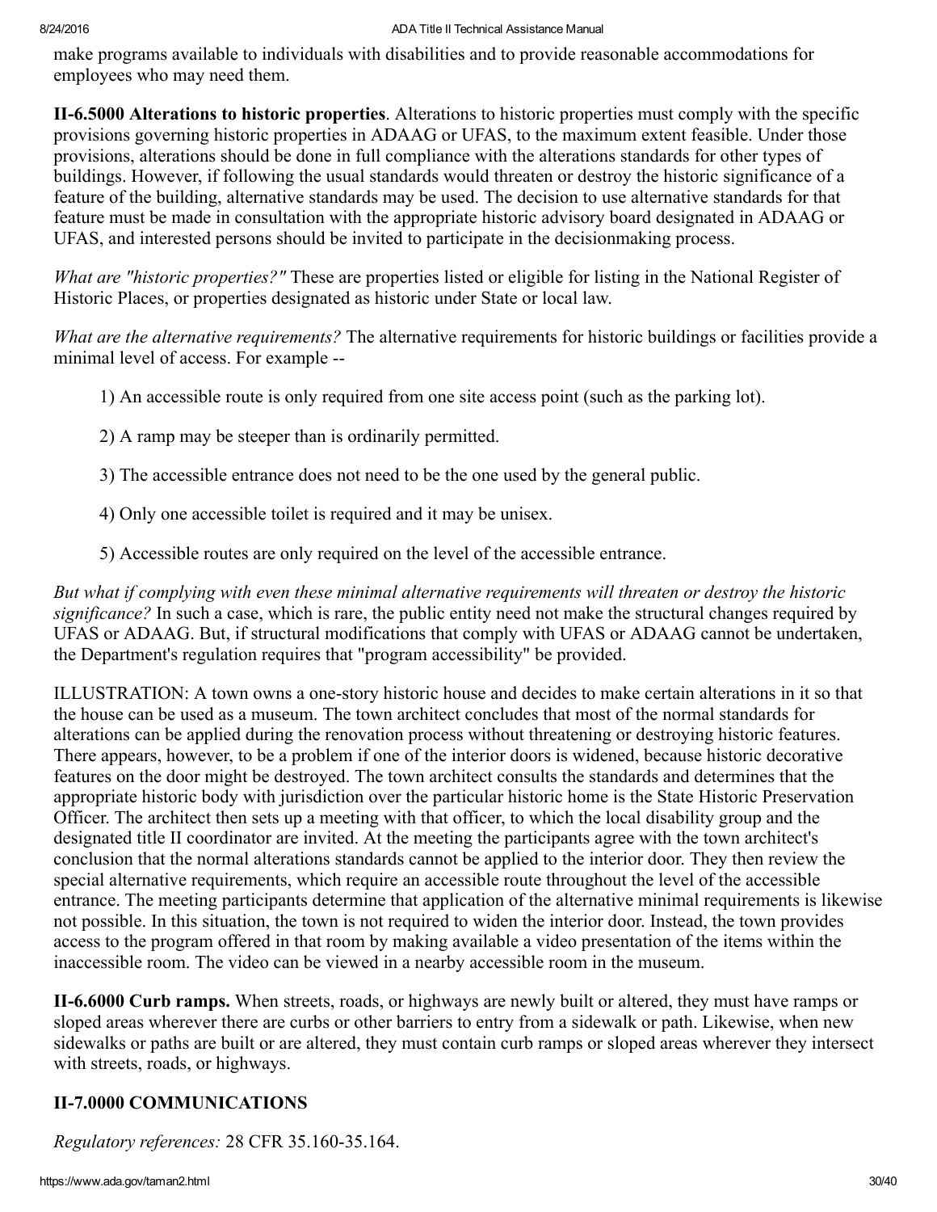make programs available to individuals with disabilities and to provide reasonable accommodations for employees who may need them.

**II-6.5000 Alterations to historic properties**. Alterations to historic properties must comply with the specific provisions governing historic properties in ADAAG or UFAS, to the maximum extent feasible. Under those provisions, alterations should be done in full compliance with the alterations standards for other types of buildings. However, if following the usual standards would threaten or destroy the historic significance of a feature of the building, alternative standards may be used. The decision to use alternative standards for that feature must be made in consultation with the appropriate historic advisory board designated in ADAAG or UFAS, and interested persons should be invited to participate in the decisionmaking process.

*What are "historic properties?"* These are properties listed or eligible for listing in the National Register of Historic Places, or properties designated as historic under State or local law.

*What are the alternative requirements?* The alternative requirements for historic buildings or facilities provide a minimal level of access. For example --

1) An accessible route is only required from one site access point (such as the parking lot).

2) A ramp may be steeper than is ordinarily permitted.

3) The accessible entrance does not need to be the one used by the general public.

4) Only one accessible toilet is required and it may be unisex.

5) Accessible routes are only required on the level of the accessible entrance.

*But what if complying with even these minimal alternative requirements will threaten or destroy the historic significance?* In such a case, which is rare, the public entity need not make the structural changes required by UFAS or ADAAG. But, if structural modifications that comply with UFAS or ADAAG cannot be undertaken, the Department's regulation requires that "program accessibility" be provided.

ILLUSTRATION: A town owns a one-story historic house and decides to make certain alterations in it so that the house can be used as a museum. The town architect concludes that most of the normal standards for alterations can be applied during the renovation process without threatening or destroying historic features. There appears, however, to be a problem if one of the interior doors is widened, because historic decorative features on the door might be destroyed. The town architect consults the standards and determines that the appropriate historic body with jurisdiction over the particular historic home is the State Historic Preservation Officer. The architect then sets up a meeting with that officer, to which the local disability group and the designated title II coordinator are invited. At the meeting the participants agree with the town architect's conclusion that the normal alterations standards cannot be applied to the interior door. They then review the special alternative requirements, which require an accessible route throughout the level of the accessible entrance. The meeting participants determine that application of the alternative minimal requirements is likewise not possible. In this situation, the town is not required to widen the interior door. Instead, the town provides access to the program offered in that room by making available a video presentation of the items within the inaccessible room. The video can be viewed in a nearby accessible room in the museum.

**II-6.6000 Curb ramps.** When streets, roads, or highways are newly built or altered, they must have ramps or sloped areas wherever there are curbs or other barriers to entry from a sidewalk or path. Likewise, when new sidewalks or paths are built or are altered, they must contain curb ramps or sloped areas wherever they intersect with streets, roads, or highways.

## II-7.0000 COMMUNICATIONS

*Regulatory references:* 28 CFR 35.160-35.164.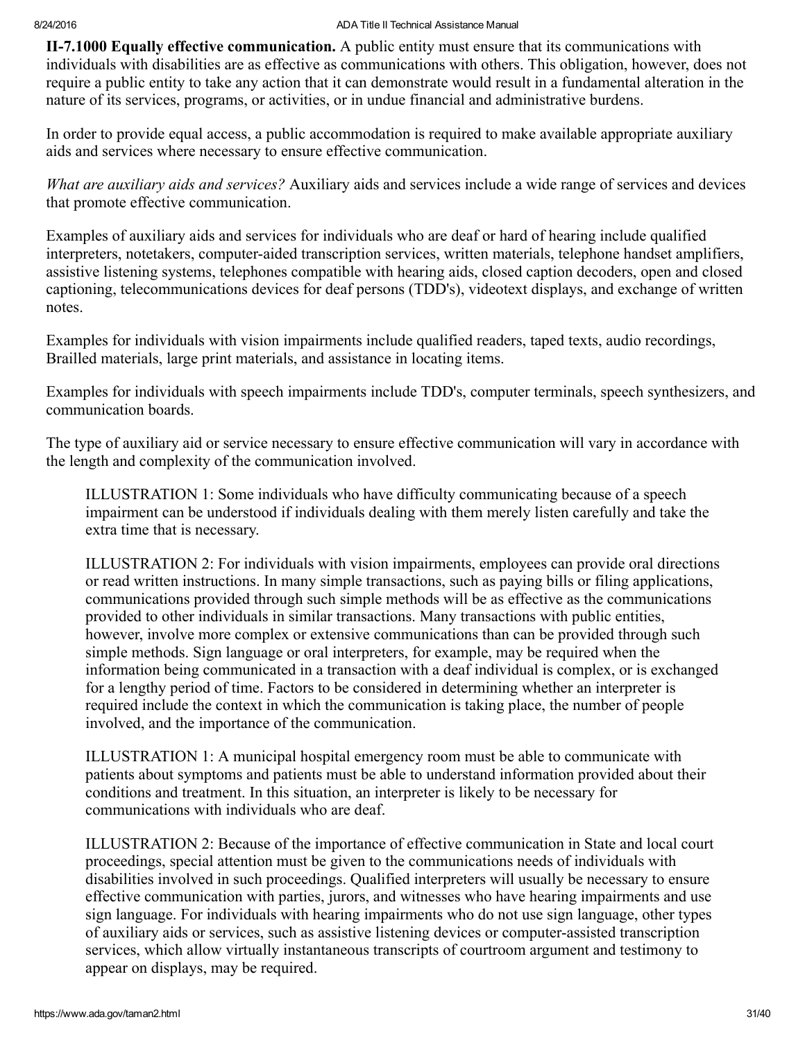**II-7.1000 Equally effective communication.** A public entity must ensure that its communications with individuals with disabilities are as effective as communications with others. This obligation, however, does not require a public entity to take any action that it can demonstrate would result in a fundamental alteration in the nature of its services, programs, or activities, or in undue financial and administrative burdens.

In order to provide equal access, a public accommodation is required to make available appropriate auxiliary aids and services where necessary to ensure effective communication.

*What are auxiliary aids and services?* Auxiliary aids and services include a wide range of services and devices that promote effective communication.

Examples of auxiliary aids and services for individuals who are deaf or hard of hearing include qualified interpreters, notetakers, computer-aided transcription services, written materials, telephone handset amplifiers, assistive listening systems, telephones compatible with hearing aids, closed caption decoders, open and closed captioning, telecommunications devices for deaf persons (TDD's), videotext displays, and exchange of written notes.

Examples for individuals with vision impairments include qualified readers, taped texts, audio recordings, Brailled materials, large print materials, and assistance in locating items.

Examples for individuals with speech impairments include TDD's, computer terminals, speech synthesizers, and communication boards.

The type of auxiliary aid or service necessary to ensure effective communication will vary in accordance with the length and complexity of the communication involved.

> ILLUSTRATION 1: Some individuals who have difficulty communicating because of a speech impairment can be understood if individuals dealing with them merely listen carefully and take the extra time that is necessary.
>
> ILLUSTRATION 2: For individuals with vision impairments, employees can provide oral directions or read written instructions. In many simple transactions, such as paying bills or filing applications, communications provided through such simple methods will be as effective as the communications provided to other individuals in similar transactions. Many transactions with public entities, however, involve more complex or extensive communications than can be provided through such simple methods. Sign language or oral interpreters, for example, may be required when the information being communicated in a transaction with a deaf individual is complex, or is exchanged for a lengthy period of time. Factors to be considered in determining whether an interpreter is required include the context in which the communication is taking place, the number of people involved, and the importance of the communication.
>
> ILLUSTRATION 1: A municipal hospital emergency room must be able to communicate with patients about symptoms and patients must be able to understand information provided about their conditions and treatment. In this situation, an interpreter is likely to be necessary for communications with individuals who are deaf.
>
> ILLUSTRATION 2: Because of the importance of effective communication in State and local court proceedings, special attention must be given to the communications needs of individuals with disabilities involved in such proceedings. Qualified interpreters will usually be necessary to ensure effective communication with parties, jurors, and witnesses who have hearing impairments and use sign language. For individuals with hearing impairments who do not use sign language, other types of auxiliary aids or services, such as assistive listening devices or computer-assisted transcription services, which allow virtually instantaneous transcripts of courtroom argument and testimony to appear on displays, may be required.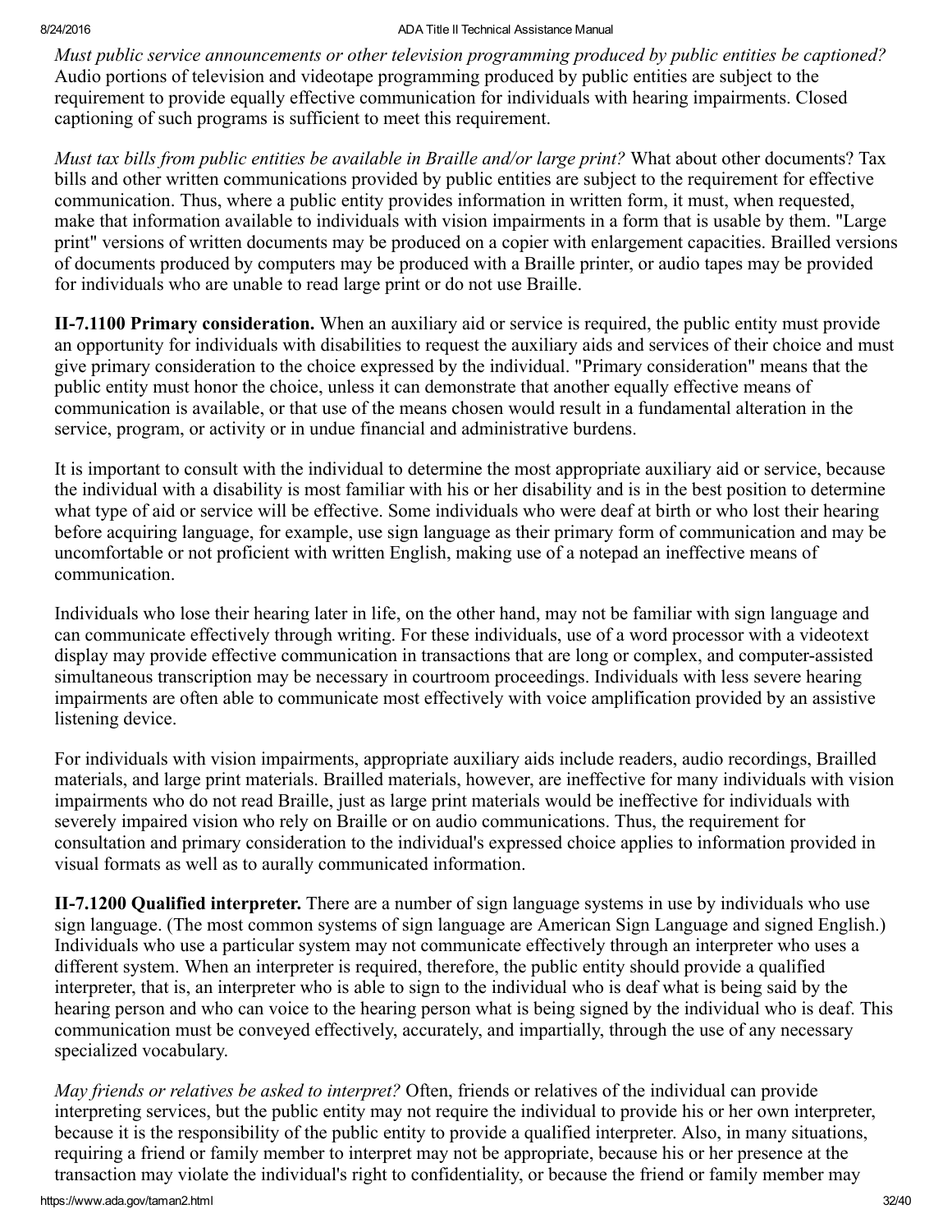*Must public service announcements or other television programming produced by public entities be captioned?* Audio portions of television and videotape programming produced by public entities are subject to the requirement to provide equally effective communication for individuals with hearing impairments. Closed captioning of such programs is sufficient to meet this requirement.

*Must tax bills from public entities be available in Braille and/or large print?* What about other documents? Tax bills and other written communications provided by public entities are subject to the requirement for effective communication. Thus, where a public entity provides information in written form, it must, when requested, make that information available to individuals with vision impairments in a form that is usable by them. "Large print" versions of written documents may be produced on a copier with enlargement capacities. Brailled versions of documents produced by computers may be produced with a Braille printer, or audio tapes may be provided for individuals who are unable to read large print or do not use Braille.

**II-7.1100 Primary consideration.** When an auxiliary aid or service is required, the public entity must provide an opportunity for individuals with disabilities to request the auxiliary aids and services of their choice and must give primary consideration to the choice expressed by the individual. "Primary consideration" means that the public entity must honor the choice, unless it can demonstrate that another equally effective means of communication is available, or that use of the means chosen would result in a fundamental alteration in the service, program, or activity or in undue financial and administrative burdens.

It is important to consult with the individual to determine the most appropriate auxiliary aid or service, because the individual with a disability is most familiar with his or her disability and is in the best position to determine what type of aid or service will be effective. Some individuals who were deaf at birth or who lost their hearing before acquiring language, for example, use sign language as their primary form of communication and may be uncomfortable or not proficient with written English, making use of a notepad an ineffective means of communication.

Individuals who lose their hearing later in life, on the other hand, may not be familiar with sign language and can communicate effectively through writing. For these individuals, use of a word processor with a videotext display may provide effective communication in transactions that are long or complex, and computer-assisted simultaneous transcription may be necessary in courtroom proceedings. Individuals with less severe hearing impairments are often able to communicate most effectively with voice amplification provided by an assistive listening device.

For individuals with vision impairments, appropriate auxiliary aids include readers, audio recordings, Brailled materials, and large print materials. Brailled materials, however, are ineffective for many individuals with vision impairments who do not read Braille, just as large print materials would be ineffective for individuals with severely impaired vision who rely on Braille or on audio communications. Thus, the requirement for consultation and primary consideration to the individual's expressed choice applies to information provided in visual formats as well as to aurally communicated information.

**II-7.1200 Qualified interpreter.** There are a number of sign language systems in use by individuals who use sign language. (The most common systems of sign language are American Sign Language and signed English.) Individuals who use a particular system may not communicate effectively through an interpreter who uses a different system. When an interpreter is required, therefore, the public entity should provide a qualified interpreter, that is, an interpreter who is able to sign to the individual who is deaf what is being said by the hearing person and who can voice to the hearing person what is being signed by the individual who is deaf. This communication must be conveyed effectively, accurately, and impartially, through the use of any necessary specialized vocabulary.

*May friends or relatives be asked to interpret?* Often, friends or relatives of the individual can provide interpreting services, but the public entity may not require the individual to provide his or her own interpreter, because it is the responsibility of the public entity to provide a qualified interpreter. Also, in many situations, requiring a friend or family member to interpret may not be appropriate, because his or her presence at the transaction may violate the individual's right to confidentiality, or because the friend or family member may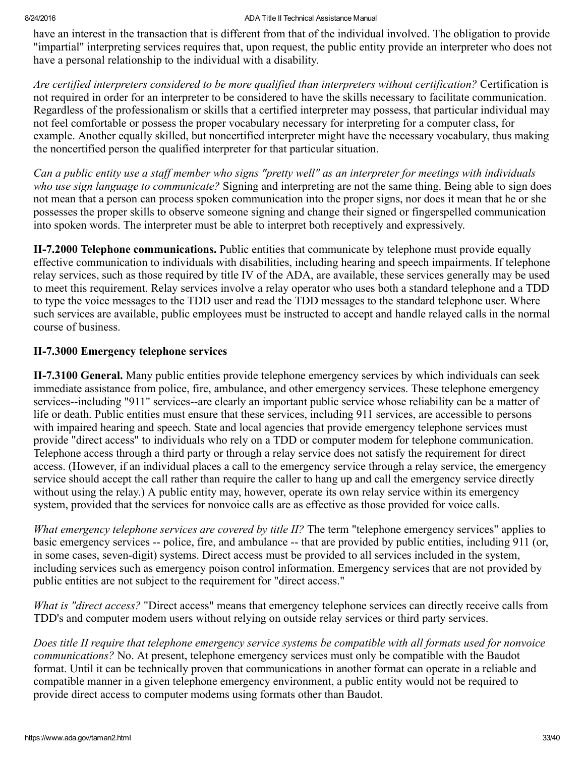have an interest in the transaction that is different from that of the individual involved. The obligation to provide "impartial" interpreting services requires that, upon request, the public entity provide an interpreter who does not have a personal relationship to the individual with a disability.

*Are certified interpreters considered to be more qualified than interpreters without certification?* Certification is not required in order for an interpreter to be considered to have the skills necessary to facilitate communication. Regardless of the professionalism or skills that a certified interpreter may possess, that particular individual may not feel comfortable or possess the proper vocabulary necessary for interpreting for a computer class, for example. Another equally skilled, but noncertified interpreter might have the necessary vocabulary, thus making the noncertified person the qualified interpreter for that particular situation.

*Can a public entity use a staff member who signs "pretty well" as an interpreter for meetings with individuals who use sign language to communicate?* Signing and interpreting are not the same thing. Being able to sign does not mean that a person can process spoken communication into the proper signs, nor does it mean that he or she possesses the proper skills to observe someone signing and change their signed or fingerspelled communication into spoken words. The interpreter must be able to interpret both receptively and expressively.

**II-7.2000 Telephone communications.** Public entities that communicate by telephone must provide equally effective communication to individuals with disabilities, including hearing and speech impairments. If telephone relay services, such as those required by title IV of the ADA, are available, these services generally may be used to meet this requirement. Relay services involve a relay operator who uses both a standard telephone and a TDD to type the voice messages to the TDD user and read the TDD messages to the standard telephone user. Where such services are available, public employees must be instructed to accept and handle relayed calls in the normal course of business.

### II-7.3000 Emergency telephone services

**II-7.3100 General.** Many public entities provide telephone emergency services by which individuals can seek immediate assistance from police, fire, ambulance, and other emergency services. These telephone emergency services--including "911" services--are clearly an important public service whose reliability can be a matter of life or death. Public entities must ensure that these services, including 911 services, are accessible to persons with impaired hearing and speech. State and local agencies that provide emergency telephone services must provide "direct access" to individuals who rely on a TDD or computer modem for telephone communication. Telephone access through a third party or through a relay service does not satisfy the requirement for direct access. (However, if an individual places a call to the emergency service through a relay service, the emergency service should accept the call rather than require the caller to hang up and call the emergency service directly without using the relay.) A public entity may, however, operate its own relay service within its emergency system, provided that the services for nonvoice calls are as effective as those provided for voice calls.

*What emergency telephone services are covered by title II?* The term "telephone emergency services" applies to basic emergency services -- police, fire, and ambulance -- that are provided by public entities, including 911 (or, in some cases, seven-digit) systems. Direct access must be provided to all services included in the system, including services such as emergency poison control information. Emergency services that are not provided by public entities are not subject to the requirement for "direct access."

*What is "direct access?* "Direct access" means that emergency telephone services can directly receive calls from TDD's and computer modem users without relying on outside relay services or third party services.

*Does title II require that telephone emergency service systems be compatible with all formats used for nonvoice communications?* No. At present, telephone emergency services must only be compatible with the Baudot format. Until it can be technically proven that communications in another format can operate in a reliable and compatible manner in a given telephone emergency environment, a public entity would not be required to provide direct access to computer modems using formats other than Baudot.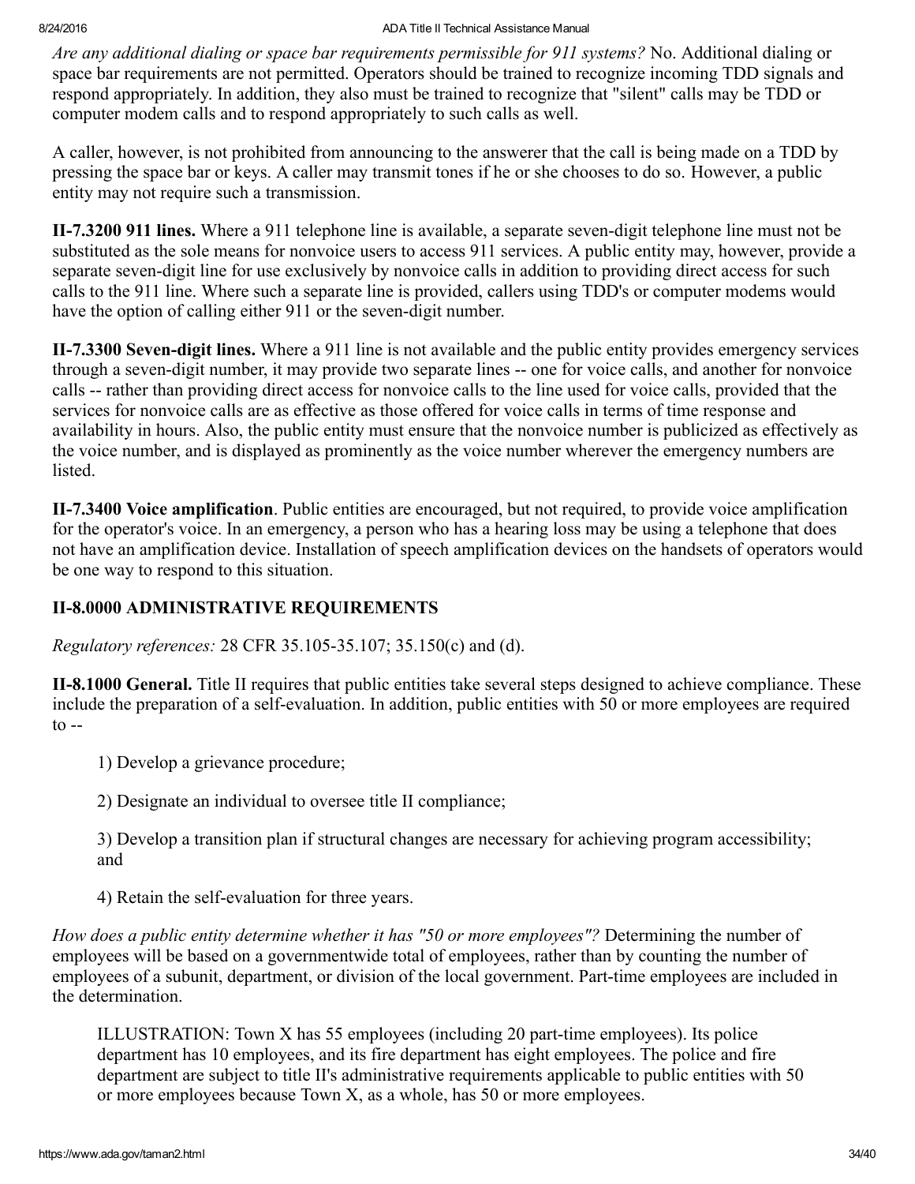*Are any additional dialing or space bar requirements permissible for 911 systems?* No. Additional dialing or space bar requirements are not permitted. Operators should be trained to recognize incoming TDD signals and respond appropriately. In addition, they also must be trained to recognize that "silent" calls may be TDD or computer modem calls and to respond appropriately to such calls as well.

A caller, however, is not prohibited from announcing to the answerer that the call is being made on a TDD by pressing the space bar or keys. A caller may transmit tones if he or she chooses to do so. However, a public entity may not require such a transmission.

**II-7.3200 911 lines.** Where a 911 telephone line is available, a separate seven-digit telephone line must not be substituted as the sole means for nonvoice users to access 911 services. A public entity may, however, provide a separate seven-digit line for use exclusively by nonvoice calls in addition to providing direct access for such calls to the 911 line. Where such a separate line is provided, callers using TDD's or computer modems would have the option of calling either 911 or the seven-digit number.

**II-7.3300 Seven-digit lines.** Where a 911 line is not available and the public entity provides emergency services through a seven-digit number, it may provide two separate lines -- one for voice calls, and another for nonvoice calls -- rather than providing direct access for nonvoice calls to the line used for voice calls, provided that the services for nonvoice calls are as effective as those offered for voice calls in terms of time response and availability in hours. Also, the public entity must ensure that the nonvoice number is publicized as effectively as the voice number, and is displayed as prominently as the voice number wherever the emergency numbers are listed.

**II-7.3400 Voice amplification**. Public entities are encouraged, but not required, to provide voice amplification for the operator's voice. In an emergency, a person who has a hearing loss may be using a telephone that does not have an amplification device. Installation of speech amplification devices on the handsets of operators would be one way to respond to this situation.

### II-8.0000 ADMINISTRATIVE REQUIREMENTS

*Regulatory references:* 28 CFR 35.105-35.107; 35.150(c) and (d).

**II-8.1000 General.** Title II requires that public entities take several steps designed to achieve compliance. These include the preparation of a self-evaluation. In addition, public entities with 50 or more employees are required to --

1) Develop a grievance procedure;

2) Designate an individual to oversee title II compliance;

3) Develop a transition plan if structural changes are necessary for achieving program accessibility; and

4) Retain the self-evaluation for three years.

*How does a public entity determine whether it has "50 or more employees"?* Determining the number of employees will be based on a governmentwide total of employees, rather than by counting the number of employees of a subunit, department, or division of the local government. Part-time employees are included in the determination.

> ILLUSTRATION: Town X has 55 employees (including 20 part-time employees). Its police department has 10 employees, and its fire department has eight employees. The police and fire department are subject to title II's administrative requirements applicable to public entities with 50 or more employees because Town X, as a whole, has 50 or more employees.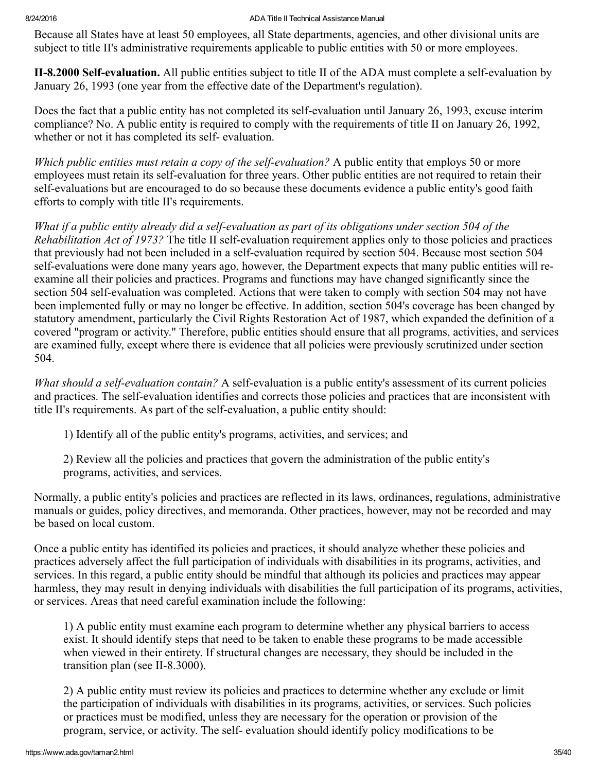Because all States have at least 50 employees, all State departments, agencies, and other divisional units are subject to title II's administrative requirements applicable to public entities with 50 or more employees.

**II-8.2000 Self-evaluation.** All public entities subject to title II of the ADA must complete a self-evaluation by January 26, 1993 (one year from the effective date of the Department's regulation).

Does the fact that a public entity has not completed its self-evaluation until January 26, 1993, excuse interim compliance? No. A public entity is required to comply with the requirements of title II on January 26, 1992, whether or not it has completed its self- evaluation.

*Which public entities must retain a copy of the self-evaluation?* A public entity that employs 50 or more employees must retain its self-evaluation for three years. Other public entities are not required to retain their self-evaluations but are encouraged to do so because these documents evidence a public entity's good faith efforts to comply with title II's requirements.

*What if a public entity already did a self-evaluation as part of its obligations under section 504 of the Rehabilitation Act of 1973?* The title II self-evaluation requirement applies only to those policies and practices that previously had not been included in a self-evaluation required by section 504. Because most section 504 self-evaluations were done many years ago, however, the Department expects that many public entities will re-examine all their policies and practices. Programs and functions may have changed significantly since the section 504 self-evaluation was completed. Actions that were taken to comply with section 504 may not have been implemented fully or may no longer be effective. In addition, section 504's coverage has been changed by statutory amendment, particularly the Civil Rights Restoration Act of 1987, which expanded the definition of a covered "program or activity." Therefore, public entities should ensure that all programs, activities, and services are examined fully, except where there is evidence that all policies were previously scrutinized under section 504.

*What should a self-evaluation contain?* A self-evaluation is a public entity's assessment of its current policies and practices. The self-evaluation identifies and corrects those policies and practices that are inconsistent with title II's requirements. As part of the self-evaluation, a public entity should:

1) Identify all of the public entity's programs, activities, and services; and

2) Review all the policies and practices that govern the administration of the public entity's programs, activities, and services.

Normally, a public entity's policies and practices are reflected in its laws, ordinances, regulations, administrative manuals or guides, policy directives, and memoranda. Other practices, however, may not be recorded and may be based on local custom.

Once a public entity has identified its policies and practices, it should analyze whether these policies and practices adversely affect the full participation of individuals with disabilities in its programs, activities, and services. In this regard, a public entity should be mindful that although its policies and practices may appear harmless, they may result in denying individuals with disabilities the full participation of its programs, activities, or services. Areas that need careful examination include the following:

1) A public entity must examine each program to determine whether any physical barriers to access exist. It should identify steps that need to be taken to enable these programs to be made accessible when viewed in their entirety. If structural changes are necessary, they should be included in the transition plan (see II-8.3000).

2) A public entity must review its policies and practices to determine whether any exclude or limit the participation of individuals with disabilities in its programs, activities, or services. Such policies or practices must be modified, unless they are necessary for the operation or provision of the program, service, or activity. The self- evaluation should identify policy modifications to be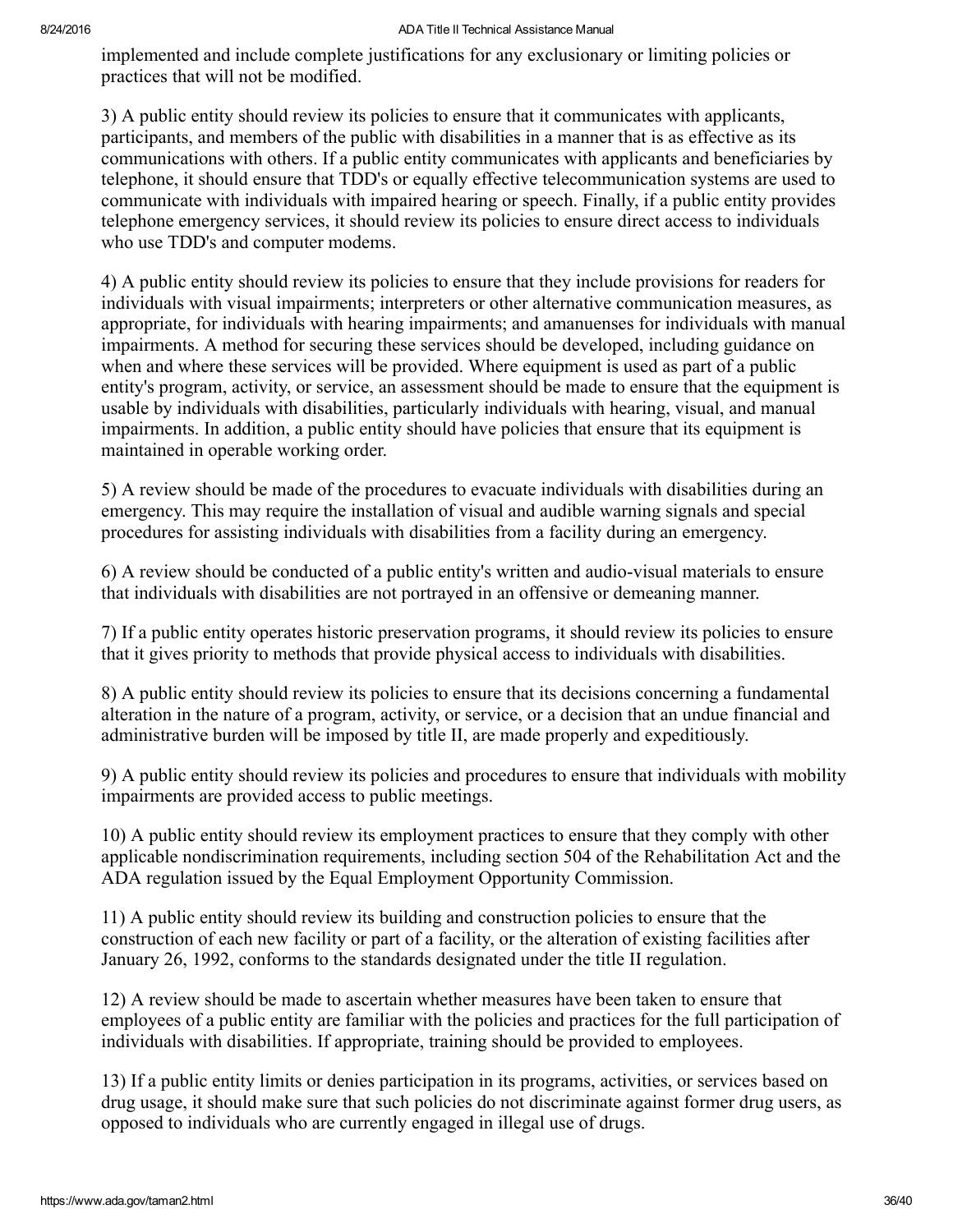implemented and include complete justifications for any exclusionary or limiting policies or practices that will not be modified.

3) A public entity should review its policies to ensure that it communicates with applicants, participants, and members of the public with disabilities in a manner that is as effective as its communications with others. If a public entity communicates with applicants and beneficiaries by telephone, it should ensure that TDD's or equally effective telecommunication systems are used to communicate with individuals with impaired hearing or speech. Finally, if a public entity provides telephone emergency services, it should review its policies to ensure direct access to individuals who use TDD's and computer modems.

4) A public entity should review its policies to ensure that they include provisions for readers for individuals with visual impairments; interpreters or other alternative communication measures, as appropriate, for individuals with hearing impairments; and amanuenses for individuals with manual impairments. A method for securing these services should be developed, including guidance on when and where these services will be provided. Where equipment is used as part of a public entity's program, activity, or service, an assessment should be made to ensure that the equipment is usable by individuals with disabilities, particularly individuals with hearing, visual, and manual impairments. In addition, a public entity should have policies that ensure that its equipment is maintained in operable working order.

5) A review should be made of the procedures to evacuate individuals with disabilities during an emergency. This may require the installation of visual and audible warning signals and special procedures for assisting individuals with disabilities from a facility during an emergency.

6) A review should be conducted of a public entity's written and audio-visual materials to ensure that individuals with disabilities are not portrayed in an offensive or demeaning manner.

7) If a public entity operates historic preservation programs, it should review its policies to ensure that it gives priority to methods that provide physical access to individuals with disabilities.

8) A public entity should review its policies to ensure that its decisions concerning a fundamental alteration in the nature of a program, activity, or service, or a decision that an undue financial and administrative burden will be imposed by title II, are made properly and expeditiously.

9) A public entity should review its policies and procedures to ensure that individuals with mobility impairments are provided access to public meetings.

10) A public entity should review its employment practices to ensure that they comply with other applicable nondiscrimination requirements, including section 504 of the Rehabilitation Act and the ADA regulation issued by the Equal Employment Opportunity Commission.

11) A public entity should review its building and construction policies to ensure that the construction of each new facility or part of a facility, or the alteration of existing facilities after January 26, 1992, conforms to the standards designated under the title II regulation.

12) A review should be made to ascertain whether measures have been taken to ensure that employees of a public entity are familiar with the policies and practices for the full participation of individuals with disabilities. If appropriate, training should be provided to employees.

13) If a public entity limits or denies participation in its programs, activities, or services based on drug usage, it should make sure that such policies do not discriminate against former drug users, as opposed to individuals who are currently engaged in illegal use of drugs.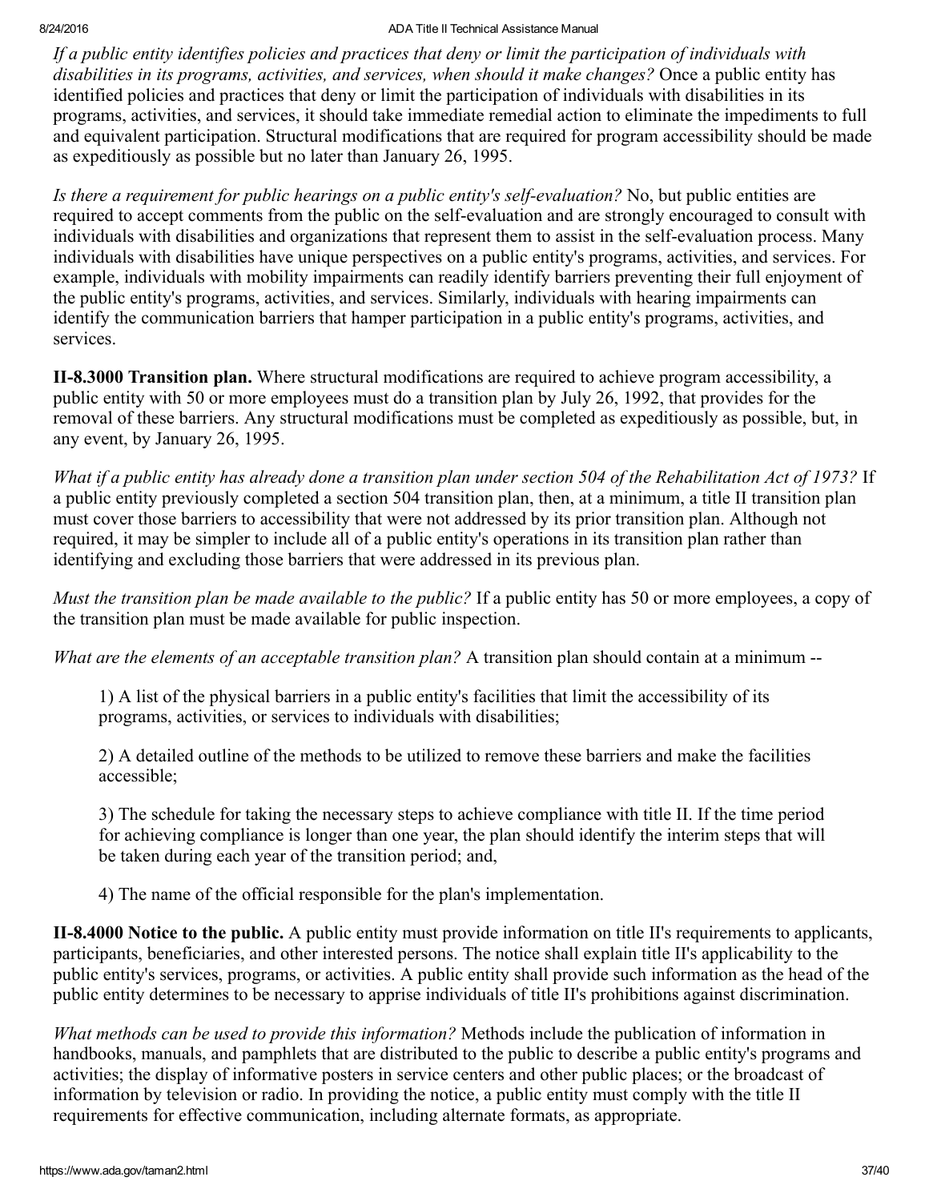*If a public entity identifies policies and practices that deny or limit the participation of individuals with disabilities in its programs, activities, and services, when should it make changes?* Once a public entity has identified policies and practices that deny or limit the participation of individuals with disabilities in its programs, activities, and services, it should take immediate remedial action to eliminate the impediments to full and equivalent participation. Structural modifications that are required for program accessibility should be made as expeditiously as possible but no later than January 26, 1995.

*Is there a requirement for public hearings on a public entity's self-evaluation?* No, but public entities are required to accept comments from the public on the self-evaluation and are strongly encouraged to consult with individuals with disabilities and organizations that represent them to assist in the self-evaluation process. Many individuals with disabilities have unique perspectives on a public entity's programs, activities, and services. For example, individuals with mobility impairments can readily identify barriers preventing their full enjoyment of the public entity's programs, activities, and services. Similarly, individuals with hearing impairments can identify the communication barriers that hamper participation in a public entity's programs, activities, and services.

**II-8.3000 Transition plan.** Where structural modifications are required to achieve program accessibility, a public entity with 50 or more employees must do a transition plan by July 26, 1992, that provides for the removal of these barriers. Any structural modifications must be completed as expeditiously as possible, but, in any event, by January 26, 1995.

*What if a public entity has already done a transition plan under section 504 of the Rehabilitation Act of 1973?* If a public entity previously completed a section 504 transition plan, then, at a minimum, a title II transition plan must cover those barriers to accessibility that were not addressed by its prior transition plan. Although not required, it may be simpler to include all of a public entity's operations in its transition plan rather than identifying and excluding those barriers that were addressed in its previous plan.

*Must the transition plan be made available to the public?* If a public entity has 50 or more employees, a copy of the transition plan must be made available for public inspection.

*What are the elements of an acceptable transition plan?* A transition plan should contain at a minimum --

1) A list of the physical barriers in a public entity's facilities that limit the accessibility of its programs, activities, or services to individuals with disabilities;

2) A detailed outline of the methods to be utilized to remove these barriers and make the facilities accessible;

3) The schedule for taking the necessary steps to achieve compliance with title II. If the time period for achieving compliance is longer than one year, the plan should identify the interim steps that will be taken during each year of the transition period; and,

4) The name of the official responsible for the plan's implementation.

**II-8.4000 Notice to the public.** A public entity must provide information on title II's requirements to applicants, participants, beneficiaries, and other interested persons. The notice shall explain title II's applicability to the public entity's services, programs, or activities. A public entity shall provide such information as the head of the public entity determines to be necessary to apprise individuals of title II's prohibitions against discrimination.

*What methods can be used to provide this information?* Methods include the publication of information in handbooks, manuals, and pamphlets that are distributed to the public to describe a public entity's programs and activities; the display of informative posters in service centers and other public places; or the broadcast of information by television or radio. In providing the notice, a public entity must comply with the title II requirements for effective communication, including alternate formats, as appropriate.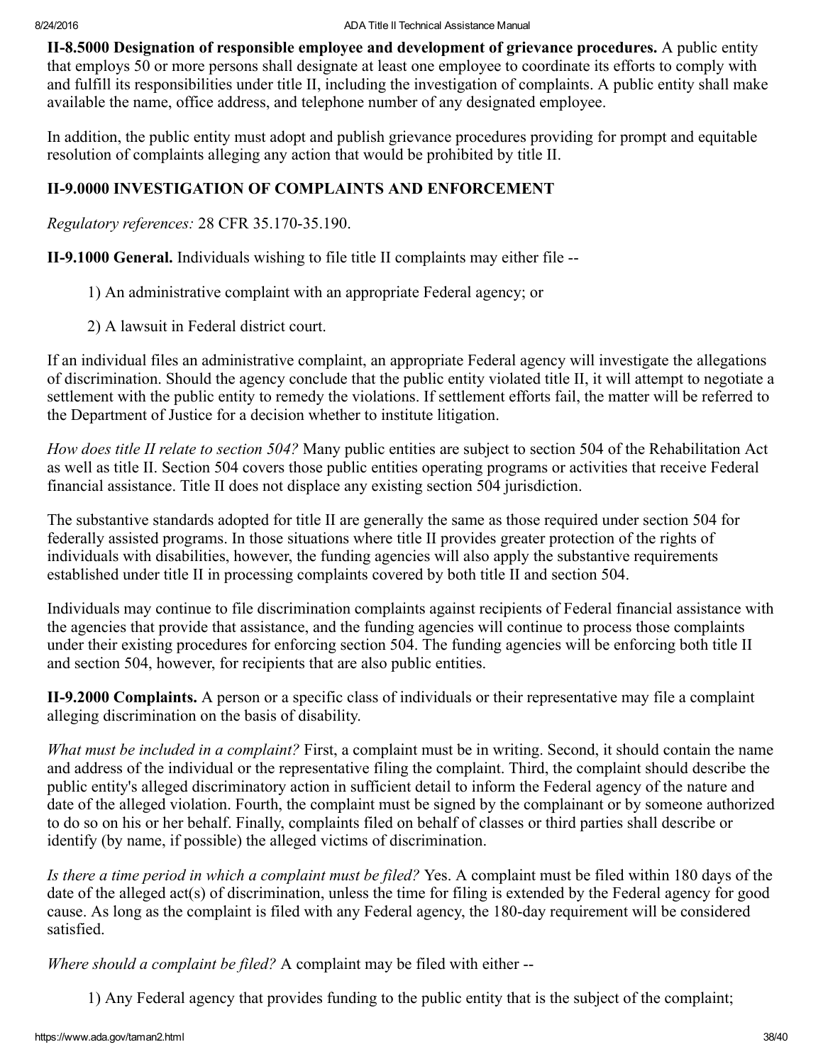**II-8.5000 Designation of responsible employee and development of grievance procedures.** A public entity that employs 50 or more persons shall designate at least one employee to coordinate its efforts to comply with and fulfill its responsibilities under title II, including the investigation of complaints. A public entity shall make available the name, office address, and telephone number of any designated employee.

In addition, the public entity must adopt and publish grievance procedures providing for prompt and equitable resolution of complaints alleging any action that would be prohibited by title II.

## II-9.0000 INVESTIGATION OF COMPLAINTS AND ENFORCEMENT

*Regulatory references:* 28 CFR 35.170-35.190.

**II-9.1000 General.** Individuals wishing to file title II complaints may either file --

1) An administrative complaint with an appropriate Federal agency; or

2) A lawsuit in Federal district court.

If an individual files an administrative complaint, an appropriate Federal agency will investigate the allegations of discrimination. Should the agency conclude that the public entity violated title II, it will attempt to negotiate a settlement with the public entity to remedy the violations. If settlement efforts fail, the matter will be referred to the Department of Justice for a decision whether to institute litigation.

*How does title II relate to section 504?* Many public entities are subject to section 504 of the Rehabilitation Act as well as title II. Section 504 covers those public entities operating programs or activities that receive Federal financial assistance. Title II does not displace any existing section 504 jurisdiction.

The substantive standards adopted for title II are generally the same as those required under section 504 for federally assisted programs. In those situations where title II provides greater protection of the rights of individuals with disabilities, however, the funding agencies will also apply the substantive requirements established under title II in processing complaints covered by both title II and section 504.

Individuals may continue to file discrimination complaints against recipients of Federal financial assistance with the agencies that provide that assistance, and the funding agencies will continue to process those complaints under their existing procedures for enforcing section 504. The funding agencies will be enforcing both title II and section 504, however, for recipients that are also public entities.

**II-9.2000 Complaints.** A person or a specific class of individuals or their representative may file a complaint alleging discrimination on the basis of disability.

*What must be included in a complaint?* First, a complaint must be in writing. Second, it should contain the name and address of the individual or the representative filing the complaint. Third, the complaint should describe the public entity's alleged discriminatory action in sufficient detail to inform the Federal agency of the nature and date of the alleged violation. Fourth, the complaint must be signed by the complainant or by someone authorized to do so on his or her behalf. Finally, complaints filed on behalf of classes or third parties shall describe or identify (by name, if possible) the alleged victims of discrimination.

*Is there a time period in which a complaint must be filed?* Yes. A complaint must be filed within 180 days of the date of the alleged act(s) of discrimination, unless the time for filing is extended by the Federal agency for good cause. As long as the complaint is filed with any Federal agency, the 180-day requirement will be considered satisfied.

*Where should a complaint be filed?* A complaint may be filed with either --

1) Any Federal agency that provides funding to the public entity that is the subject of the complaint;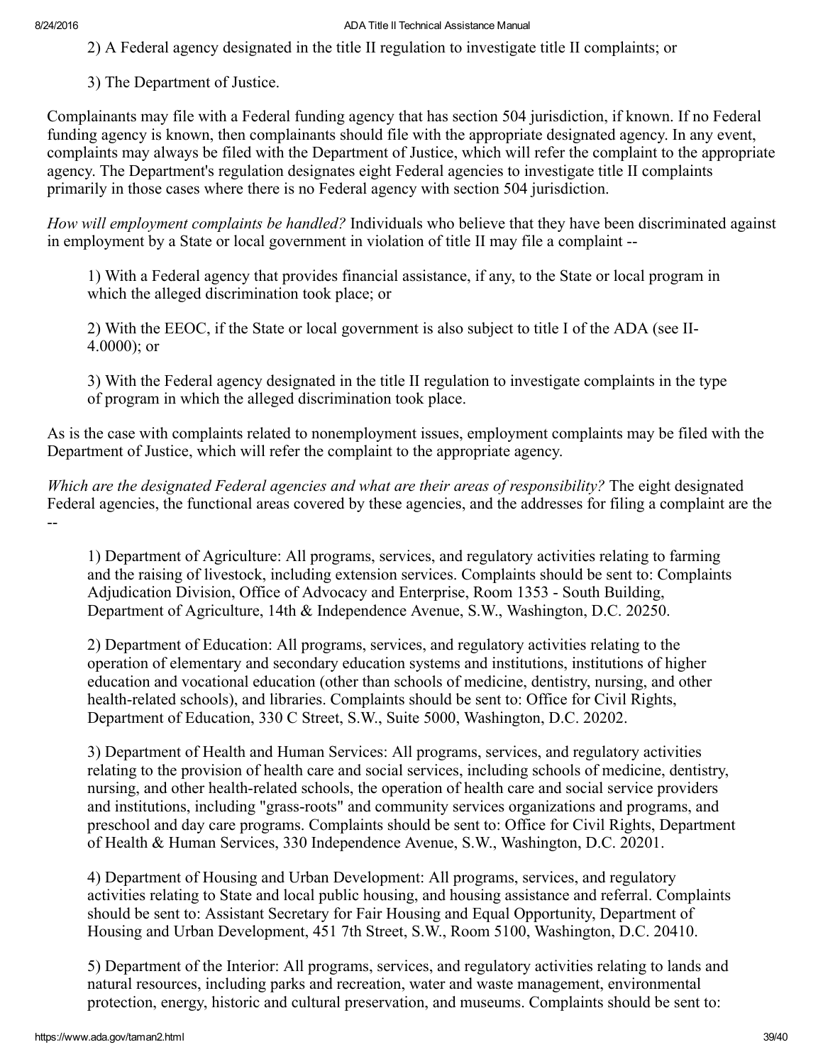2) A Federal agency designated in the title II regulation to investigate title II complaints; or

3) The Department of Justice.

Complainants may file with a Federal funding agency that has section 504 jurisdiction, if known. If no Federal funding agency is known, then complainants should file with the appropriate designated agency. In any event, complaints may always be filed with the Department of Justice, which will refer the complaint to the appropriate agency. The Department's regulation designates eight Federal agencies to investigate title II complaints primarily in those cases where there is no Federal agency with section 504 jurisdiction.

*How will employment complaints be handled?* Individuals who believe that they have been discriminated against in employment by a State or local government in violation of title II may file a complaint --

1) With a Federal agency that provides financial assistance, if any, to the State or local program in which the alleged discrimination took place; or

2) With the EEOC, if the State or local government is also subject to title I of the ADA (see II-4.0000); or

3) With the Federal agency designated in the title II regulation to investigate complaints in the type of program in which the alleged discrimination took place.

As is the case with complaints related to nonemployment issues, employment complaints may be filed with the Department of Justice, which will refer the complaint to the appropriate agency.

*Which are the designated Federal agencies and what are their areas of responsibility?* The eight designated Federal agencies, the functional areas covered by these agencies, and the addresses for filing a complaint are the --

1) Department of Agriculture: All programs, services, and regulatory activities relating to farming and the raising of livestock, including extension services. Complaints should be sent to: Complaints Adjudication Division, Office of Advocacy and Enterprise, Room 1353 - South Building, Department of Agriculture, 14th & Independence Avenue, S.W., Washington, D.C. 20250.

2) Department of Education: All programs, services, and regulatory activities relating to the operation of elementary and secondary education systems and institutions, institutions of higher education and vocational education (other than schools of medicine, dentistry, nursing, and other health-related schools), and libraries. Complaints should be sent to: Office for Civil Rights, Department of Education, 330 C Street, S.W., Suite 5000, Washington, D.C. 20202.

3) Department of Health and Human Services: All programs, services, and regulatory activities relating to the provision of health care and social services, including schools of medicine, dentistry, nursing, and other health-related schools, the operation of health care and social service providers and institutions, including "grass-roots" and community services organizations and programs, and preschool and day care programs. Complaints should be sent to: Office for Civil Rights, Department of Health & Human Services, 330 Independence Avenue, S.W., Washington, D.C. 20201.

4) Department of Housing and Urban Development: All programs, services, and regulatory activities relating to State and local public housing, and housing assistance and referral. Complaints should be sent to: Assistant Secretary for Fair Housing and Equal Opportunity, Department of Housing and Urban Development, 451 7th Street, S.W., Room 5100, Washington, D.C. 20410.

5) Department of the Interior: All programs, services, and regulatory activities relating to lands and natural resources, including parks and recreation, water and waste management, environmental protection, energy, historic and cultural preservation, and museums. Complaints should be sent to: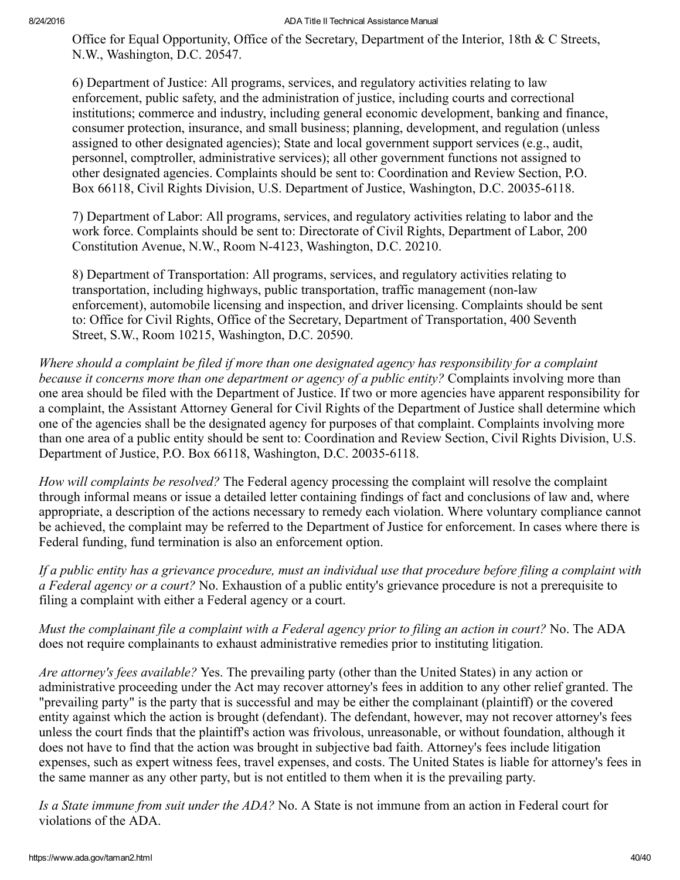Office for Equal Opportunity, Office of the Secretary, Department of the Interior, 18th & C Streets, N.W., Washington, D.C. 20547.

6) Department of Justice: All programs, services, and regulatory activities relating to law enforcement, public safety, and the administration of justice, including courts and correctional institutions; commerce and industry, including general economic development, banking and finance, consumer protection, insurance, and small business; planning, development, and regulation (unless assigned to other designated agencies); State and local government support services (e.g., audit, personnel, comptroller, administrative services); all other government functions not assigned to other designated agencies. Complaints should be sent to: Coordination and Review Section, P.O. Box 66118, Civil Rights Division, U.S. Department of Justice, Washington, D.C. 20035-6118.

7) Department of Labor: All programs, services, and regulatory activities relating to labor and the work force. Complaints should be sent to: Directorate of Civil Rights, Department of Labor, 200 Constitution Avenue, N.W., Room N-4123, Washington, D.C. 20210.

8) Department of Transportation: All programs, services, and regulatory activities relating to transportation, including highways, public transportation, traffic management (non-law enforcement), automobile licensing and inspection, and driver licensing. Complaints should be sent to: Office for Civil Rights, Office of the Secretary, Department of Transportation, 400 Seventh Street, S.W., Room 10215, Washington, D.C. 20590.

*Where should a complaint be filed if more than one designated agency has responsibility for a complaint because it concerns more than one department or agency of a public entity?* Complaints involving more than one area should be filed with the Department of Justice. If two or more agencies have apparent responsibility for a complaint, the Assistant Attorney General for Civil Rights of the Department of Justice shall determine which one of the agencies shall be the designated agency for purposes of that complaint. Complaints involving more than one area of a public entity should be sent to: Coordination and Review Section, Civil Rights Division, U.S. Department of Justice, P.O. Box 66118, Washington, D.C. 20035-6118.

*How will complaints be resolved?* The Federal agency processing the complaint will resolve the complaint through informal means or issue a detailed letter containing findings of fact and conclusions of law and, where appropriate, a description of the actions necessary to remedy each violation. Where voluntary compliance cannot be achieved, the complaint may be referred to the Department of Justice for enforcement. In cases where there is Federal funding, fund termination is also an enforcement option.

*If a public entity has a grievance procedure, must an individual use that procedure before filing a complaint with a Federal agency or a court?* No. Exhaustion of a public entity's grievance procedure is not a prerequisite to filing a complaint with either a Federal agency or a court.

*Must the complainant file a complaint with a Federal agency prior to filing an action in court?* No. The ADA does not require complainants to exhaust administrative remedies prior to instituting litigation.

*Are attorney's fees available?* Yes. The prevailing party (other than the United States) in any action or administrative proceeding under the Act may recover attorney's fees in addition to any other relief granted. The "prevailing party" is the party that is successful and may be either the complainant (plaintiff) or the covered entity against which the action is brought (defendant). The defendant, however, may not recover attorney's fees unless the court finds that the plaintiff's action was frivolous, unreasonable, or without foundation, although it does not have to find that the action was brought in subjective bad faith. Attorney's fees include litigation expenses, such as expert witness fees, travel expenses, and costs. The United States is liable for attorney's fees in the same manner as any other party, but is not entitled to them when it is the prevailing party.

*Is a State immune from suit under the ADA?* No. A State is not immune from an action in Federal court for violations of the ADA.